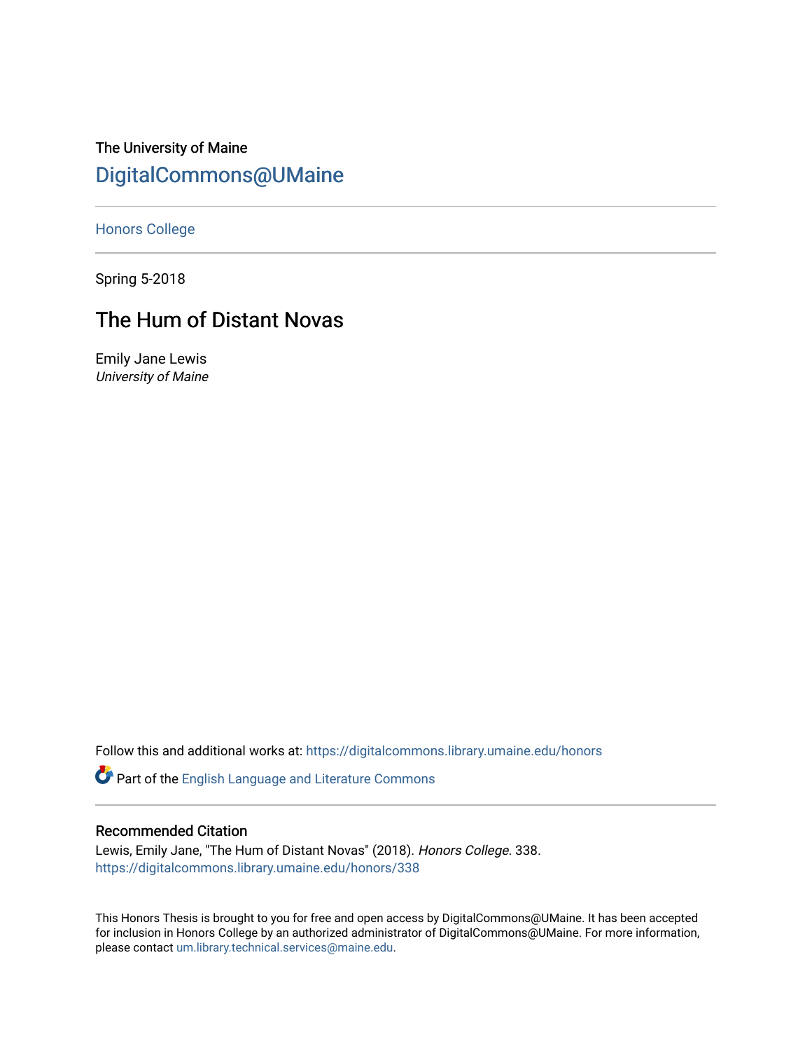The University of Maine

DigitalCommons@UMaine

Honors College

Spring 5-2018

# The Hum of Distant Novas

Emily Jane Lewis
*University of Maine*

Follow this and additional works at: https://digitalcommons.library.umaine.edu/honors

Part of the English Language and Literature Commons

## Recommended Citation

Lewis, Emily Jane, "The Hum of Distant Novas" (2018). *Honors College*. 338.
https://digitalcommons.library.umaine.edu/honors/338

This Honors Thesis is brought to you for free and open access by DigitalCommons@UMaine. It has been accepted for inclusion in Honors College by an authorized administrator of DigitalCommons@UMaine. For more information, please contact um.library.technical.services@maine.edu.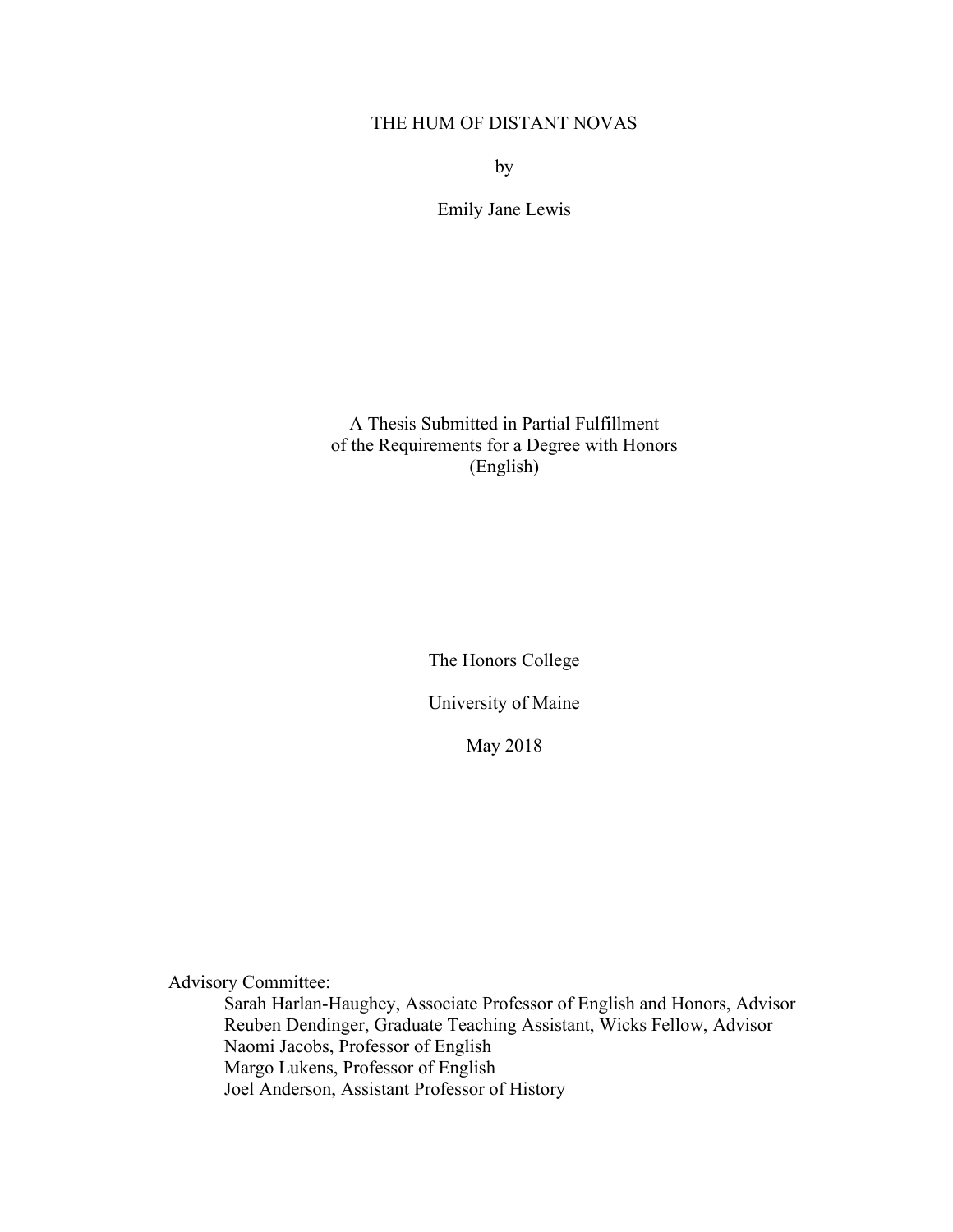# THE HUM OF DISTANT NOVAS

by

Emily Jane Lewis

A Thesis Submitted in Partial Fulfillment
of the Requirements for a Degree with Honors
(English)

The Honors College

University of Maine

May 2018

Advisory Committee:

Sarah Harlan-Haughey, Associate Professor of English and Honors, Advisor
Reuben Dendinger, Graduate Teaching Assistant, Wicks Fellow, Advisor
Naomi Jacobs, Professor of English
Margo Lukens, Professor of English
Joel Anderson, Assistant Professor of History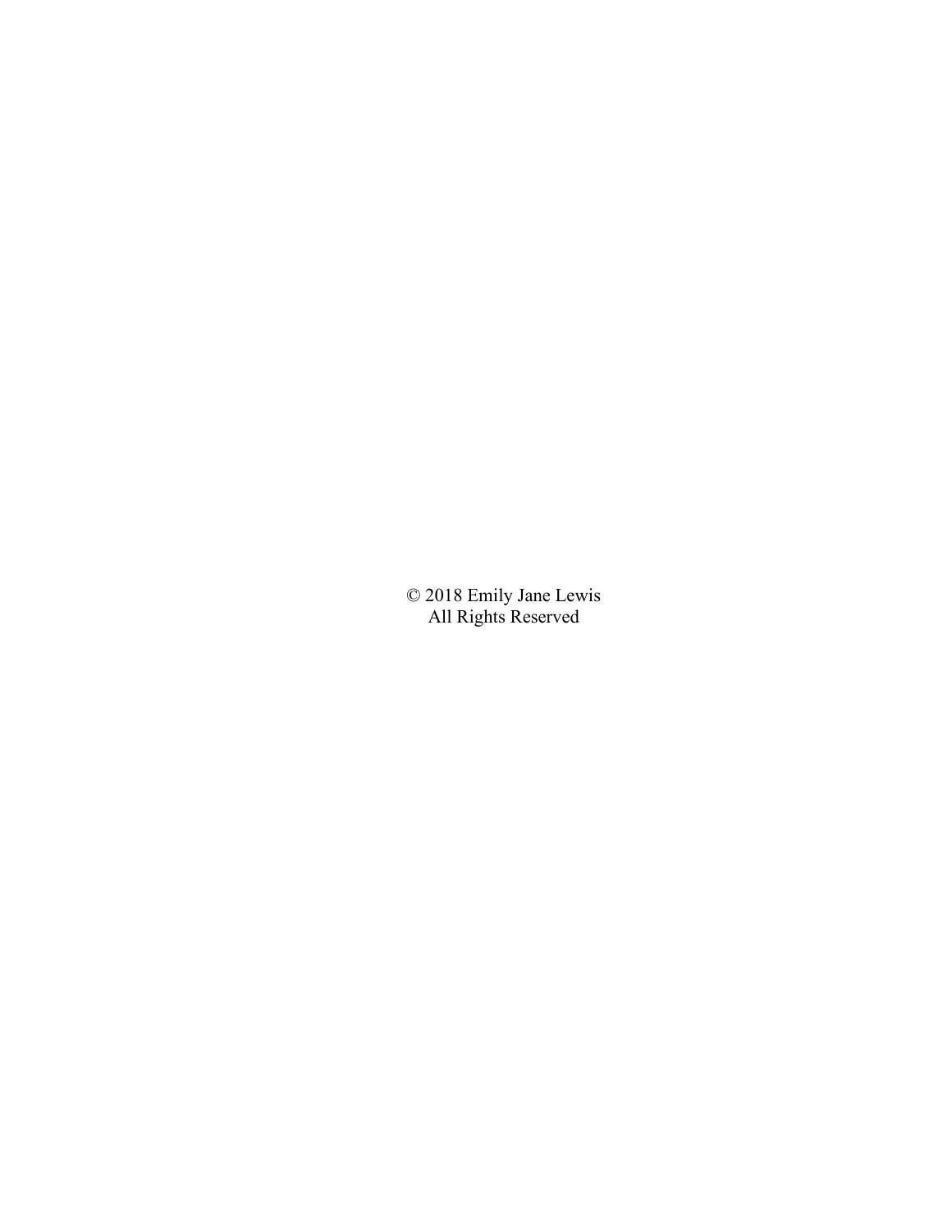© 2018 Emily Jane Lewis
All Rights Reserved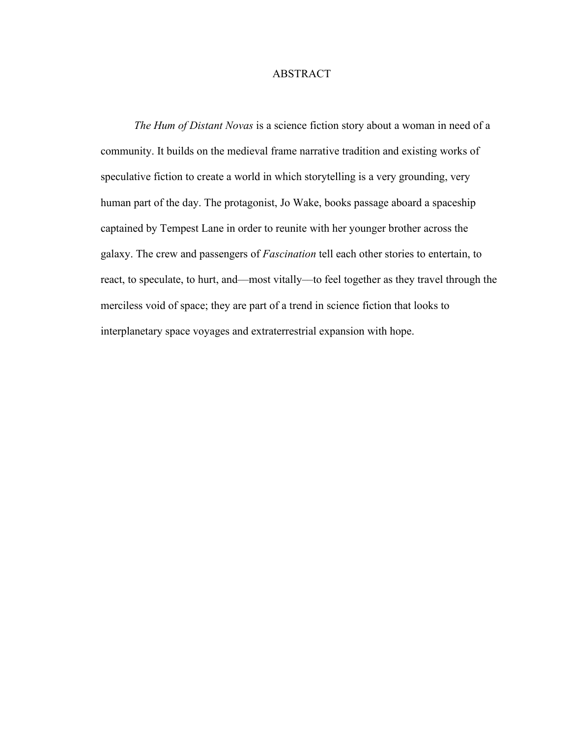# ABSTRACT

*The Hum of Distant Novas* is a science fiction story about a woman in need of a community. It builds on the medieval frame narrative tradition and existing works of speculative fiction to create a world in which storytelling is a very grounding, very human part of the day. The protagonist, Jo Wake, books passage aboard a spaceship captained by Tempest Lane in order to reunite with her younger brother across the galaxy. The crew and passengers of *Fascination* tell each other stories to entertain, to react, to speculate, to hurt, and—most vitally—to feel together as they travel through the merciless void of space; they are part of a trend in science fiction that looks to interplanetary space voyages and extraterrestrial expansion with hope.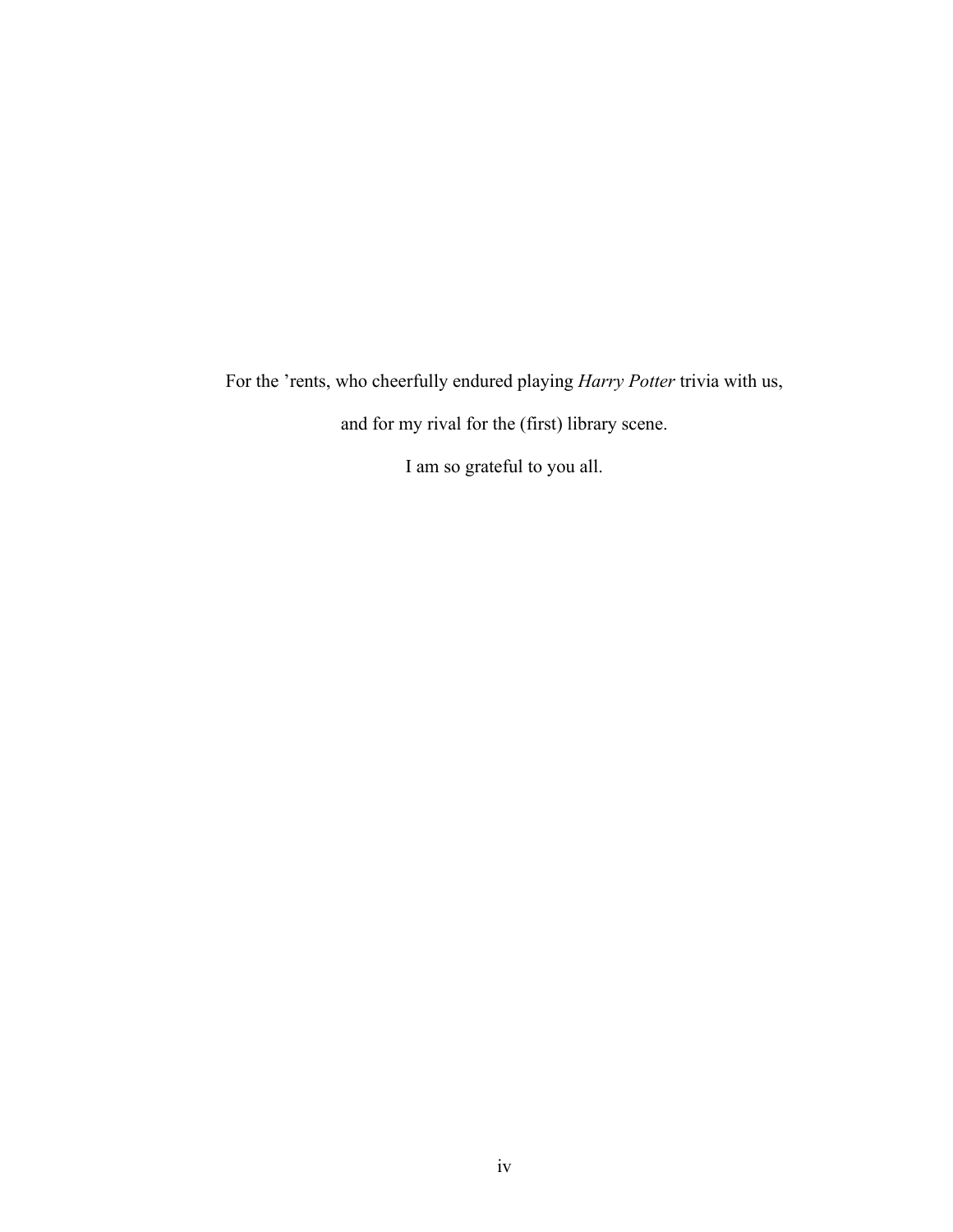For the ’rents, who cheerfully endured playing *Harry Potter* trivia with us,

and for my rival for the (first) library scene.

I am so grateful to you all.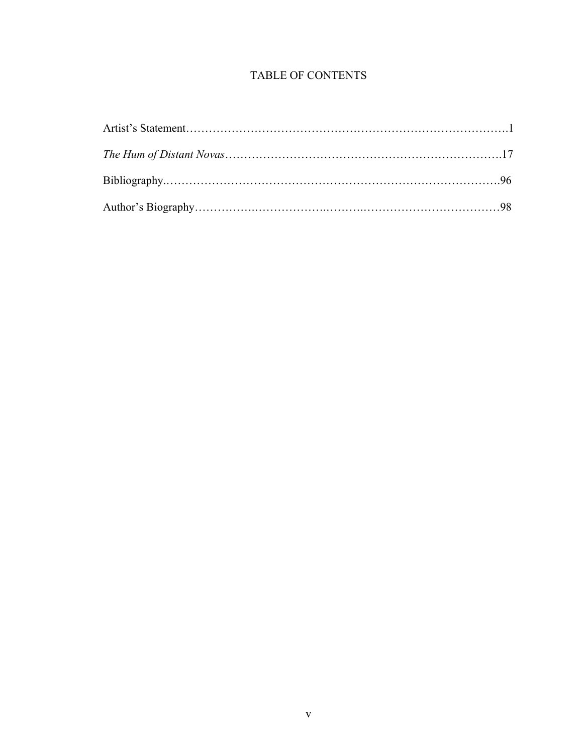# TABLE OF CONTENTS

Artist's Statement……………………………………………………………………….1

*The Hum of Distant Novas*…………………………………………………………….17

Bibliography…………………………………………………………………………….96

Author's Biography……………………………………………………………………98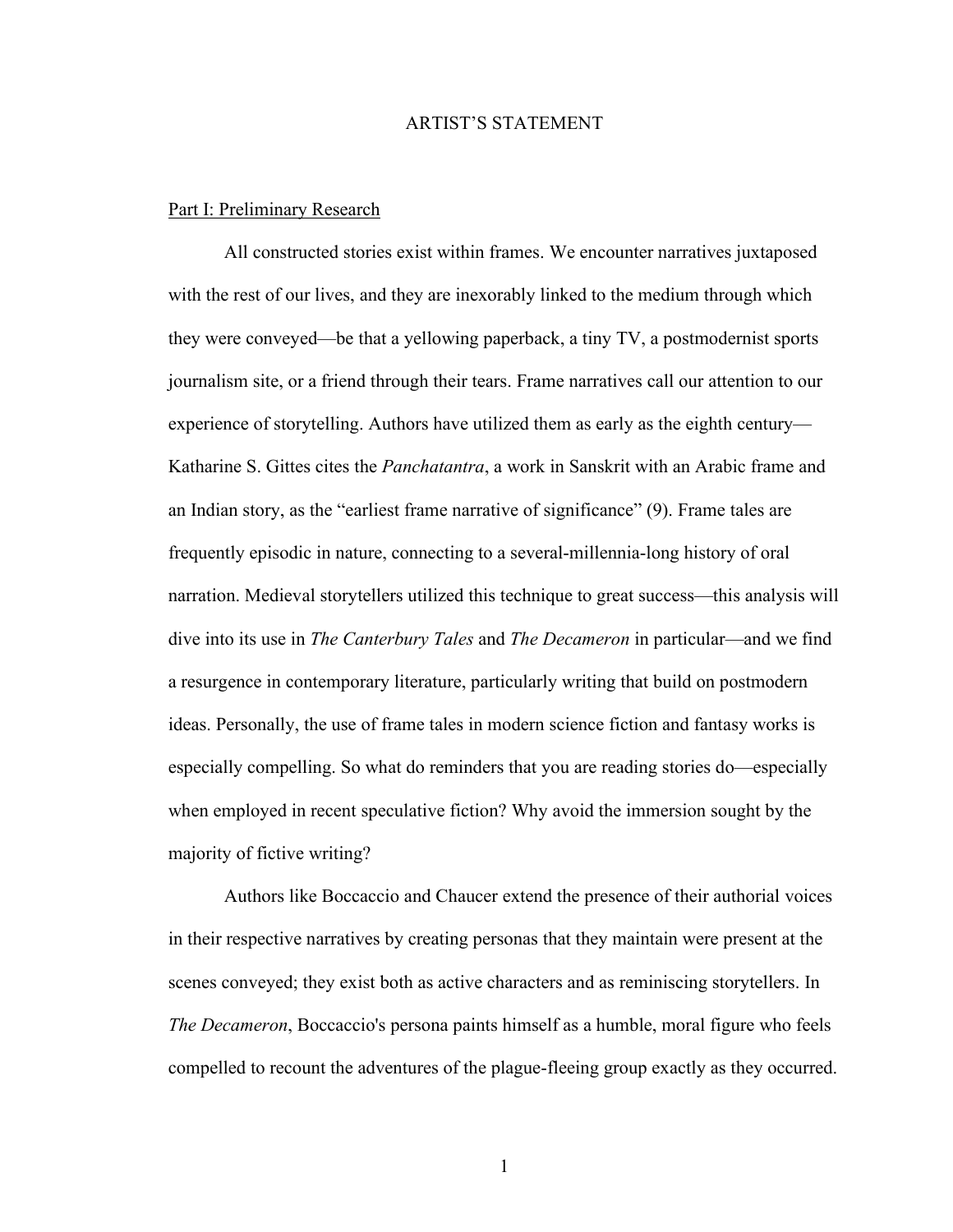# ARTIST'S STATEMENT

Part I: Preliminary Research

All constructed stories exist within frames. We encounter narratives juxtaposed with the rest of our lives, and they are inexorably linked to the medium through which they were conveyed—be that a yellowing paperback, a tiny TV, a postmodernist sports journalism site, or a friend through their tears. Frame narratives call our attention to our experience of storytelling. Authors have utilized them as early as the eighth century—Katharine S. Gittes cites the *Panchatantra*, a work in Sanskrit with an Arabic frame and an Indian story, as the "earliest frame narrative of significance" (9). Frame tales are frequently episodic in nature, connecting to a several-millennia-long history of oral narration. Medieval storytellers utilized this technique to great success—this analysis will dive into its use in *The Canterbury Tales* and *The Decameron* in particular—and we find a resurgence in contemporary literature, particularly writing that build on postmodern ideas. Personally, the use of frame tales in modern science fiction and fantasy works is especially compelling. So what do reminders that you are reading stories do—especially when employed in recent speculative fiction? Why avoid the immersion sought by the majority of fictive writing?

Authors like Boccaccio and Chaucer extend the presence of their authorial voices in their respective narratives by creating personas that they maintain were present at the scenes conveyed; they exist both as active characters and as reminiscing storytellers. In *The Decameron*, Boccaccio's persona paints himself as a humble, moral figure who feels compelled to recount the adventures of the plague-fleeing group exactly as they occurred.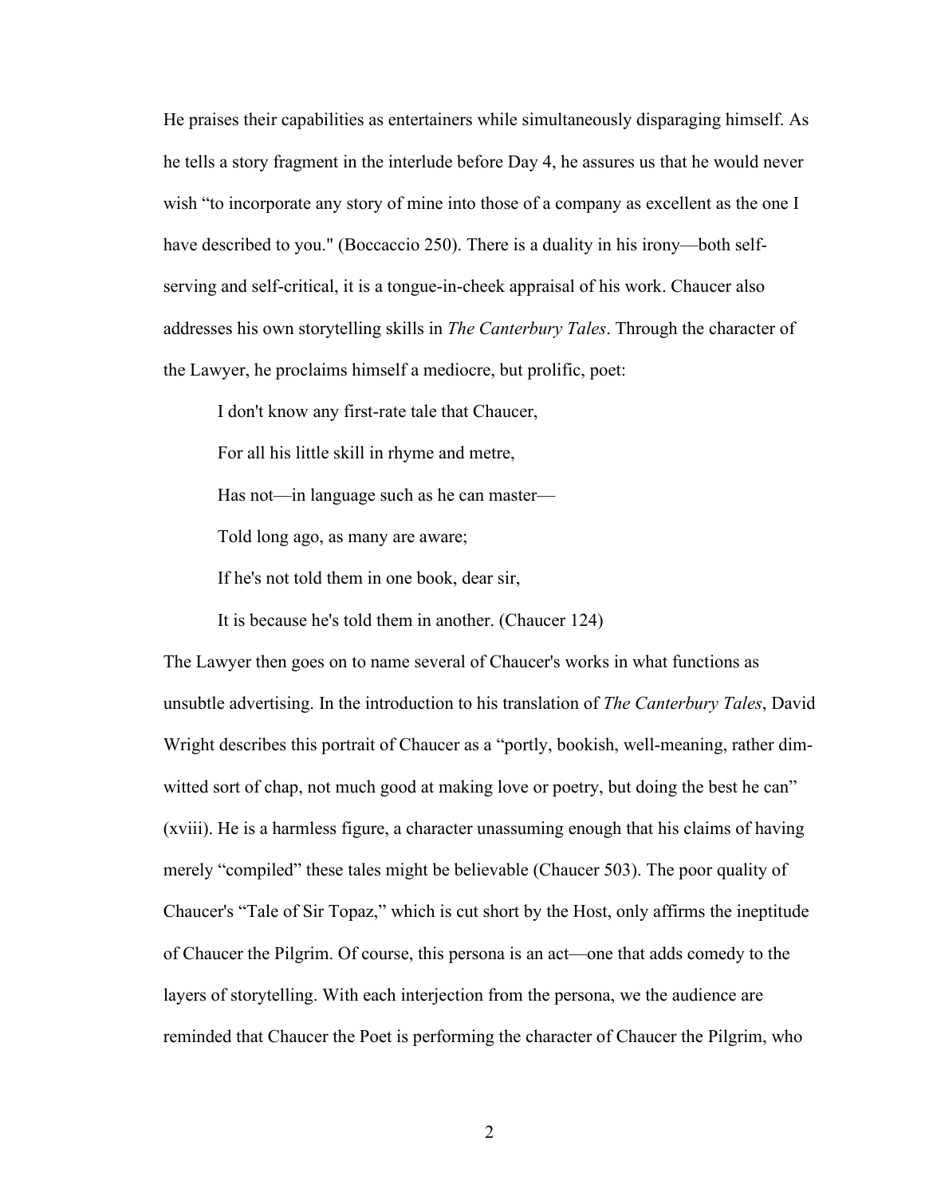He praises their capabilities as entertainers while simultaneously disparaging himself. As he tells a story fragment in the interlude before Day 4, he assures us that he would never wish "to incorporate any story of mine into those of a company as excellent as the one I have described to you." (Boccaccio 250). There is a duality in his irony—both self-serving and self-critical, it is a tongue-in-cheek appraisal of his work. Chaucer also addresses his own storytelling skills in *The Canterbury Tales*. Through the character of the Lawyer, he proclaims himself a mediocre, but prolific, poet:

> I don't know any first-rate tale that Chaucer,
>
> For all his little skill in rhyme and metre,
>
> Has not—in language such as he can master—
>
> Told long ago, as many are aware;
>
> If he's not told them in one book, dear sir,
>
> It is because he's told them in another. (Chaucer 124)

The Lawyer then goes on to name several of Chaucer's works in what functions as unsubtle advertising. In the introduction to his translation of *The Canterbury Tales*, David Wright describes this portrait of Chaucer as a "portly, bookish, well-meaning, rather dim-witted sort of chap, not much good at making love or poetry, but doing the best he can" (xviii). He is a harmless figure, a character unassuming enough that his claims of having merely "compiled" these tales might be believable (Chaucer 503). The poor quality of Chaucer's "Tale of Sir Topaz," which is cut short by the Host, only affirms the ineptitude of Chaucer the Pilgrim. Of course, this persona is an act—one that adds comedy to the layers of storytelling. With each interjection from the persona, we the audience are reminded that Chaucer the Poet is performing the character of Chaucer the Pilgrim, who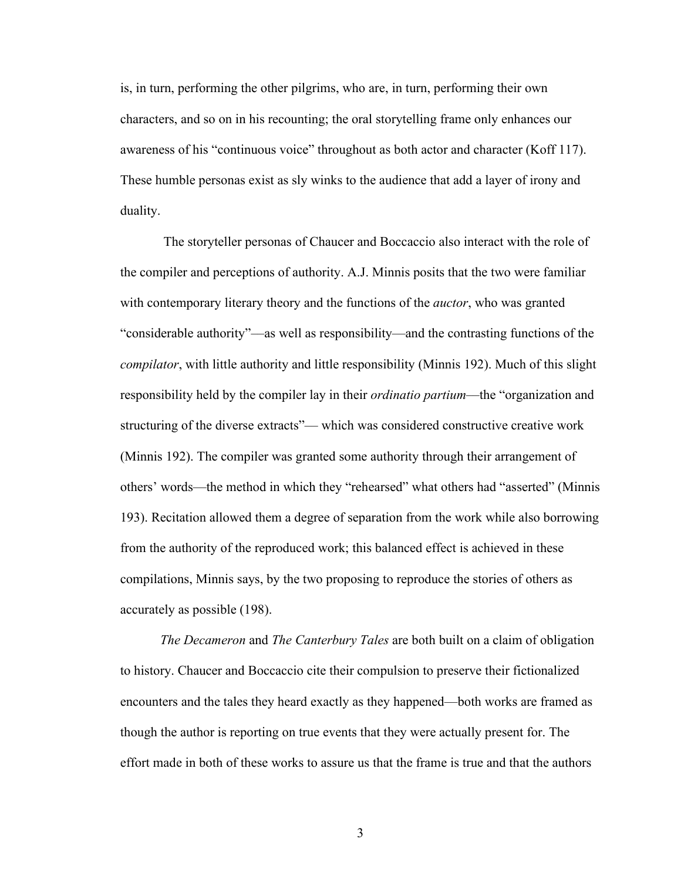is, in turn, performing the other pilgrims, who are, in turn, performing their own characters, and so on in his recounting; the oral storytelling frame only enhances our awareness of his "continuous voice" throughout as both actor and character (Koff 117). These humble personas exist as sly winks to the audience that add a layer of irony and duality.

The storyteller personas of Chaucer and Boccaccio also interact with the role of the compiler and perceptions of authority. A.J. Minnis posits that the two were familiar with contemporary literary theory and the functions of the *auctor*, who was granted "considerable authority"—as well as responsibility—and the contrasting functions of the *compilator*, with little authority and little responsibility (Minnis 192). Much of this slight responsibility held by the compiler lay in their *ordinatio partium*—the "organization and structuring of the diverse extracts"— which was considered constructive creative work (Minnis 192). The compiler was granted some authority through their arrangement of others' words—the method in which they "rehearsed" what others had "asserted" (Minnis 193). Recitation allowed them a degree of separation from the work while also borrowing from the authority of the reproduced work; this balanced effect is achieved in these compilations, Minnis says, by the two proposing to reproduce the stories of others as accurately as possible (198).

*The Decameron* and *The Canterbury Tales* are both built on a claim of obligation to history. Chaucer and Boccaccio cite their compulsion to preserve their fictionalized encounters and the tales they heard exactly as they happened—both works are framed as though the author is reporting on true events that they were actually present for. The effort made in both of these works to assure us that the frame is true and that the authors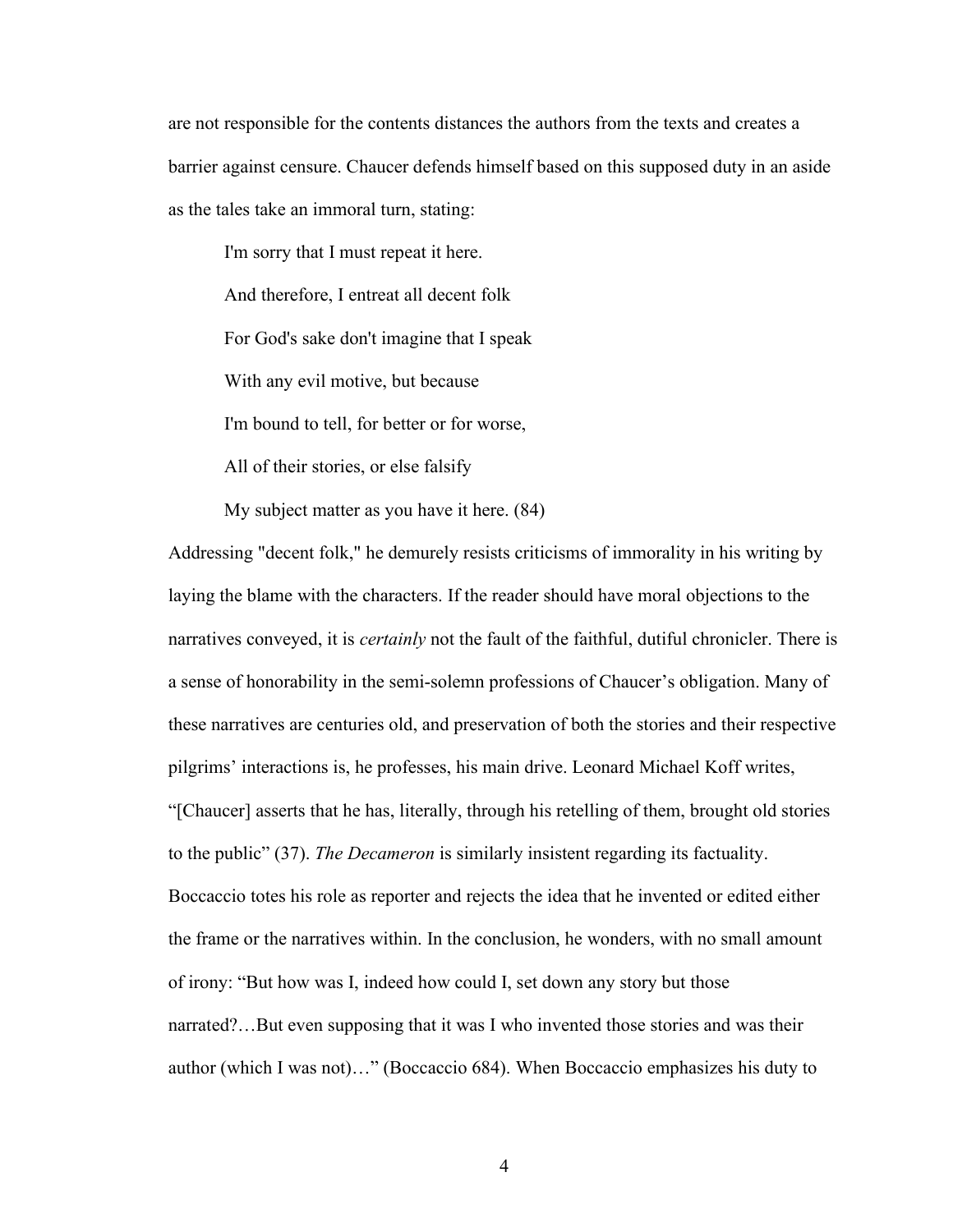are not responsible for the contents distances the authors from the texts and creates a barrier against censure. Chaucer defends himself based on this supposed duty in an aside as the tales take an immoral turn, stating:

> I'm sorry that I must repeat it here.
>
> And therefore, I entreat all decent folk
>
> For God's sake don't imagine that I speak
>
> With any evil motive, but because
>
> I'm bound to tell, for better or for worse,
>
> All of their stories, or else falsify
>
> My subject matter as you have it here. (84)

Addressing "decent folk," he demurely resists criticisms of immorality in his writing by laying the blame with the characters. If the reader should have moral objections to the narratives conveyed, it is *certainly* not the fault of the faithful, dutiful chronicler. There is a sense of honorability in the semi-solemn professions of Chaucer's obligation. Many of these narratives are centuries old, and preservation of both the stories and their respective pilgrims' interactions is, he professes, his main drive. Leonard Michael Koff writes, "[Chaucer] asserts that he has, literally, through his retelling of them, brought old stories to the public" (37). *The Decameron* is similarly insistent regarding its factuality. Boccaccio totes his role as reporter and rejects the idea that he invented or edited either the frame or the narratives within. In the conclusion, he wonders, with no small amount of irony: "But how was I, indeed how could I, set down any story but those narrated?…But even supposing that it was I who invented those stories and was their author (which I was not)…" (Boccaccio 684). When Boccaccio emphasizes his duty to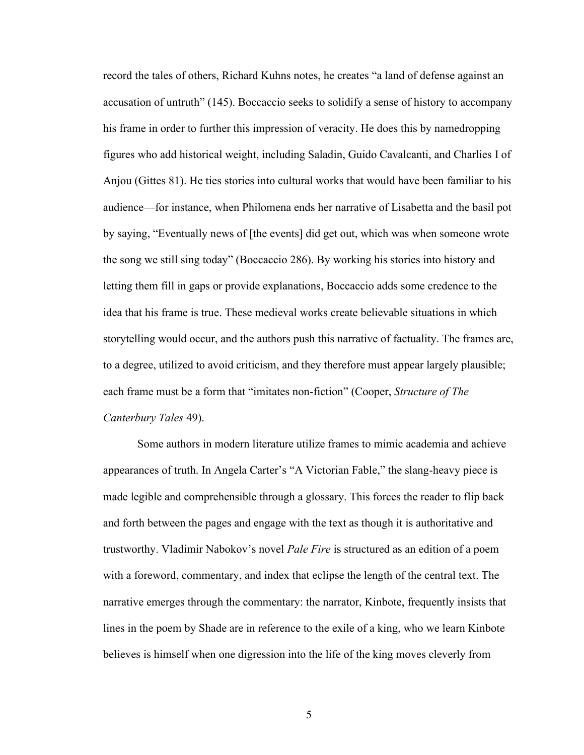record the tales of others, Richard Kuhns notes, he creates "a land of defense against an accusation of untruth" (145). Boccaccio seeks to solidify a sense of history to accompany his frame in order to further this impression of veracity. He does this by namedropping figures who add historical weight, including Saladin, Guido Cavalcanti, and Charlies I of Anjou (Gittes 81). He ties stories into cultural works that would have been familiar to his audience—for instance, when Philomena ends her narrative of Lisabetta and the basil pot by saying, "Eventually news of [the events] did get out, which was when someone wrote the song we still sing today" (Boccaccio 286). By working his stories into history and letting them fill in gaps or provide explanations, Boccaccio adds some credence to the idea that his frame is true. These medieval works create believable situations in which storytelling would occur, and the authors push this narrative of factuality. The frames are, to a degree, utilized to avoid criticism, and they therefore must appear largely plausible; each frame must be a form that "imitates non-fiction" (Cooper, *Structure of The Canterbury Tales* 49).

Some authors in modern literature utilize frames to mimic academia and achieve appearances of truth. In Angela Carter's "A Victorian Fable," the slang-heavy piece is made legible and comprehensible through a glossary. This forces the reader to flip back and forth between the pages and engage with the text as though it is authoritative and trustworthy. Vladimir Nabokov's novel *Pale Fire* is structured as an edition of a poem with a foreword, commentary, and index that eclipse the length of the central text. The narrative emerges through the commentary: the narrator, Kinbote, frequently insists that lines in the poem by Shade are in reference to the exile of a king, who we learn Kinbote believes is himself when one digression into the life of the king moves cleverly from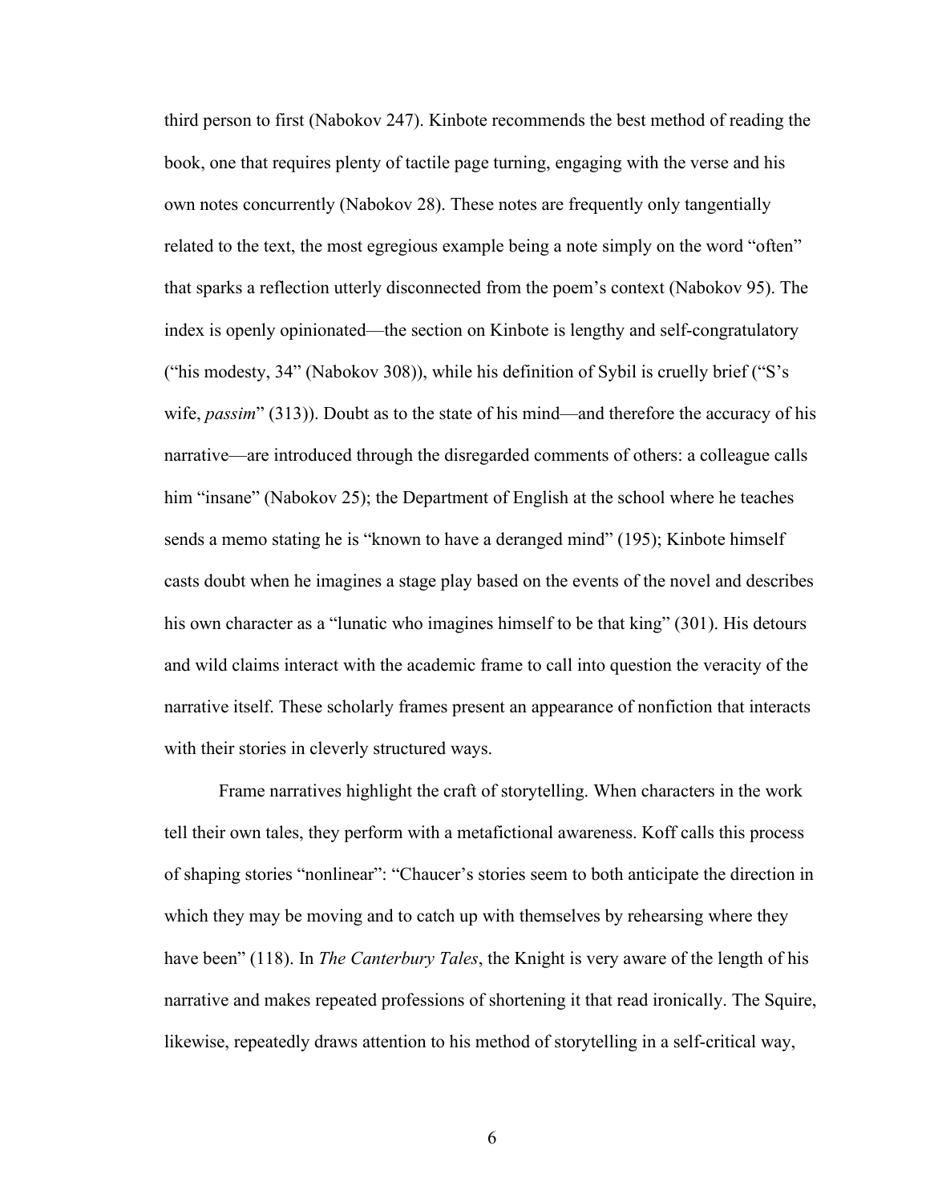third person to first (Nabokov 247). Kinbote recommends the best method of reading the book, one that requires plenty of tactile page turning, engaging with the verse and his own notes concurrently (Nabokov 28). These notes are frequently only tangentially related to the text, the most egregious example being a note simply on the word "often" that sparks a reflection utterly disconnected from the poem's context (Nabokov 95). The index is openly opinionated—the section on Kinbote is lengthy and self-congratulatory ("his modesty, 34" (Nabokov 308)), while his definition of Sybil is cruelly brief ("S's wife, *passim*" (313)). Doubt as to the state of his mind—and therefore the accuracy of his narrative—are introduced through the disregarded comments of others: a colleague calls him "insane" (Nabokov 25); the Department of English at the school where he teaches sends a memo stating he is "known to have a deranged mind" (195); Kinbote himself casts doubt when he imagines a stage play based on the events of the novel and describes his own character as a "lunatic who imagines himself to be that king" (301). His detours and wild claims interact with the academic frame to call into question the veracity of the narrative itself. These scholarly frames present an appearance of nonfiction that interacts with their stories in cleverly structured ways.

Frame narratives highlight the craft of storytelling. When characters in the work tell their own tales, they perform with a metafictional awareness. Koff calls this process of shaping stories "nonlinear": "Chaucer's stories seem to both anticipate the direction in which they may be moving and to catch up with themselves by rehearsing where they have been" (118). In *The Canterbury Tales*, the Knight is very aware of the length of his narrative and makes repeated professions of shortening it that read ironically. The Squire, likewise, repeatedly draws attention to his method of storytelling in a self-critical way,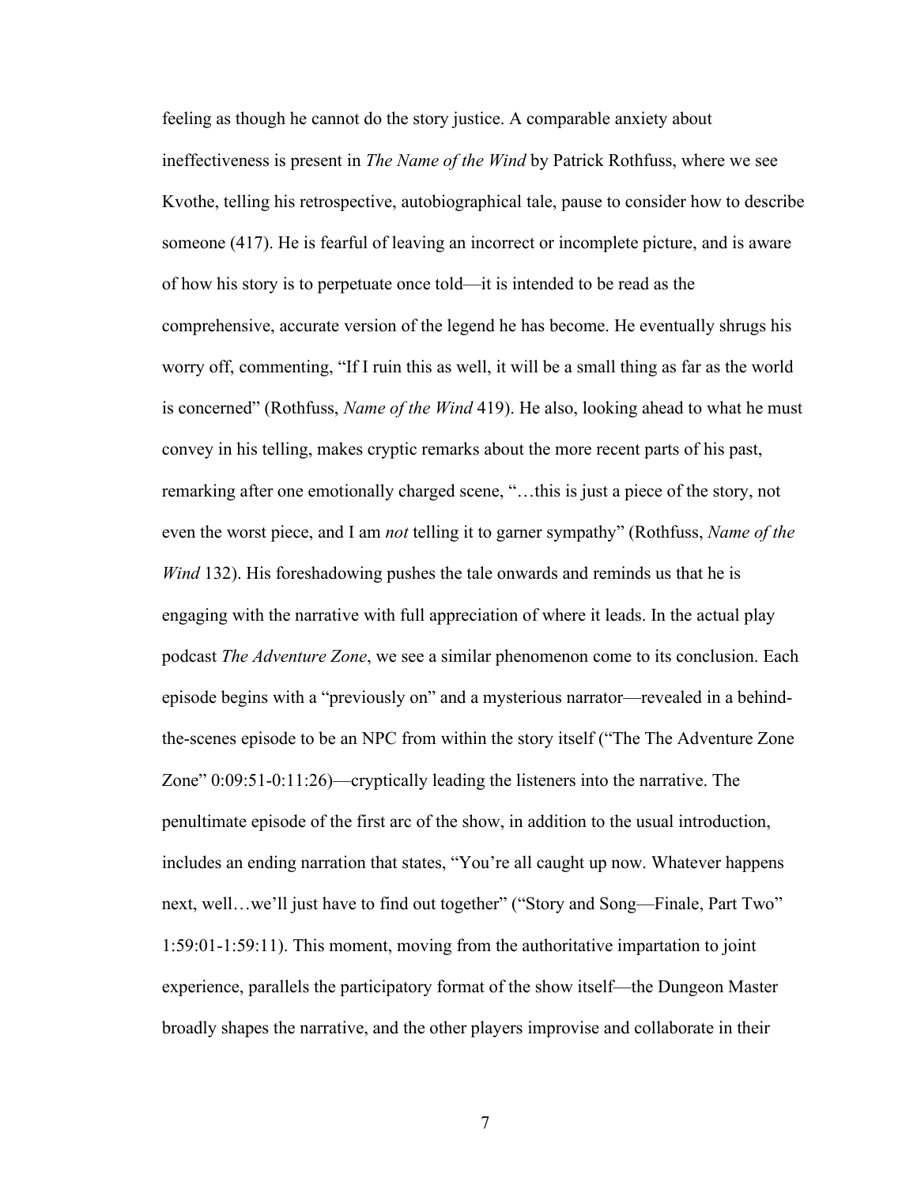feeling as though he cannot do the story justice. A comparable anxiety about ineffectiveness is present in *The Name of the Wind* by Patrick Rothfuss, where we see Kvothe, telling his retrospective, autobiographical tale, pause to consider how to describe someone (417). He is fearful of leaving an incorrect or incomplete picture, and is aware of how his story is to perpetuate once told—it is intended to be read as the comprehensive, accurate version of the legend he has become. He eventually shrugs his worry off, commenting, "If I ruin this as well, it will be a small thing as far as the world is concerned" (Rothfuss, *Name of the Wind* 419). He also, looking ahead to what he must convey in his telling, makes cryptic remarks about the more recent parts of his past, remarking after one emotionally charged scene, "…this is just a piece of the story, not even the worst piece, and I am *not* telling it to garner sympathy" (Rothfuss, *Name of the Wind* 132). His foreshadowing pushes the tale onwards and reminds us that he is engaging with the narrative with full appreciation of where it leads. In the actual play podcast *The Adventure Zone*, we see a similar phenomenon come to its conclusion. Each episode begins with a "previously on" and a mysterious narrator—revealed in a behind-the-scenes episode to be an NPC from within the story itself ("The The Adventure Zone Zone" 0:09:51-0:11:26)—cryptically leading the listeners into the narrative. The penultimate episode of the first arc of the show, in addition to the usual introduction, includes an ending narration that states, "You're all caught up now. Whatever happens next, well…we'll just have to find out together" ("Story and Song—Finale, Part Two" 1:59:01-1:59:11). This moment, moving from the authoritative impartation to joint experience, parallels the participatory format of the show itself—the Dungeon Master broadly shapes the narrative, and the other players improvise and collaborate in their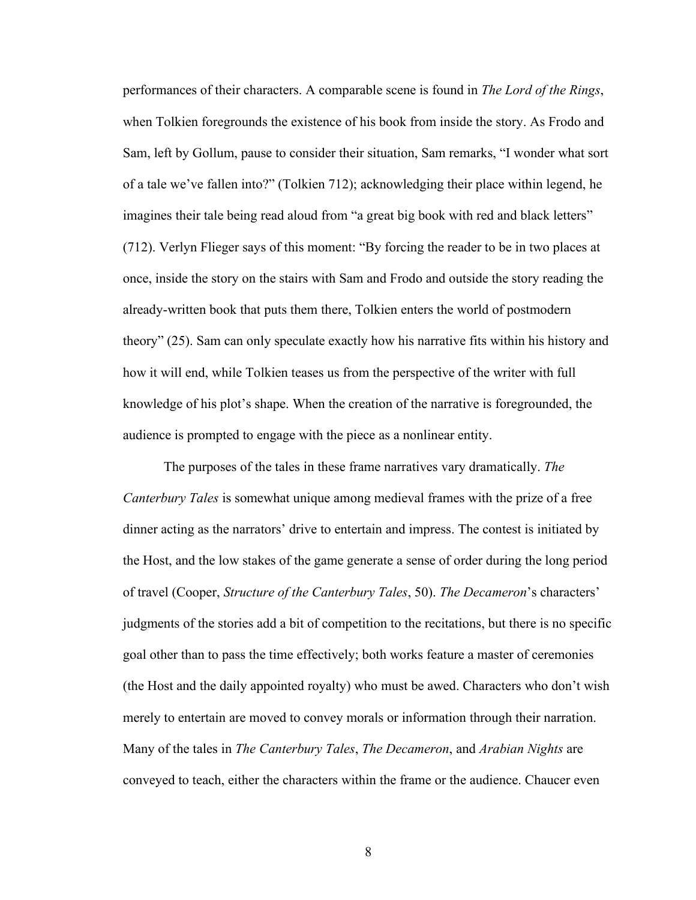performances of their characters. A comparable scene is found in *The Lord of the Rings*, when Tolkien foregrounds the existence of his book from inside the story. As Frodo and Sam, left by Gollum, pause to consider their situation, Sam remarks, "I wonder what sort of a tale we've fallen into?" (Tolkien 712); acknowledging their place within legend, he imagines their tale being read aloud from "a great big book with red and black letters" (712). Verlyn Flieger says of this moment: "By forcing the reader to be in two places at once, inside the story on the stairs with Sam and Frodo and outside the story reading the already-written book that puts them there, Tolkien enters the world of postmodern theory" (25). Sam can only speculate exactly how his narrative fits within his history and how it will end, while Tolkien teases us from the perspective of the writer with full knowledge of his plot's shape. When the creation of the narrative is foregrounded, the audience is prompted to engage with the piece as a nonlinear entity.

The purposes of the tales in these frame narratives vary dramatically. *The Canterbury Tales* is somewhat unique among medieval frames with the prize of a free dinner acting as the narrators' drive to entertain and impress. The contest is initiated by the Host, and the low stakes of the game generate a sense of order during the long period of travel (Cooper, *Structure of the Canterbury Tales*, 50). *The Decameron*'s characters' judgments of the stories add a bit of competition to the recitations, but there is no specific goal other than to pass the time effectively; both works feature a master of ceremonies (the Host and the daily appointed royalty) who must be awed. Characters who don't wish merely to entertain are moved to convey morals or information through their narration. Many of the tales in *The Canterbury Tales*, *The Decameron*, and *Arabian Nights* are conveyed to teach, either the characters within the frame or the audience. Chaucer even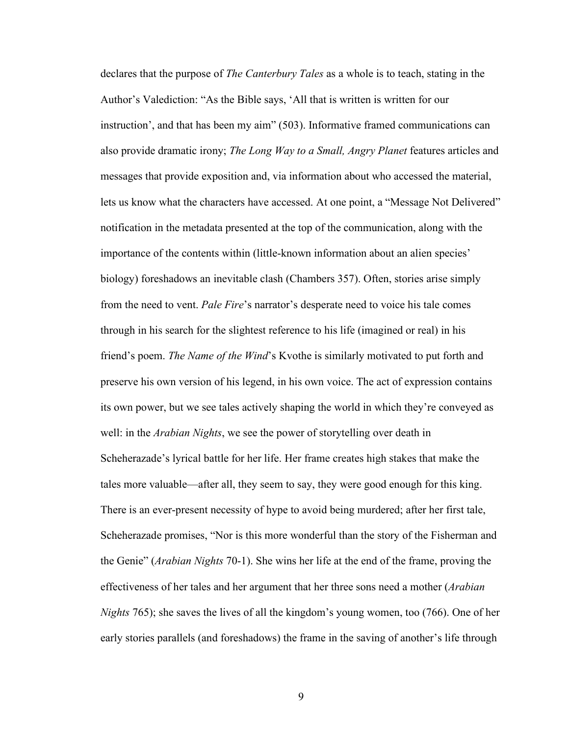declares that the purpose of *The Canterbury Tales* as a whole is to teach, stating in the Author's Valediction: "As the Bible says, 'All that is written is written for our instruction', and that has been my aim" (503). Informative framed communications can also provide dramatic irony; *The Long Way to a Small, Angry Planet* features articles and messages that provide exposition and, via information about who accessed the material, lets us know what the characters have accessed. At one point, a "Message Not Delivered" notification in the metadata presented at the top of the communication, along with the importance of the contents within (little-known information about an alien species' biology) foreshadows an inevitable clash (Chambers 357). Often, stories arise simply from the need to vent. *Pale Fire*'s narrator's desperate need to voice his tale comes through in his search for the slightest reference to his life (imagined or real) in his friend's poem. *The Name of the Wind*'s Kvothe is similarly motivated to put forth and preserve his own version of his legend, in his own voice. The act of expression contains its own power, but we see tales actively shaping the world in which they're conveyed as well: in the *Arabian Nights*, we see the power of storytelling over death in Scheherazade's lyrical battle for her life. Her frame creates high stakes that make the tales more valuable—after all, they seem to say, they were good enough for this king. There is an ever-present necessity of hype to avoid being murdered; after her first tale, Scheherazade promises, "Nor is this more wonderful than the story of the Fisherman and the Genie" (*Arabian Nights* 70-1). She wins her life at the end of the frame, proving the effectiveness of her tales and her argument that her three sons need a mother (*Arabian Nights* 765); she saves the lives of all the kingdom's young women, too (766). One of her early stories parallels (and foreshadows) the frame in the saving of another's life through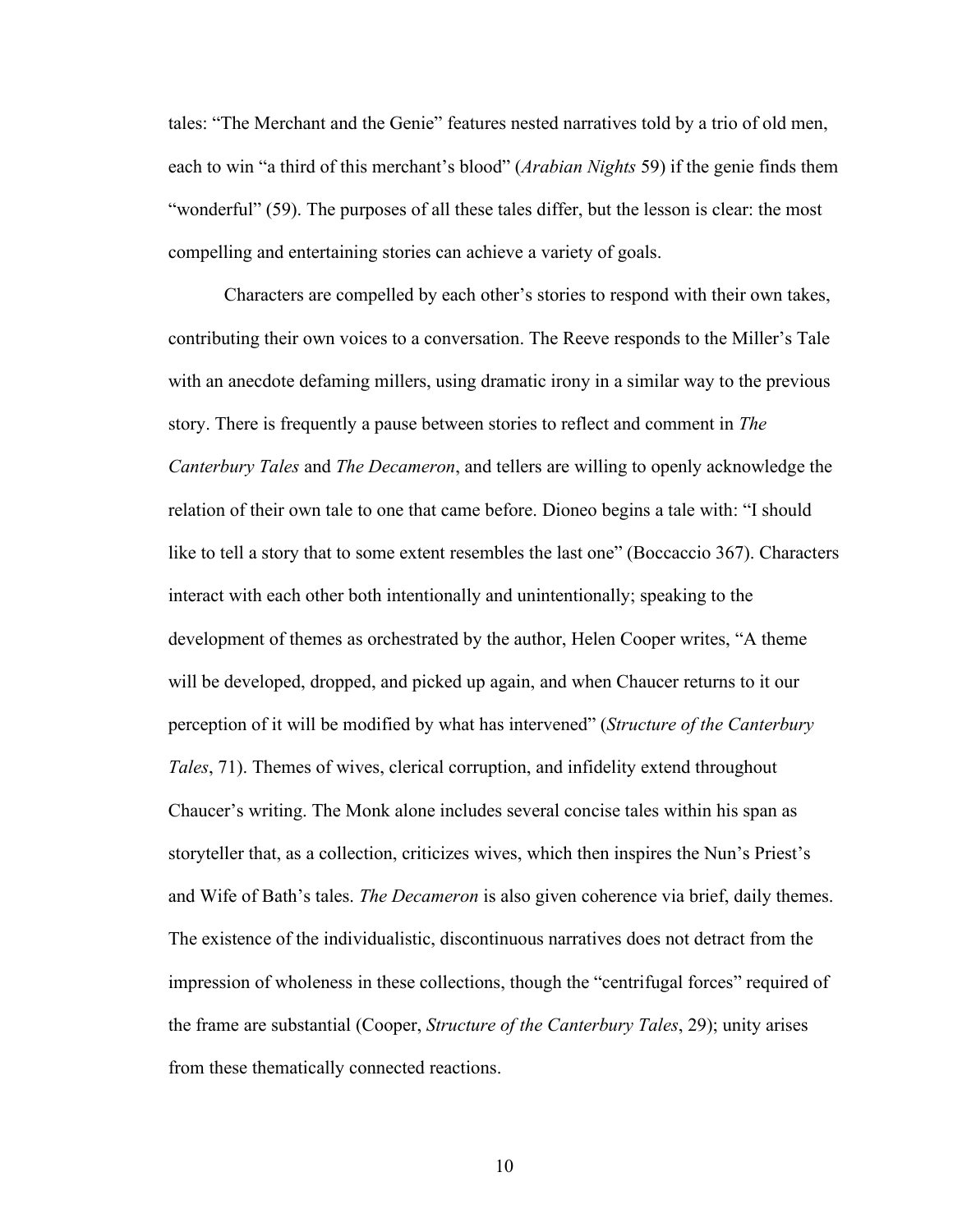tales: "The Merchant and the Genie" features nested narratives told by a trio of old men, each to win "a third of this merchant's blood" (*Arabian Nights* 59) if the genie finds them "wonderful" (59). The purposes of all these tales differ, but the lesson is clear: the most compelling and entertaining stories can achieve a variety of goals.

Characters are compelled by each other's stories to respond with their own takes, contributing their own voices to a conversation. The Reeve responds to the Miller's Tale with an anecdote defaming millers, using dramatic irony in a similar way to the previous story. There is frequently a pause between stories to reflect and comment in *The Canterbury Tales* and *The Decameron*, and tellers are willing to openly acknowledge the relation of their own tale to one that came before. Dioneo begins a tale with: "I should like to tell a story that to some extent resembles the last one" (Boccaccio 367). Characters interact with each other both intentionally and unintentionally; speaking to the development of themes as orchestrated by the author, Helen Cooper writes, "A theme will be developed, dropped, and picked up again, and when Chaucer returns to it our perception of it will be modified by what has intervened" (*Structure of the Canterbury Tales*, 71). Themes of wives, clerical corruption, and infidelity extend throughout Chaucer's writing. The Monk alone includes several concise tales within his span as storyteller that, as a collection, criticizes wives, which then inspires the Nun's Priest's and Wife of Bath's tales. *The Decameron* is also given coherence via brief, daily themes. The existence of the individualistic, discontinuous narratives does not detract from the impression of wholeness in these collections, though the "centrifugal forces" required of the frame are substantial (Cooper, *Structure of the Canterbury Tales*, 29); unity arises from these thematically connected reactions.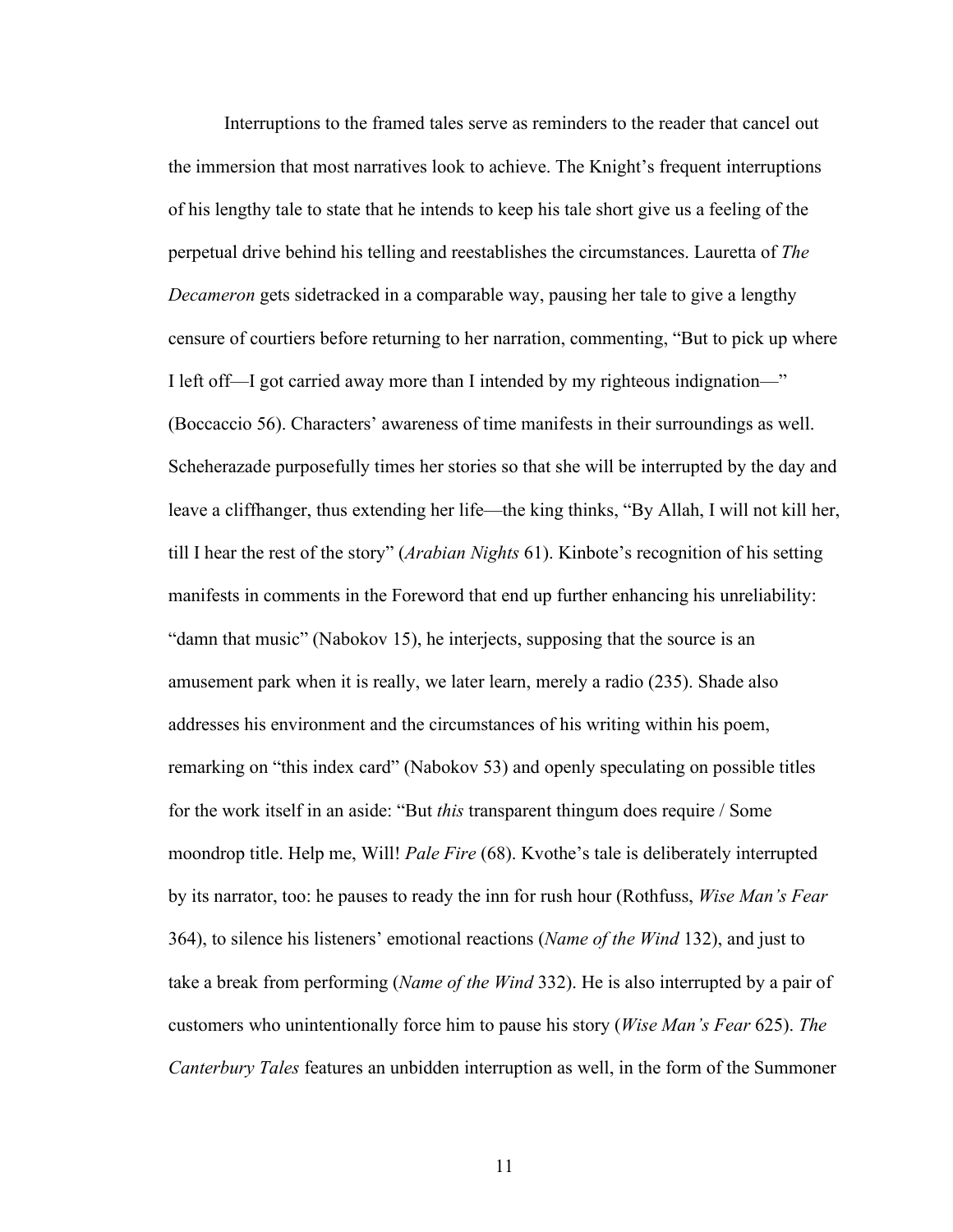Interruptions to the framed tales serve as reminders to the reader that cancel out the immersion that most narratives look to achieve. The Knight's frequent interruptions of his lengthy tale to state that he intends to keep his tale short give us a feeling of the perpetual drive behind his telling and reestablishes the circumstances. Lauretta of *The Decameron* gets sidetracked in a comparable way, pausing her tale to give a lengthy censure of courtiers before returning to her narration, commenting, "But to pick up where I left off—I got carried away more than I intended by my righteous indignation—" (Boccaccio 56). Characters' awareness of time manifests in their surroundings as well. Scheherazade purposefully times her stories so that she will be interrupted by the day and leave a cliffhanger, thus extending her life—the king thinks, "By Allah, I will not kill her, till I hear the rest of the story" (*Arabian Nights* 61). Kinbote's recognition of his setting manifests in comments in the Foreword that end up further enhancing his unreliability: "damn that music" (Nabokov 15), he interjects, supposing that the source is an amusement park when it is really, we later learn, merely a radio (235). Shade also addresses his environment and the circumstances of his writing within his poem, remarking on "this index card" (Nabokov 53) and openly speculating on possible titles for the work itself in an aside: "But *this* transparent thingum does require / Some moondrop title. Help me, Will! *Pale Fire* (68). Kvothe's tale is deliberately interrupted by its narrator, too: he pauses to ready the inn for rush hour (Rothfuss, *Wise Man's Fear* 364), to silence his listeners' emotional reactions (*Name of the Wind* 132), and just to take a break from performing (*Name of the Wind* 332). He is also interrupted by a pair of customers who unintentionally force him to pause his story (*Wise Man's Fear* 625). *The Canterbury Tales* features an unbidden interruption as well, in the form of the Summoner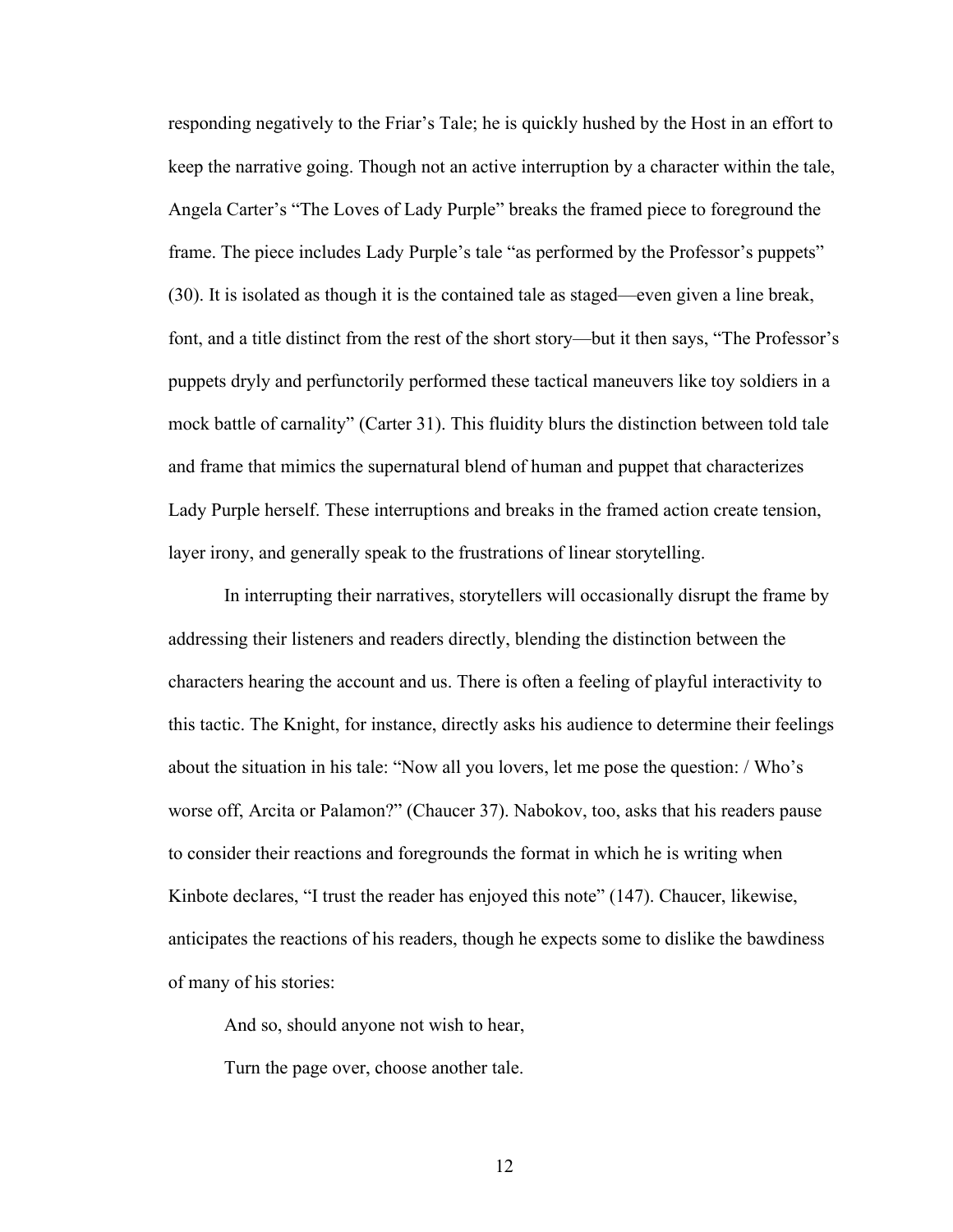responding negatively to the Friar's Tale; he is quickly hushed by the Host in an effort to keep the narrative going. Though not an active interruption by a character within the tale, Angela Carter's "The Loves of Lady Purple" breaks the framed piece to foreground the frame. The piece includes Lady Purple's tale "as performed by the Professor's puppets" (30). It is isolated as though it is the contained tale as staged—even given a line break, font, and a title distinct from the rest of the short story—but it then says, "The Professor's puppets dryly and perfunctorily performed these tactical maneuvers like toy soldiers in a mock battle of carnality" (Carter 31). This fluidity blurs the distinction between told tale and frame that mimics the supernatural blend of human and puppet that characterizes Lady Purple herself. These interruptions and breaks in the framed action create tension, layer irony, and generally speak to the frustrations of linear storytelling.

In interrupting their narratives, storytellers will occasionally disrupt the frame by addressing their listeners and readers directly, blending the distinction between the characters hearing the account and us. There is often a feeling of playful interactivity to this tactic. The Knight, for instance, directly asks his audience to determine their feelings about the situation in his tale: "Now all you lovers, let me pose the question: / Who's worse off, Arcita or Palamon?" (Chaucer 37). Nabokov, too, asks that his readers pause to consider their reactions and foregrounds the format in which he is writing when Kinbote declares, "I trust the reader has enjoyed this note" (147). Chaucer, likewise, anticipates the reactions of his readers, though he expects some to dislike the bawdiness of many of his stories:

> And so, should anyone not wish to hear,
>
> Turn the page over, choose another tale.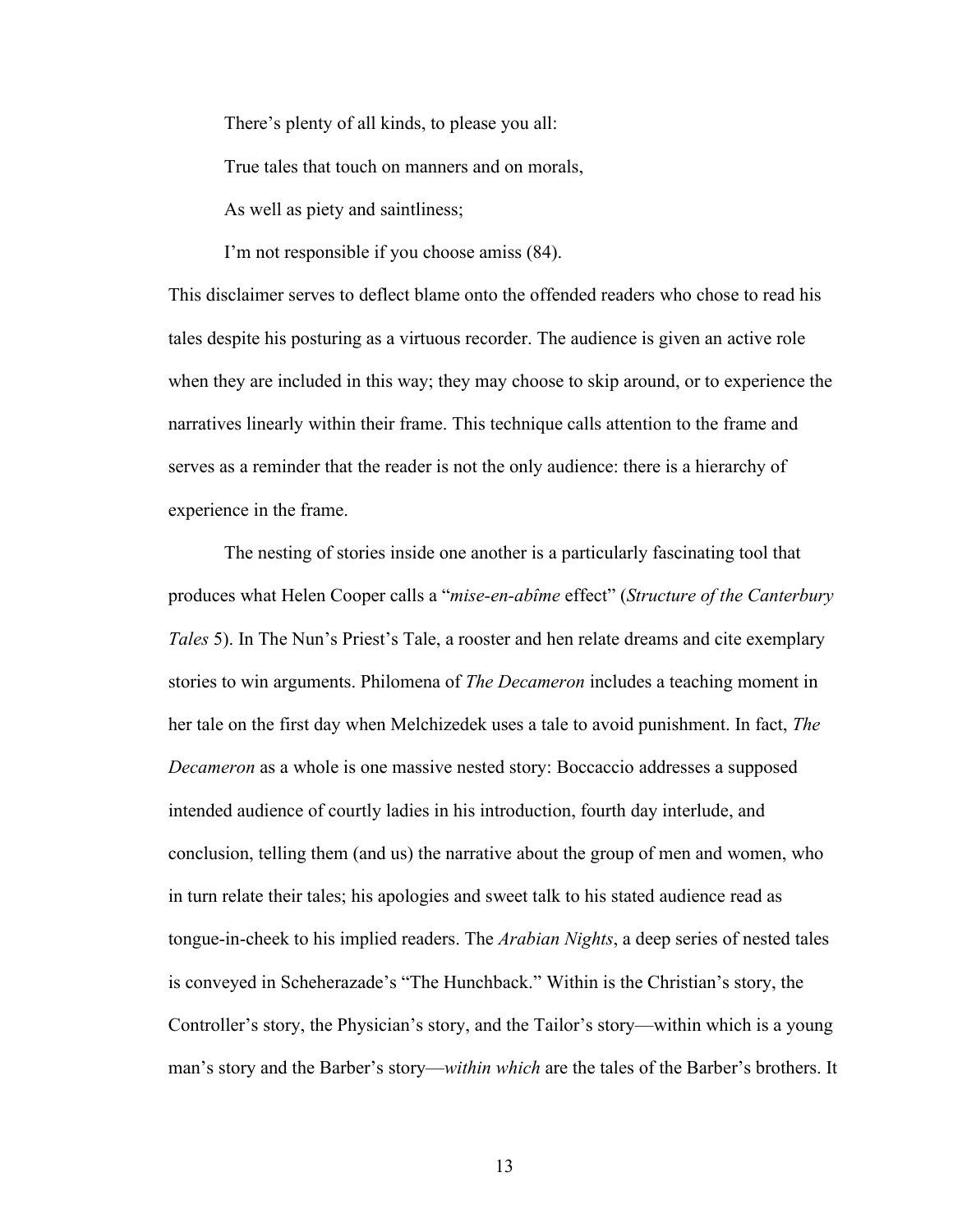> There's plenty of all kinds, to please you all:
>
> True tales that touch on manners and on morals,
>
> As well as piety and saintliness;
>
> I'm not responsible if you choose amiss (84).

This disclaimer serves to deflect blame onto the offended readers who chose to read his tales despite his posturing as a virtuous recorder. The audience is given an active role when they are included in this way; they may choose to skip around, or to experience the narratives linearly within their frame. This technique calls attention to the frame and serves as a reminder that the reader is not the only audience: there is a hierarchy of experience in the frame.

The nesting of stories inside one another is a particularly fascinating tool that produces what Helen Cooper calls a "*mise-en-abîme* effect" (*Structure of the Canterbury Tales* 5). In The Nun's Priest's Tale, a rooster and hen relate dreams and cite exemplary stories to win arguments. Philomena of *The Decameron* includes a teaching moment in her tale on the first day when Melchizedek uses a tale to avoid punishment. In fact, *The Decameron* as a whole is one massive nested story: Boccaccio addresses a supposed intended audience of courtly ladies in his introduction, fourth day interlude, and conclusion, telling them (and us) the narrative about the group of men and women, who in turn relate their tales; his apologies and sweet talk to his stated audience read as tongue-in-cheek to his implied readers. The *Arabian Nights*, a deep series of nested tales is conveyed in Scheherazade's "The Hunchback." Within is the Christian's story, the Controller's story, the Physician's story, and the Tailor's story—within which is a young man's story and the Barber's story—*within which* are the tales of the Barber's brothers. It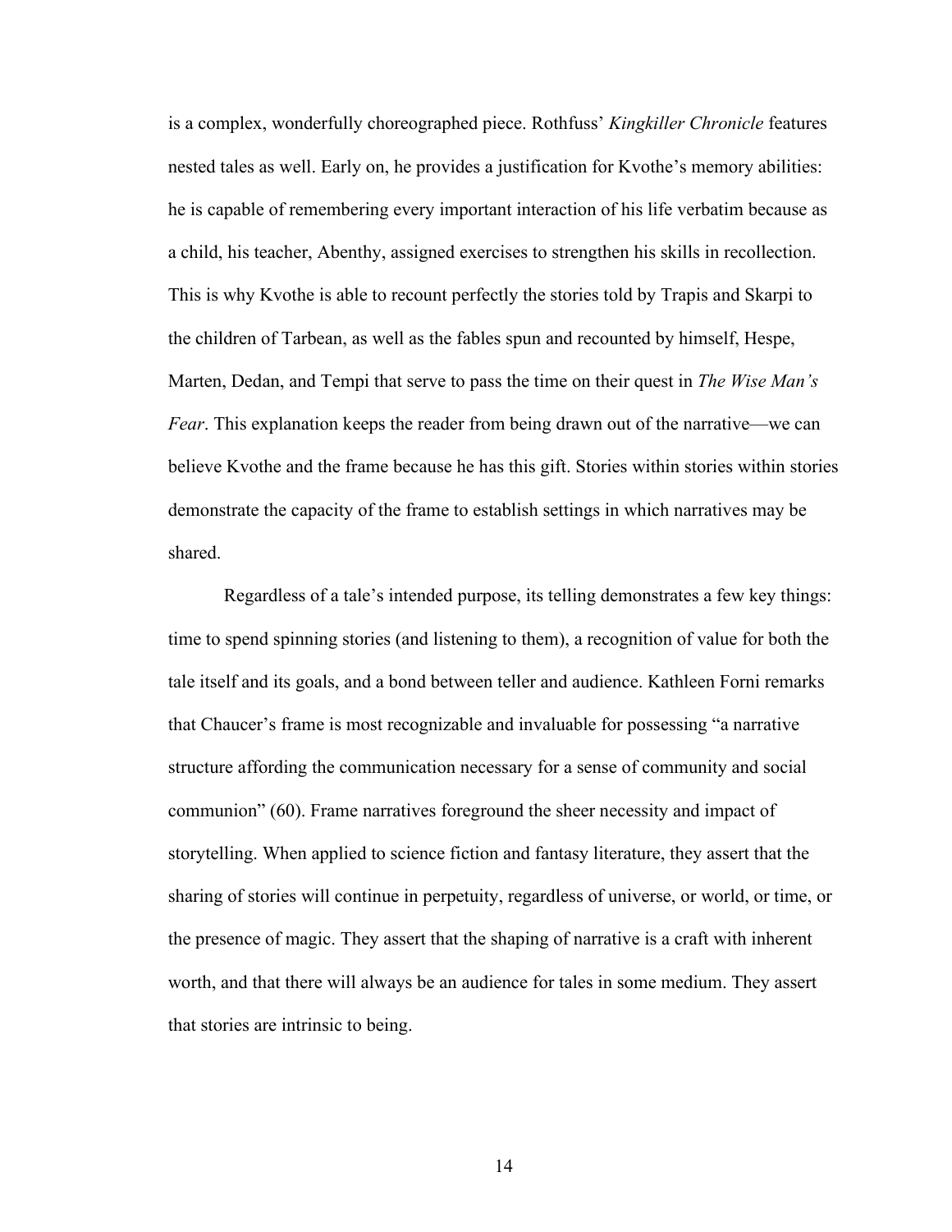is a complex, wonderfully choreographed piece. Rothfuss' *Kingkiller Chronicle* features nested tales as well. Early on, he provides a justification for Kvothe's memory abilities: he is capable of remembering every important interaction of his life verbatim because as a child, his teacher, Abenthy, assigned exercises to strengthen his skills in recollection. This is why Kvothe is able to recount perfectly the stories told by Trapis and Skarpi to the children of Tarbean, as well as the fables spun and recounted by himself, Hespe, Marten, Dedan, and Tempi that serve to pass the time on their quest in *The Wise Man's Fear*. This explanation keeps the reader from being drawn out of the narrative—we can believe Kvothe and the frame because he has this gift. Stories within stories within stories demonstrate the capacity of the frame to establish settings in which narratives may be shared.

Regardless of a tale's intended purpose, its telling demonstrates a few key things: time to spend spinning stories (and listening to them), a recognition of value for both the tale itself and its goals, and a bond between teller and audience. Kathleen Forni remarks that Chaucer's frame is most recognizable and invaluable for possessing "a narrative structure affording the communication necessary for a sense of community and social communion" (60). Frame narratives foreground the sheer necessity and impact of storytelling. When applied to science fiction and fantasy literature, they assert that the sharing of stories will continue in perpetuity, regardless of universe, or world, or time, or the presence of magic. They assert that the shaping of narrative is a craft with inherent worth, and that there will always be an audience for tales in some medium. They assert that stories are intrinsic to being.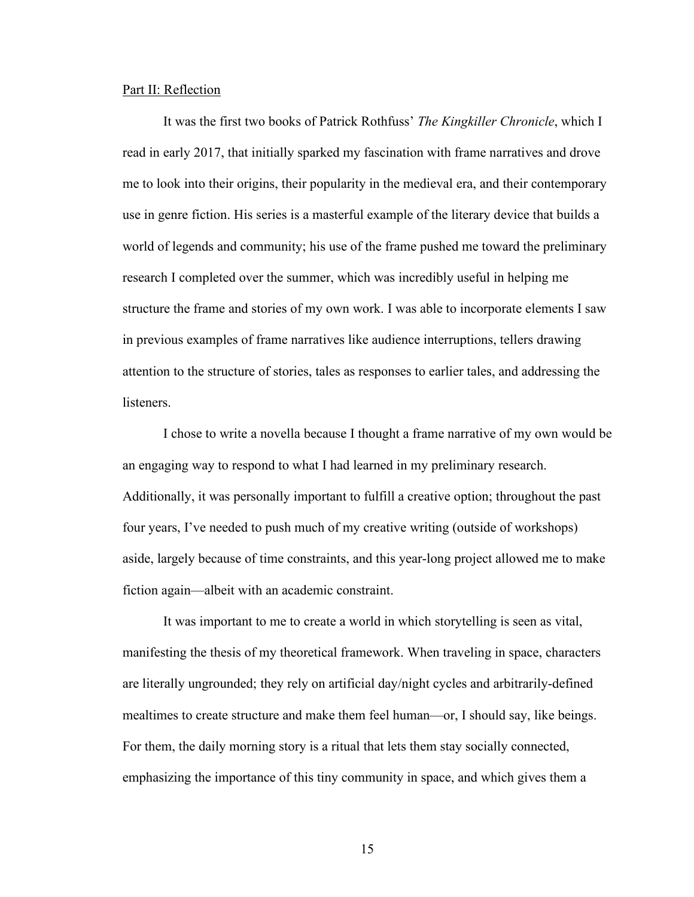Part II: Reflection

It was the first two books of Patrick Rothfuss' *The Kingkiller Chronicle*, which I read in early 2017, that initially sparked my fascination with frame narratives and drove me to look into their origins, their popularity in the medieval era, and their contemporary use in genre fiction. His series is a masterful example of the literary device that builds a world of legends and community; his use of the frame pushed me toward the preliminary research I completed over the summer, which was incredibly useful in helping me structure the frame and stories of my own work. I was able to incorporate elements I saw in previous examples of frame narratives like audience interruptions, tellers drawing attention to the structure of stories, tales as responses to earlier tales, and addressing the listeners.

I chose to write a novella because I thought a frame narrative of my own would be an engaging way to respond to what I had learned in my preliminary research. Additionally, it was personally important to fulfill a creative option; throughout the past four years, I've needed to push much of my creative writing (outside of workshops) aside, largely because of time constraints, and this year-long project allowed me to make fiction again—albeit with an academic constraint.

It was important to me to create a world in which storytelling is seen as vital, manifesting the thesis of my theoretical framework. When traveling in space, characters are literally ungrounded; they rely on artificial day/night cycles and arbitrarily-defined mealtimes to create structure and make them feel human—or, I should say, like beings. For them, the daily morning story is a ritual that lets them stay socially connected, emphasizing the importance of this tiny community in space, and which gives them a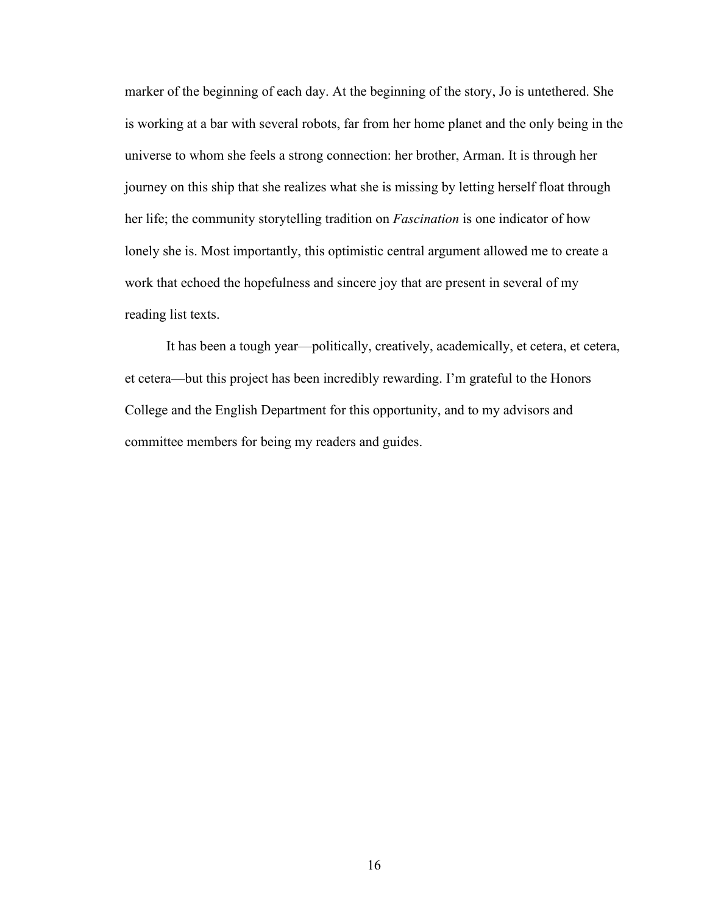marker of the beginning of each day. At the beginning of the story, Jo is untethered. She is working at a bar with several robots, far from her home planet and the only being in the universe to whom she feels a strong connection: her brother, Arman. It is through her journey on this ship that she realizes what she is missing by letting herself float through her life; the community storytelling tradition on *Fascination* is one indicator of how lonely she is. Most importantly, this optimistic central argument allowed me to create a work that echoed the hopefulness and sincere joy that are present in several of my reading list texts.

It has been a tough year—politically, creatively, academically, et cetera, et cetera, et cetera—but this project has been incredibly rewarding. I'm grateful to the Honors College and the English Department for this opportunity, and to my advisors and committee members for being my readers and guides.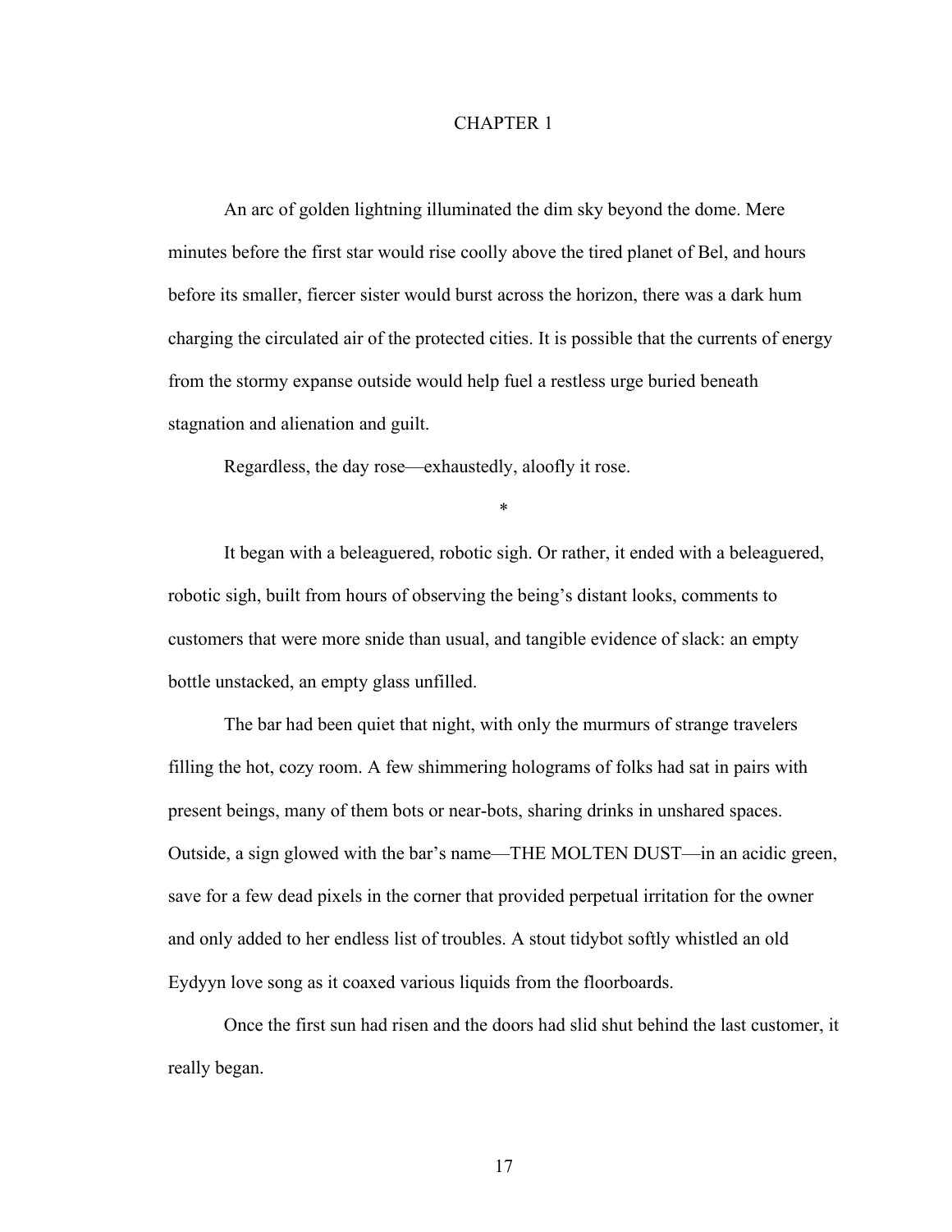# CHAPTER 1

An arc of golden lightning illuminated the dim sky beyond the dome. Mere minutes before the first star would rise coolly above the tired planet of Bel, and hours before its smaller, fiercer sister would burst across the horizon, there was a dark hum charging the circulated air of the protected cities. It is possible that the currents of energy from the stormy expanse outside would help fuel a restless urge buried beneath stagnation and alienation and guilt.

Regardless, the day rose—exhaustedly, aloofly it rose.

*

It began with a beleaguered, robotic sigh. Or rather, it ended with a beleaguered, robotic sigh, built from hours of observing the being's distant looks, comments to customers that were more snide than usual, and tangible evidence of slack: an empty bottle unstacked, an empty glass unfilled.

The bar had been quiet that night, with only the murmurs of strange travelers filling the hot, cozy room. A few shimmering holograms of folks had sat in pairs with present beings, many of them bots or near-bots, sharing drinks in unshared spaces. Outside, a sign glowed with the bar's name—THE MOLTEN DUST—in an acidic green, save for a few dead pixels in the corner that provided perpetual irritation for the owner and only added to her endless list of troubles. A stout tidybot softly whistled an old Eydyyn love song as it coaxed various liquids from the floorboards.

Once the first sun had risen and the doors had slid shut behind the last customer, it really began.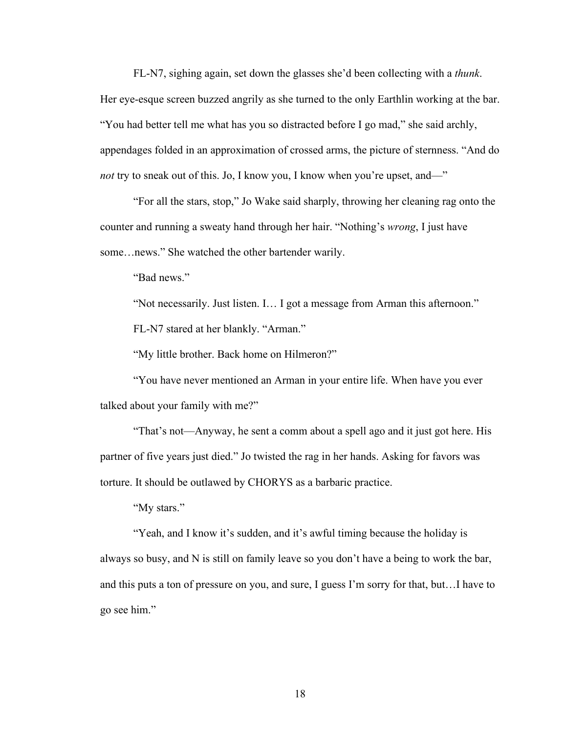FL-N7, sighing again, set down the glasses she'd been collecting with a *thunk*. Her eye-esque screen buzzed angrily as she turned to the only Earthlin working at the bar. "You had better tell me what has you so distracted before I go mad," she said archly, appendages folded in an approximation of crossed arms, the picture of sternness. "And do *not* try to sneak out of this. Jo, I know you, I know when you're upset, and—"

"For all the stars, stop," Jo Wake said sharply, throwing her cleaning rag onto the counter and running a sweaty hand through her hair. "Nothing's *wrong*, I just have some…news." She watched the other bartender warily.

"Bad news."

"Not necessarily. Just listen. I… I got a message from Arman this afternoon."

FL-N7 stared at her blankly. "Arman."

"My little brother. Back home on Hilmeron?"

"You have never mentioned an Arman in your entire life. When have you ever talked about your family with me?"

"That's not—Anyway, he sent a comm about a spell ago and it just got here. His partner of five years just died." Jo twisted the rag in her hands. Asking for favors was torture. It should be outlawed by CHORYS as a barbaric practice.

"My stars."

"Yeah, and I know it's sudden, and it's awful timing because the holiday is always so busy, and N is still on family leave so you don't have a being to work the bar, and this puts a ton of pressure on you, and sure, I guess I'm sorry for that, but…I have to go see him."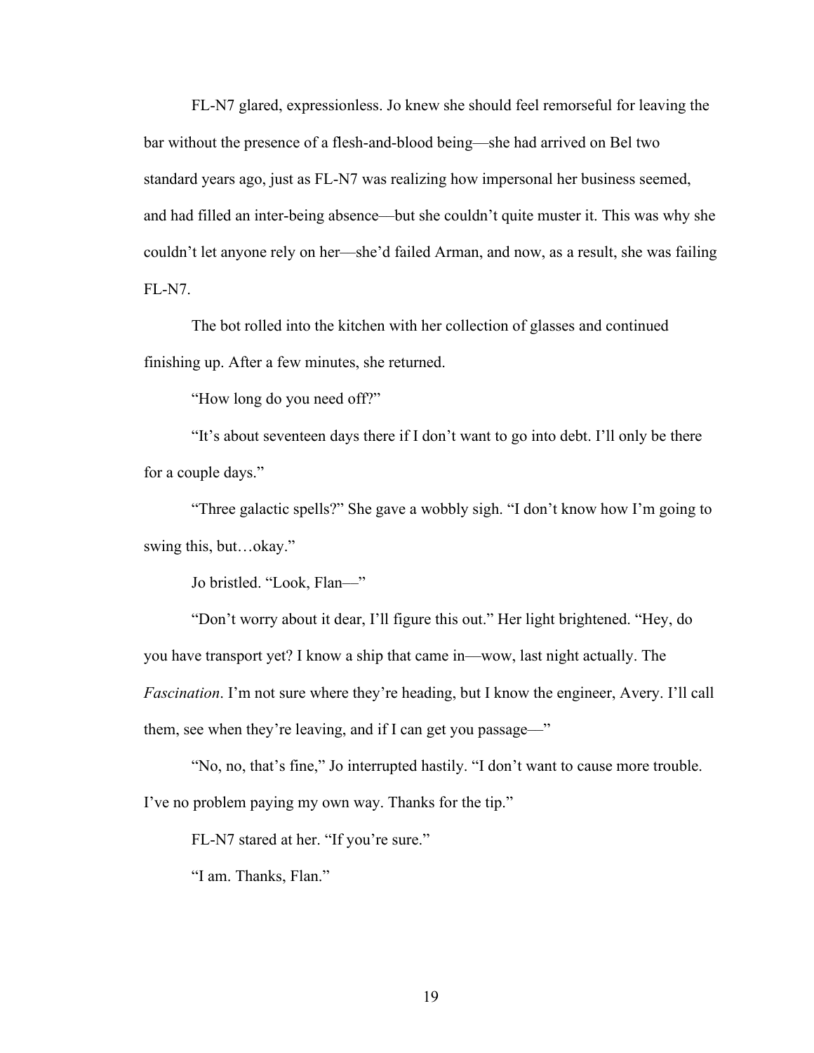FL-N7 glared, expressionless. Jo knew she should feel remorseful for leaving the bar without the presence of a flesh-and-blood being—she had arrived on Bel two standard years ago, just as FL-N7 was realizing how impersonal her business seemed, and had filled an inter-being absence—but she couldn't quite muster it. This was why she couldn't let anyone rely on her—she'd failed Arman, and now, as a result, she was failing FL-N7.

The bot rolled into the kitchen with her collection of glasses and continued finishing up. After a few minutes, she returned.

"How long do you need off?"

"It's about seventeen days there if I don't want to go into debt. I'll only be there for a couple days."

"Three galactic spells?" She gave a wobbly sigh. "I don't know how I'm going to swing this, but…okay."

Jo bristled. "Look, Flan—"

"Don't worry about it dear, I'll figure this out." Her light brightened. "Hey, do you have transport yet? I know a ship that came in—wow, last night actually. The *Fascination*. I'm not sure where they're heading, but I know the engineer, Avery. I'll call them, see when they're leaving, and if I can get you passage—"

"No, no, that's fine," Jo interrupted hastily. "I don't want to cause more trouble. I've no problem paying my own way. Thanks for the tip."

FL-N7 stared at her. "If you're sure."

"I am. Thanks, Flan."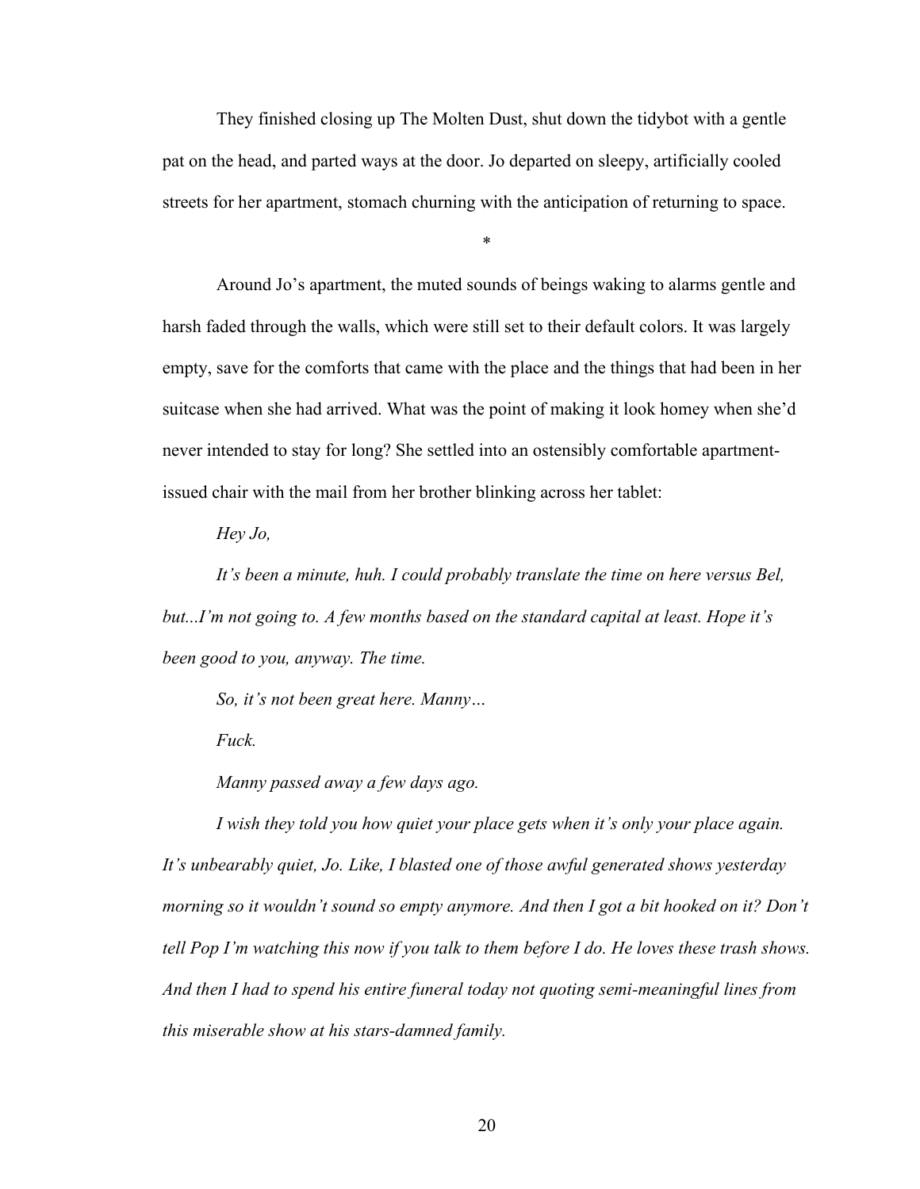They finished closing up The Molten Dust, shut down the tidybot with a gentle pat on the head, and parted ways at the door. Jo departed on sleepy, artificially cooled streets for her apartment, stomach churning with the anticipation of returning to space.

*

Around Jo's apartment, the muted sounds of beings waking to alarms gentle and harsh faded through the walls, which were still set to their default colors. It was largely empty, save for the comforts that came with the place and the things that had been in her suitcase when she had arrived. What was the point of making it look homey when she'd never intended to stay for long? She settled into an ostensibly comfortable apartment-issued chair with the mail from her brother blinking across her tablet:

*Hey Jo,*

*It's been a minute, huh. I could probably translate the time on here versus Bel, but...I'm not going to. A few months based on the standard capital at least. Hope it's been good to you, anyway. The time.*

*So, it's not been great here. Manny…*

*Fuck.*

*Manny passed away a few days ago.*

*I wish they told you how quiet your place gets when it's only your place again. It's unbearably quiet, Jo. Like, I blasted one of those awful generated shows yesterday morning so it wouldn't sound so empty anymore. And then I got a bit hooked on it? Don't tell Pop I'm watching this now if you talk to them before I do. He loves these trash shows. And then I had to spend his entire funeral today not quoting semi-meaningful lines from this miserable show at his stars-damned family.*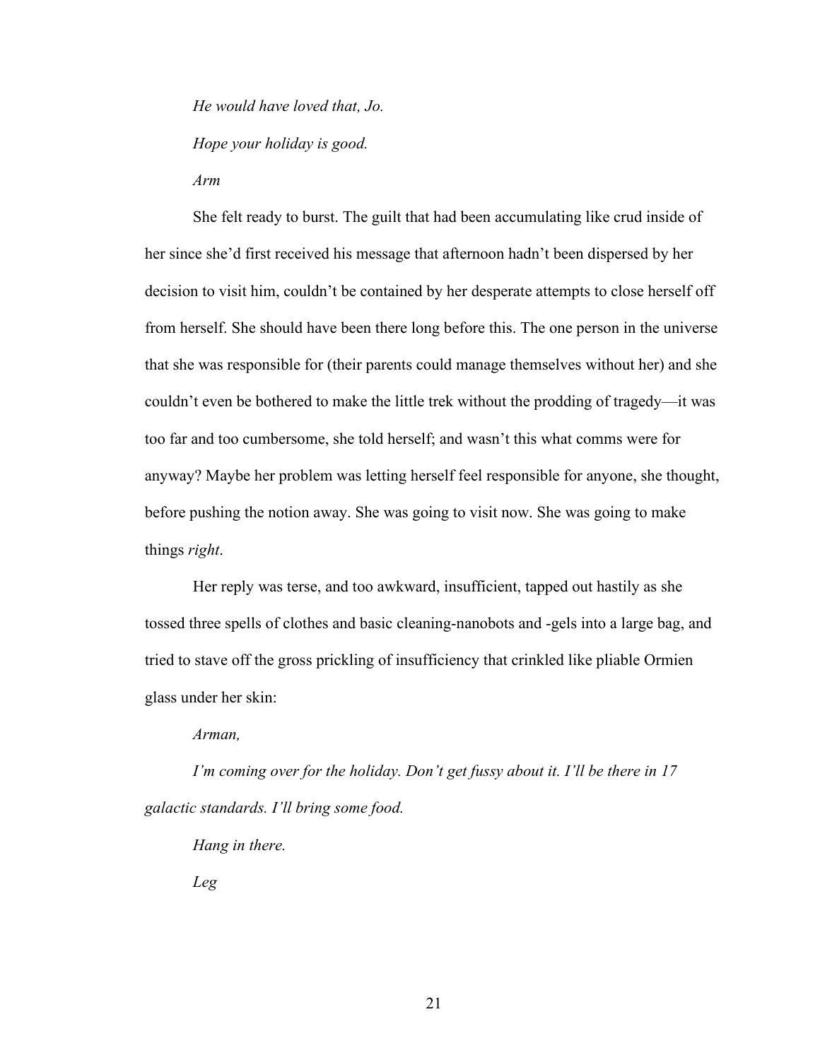*He would have loved that, Jo.*

*Hope your holiday is good.*

*Arm*

She felt ready to burst. The guilt that had been accumulating like crud inside of her since she'd first received his message that afternoon hadn't been dispersed by her decision to visit him, couldn't be contained by her desperate attempts to close herself off from herself. She should have been there long before this. The one person in the universe that she was responsible for (their parents could manage themselves without her) and she couldn't even be bothered to make the little trek without the prodding of tragedy—it was too far and too cumbersome, she told herself; and wasn't this what comms were for anyway? Maybe her problem was letting herself feel responsible for anyone, she thought, before pushing the notion away. She was going to visit now. She was going to make things *right*.

Her reply was terse, and too awkward, insufficient, tapped out hastily as she tossed three spells of clothes and basic cleaning-nanobots and -gels into a large bag, and tried to stave off the gross prickling of insufficiency that crinkled like pliable Ormien glass under her skin:

*Arman,*

*I'm coming over for the holiday. Don't get fussy about it. I'll be there in 17 galactic standards. I'll bring some food.*

*Hang in there.*

*Leg*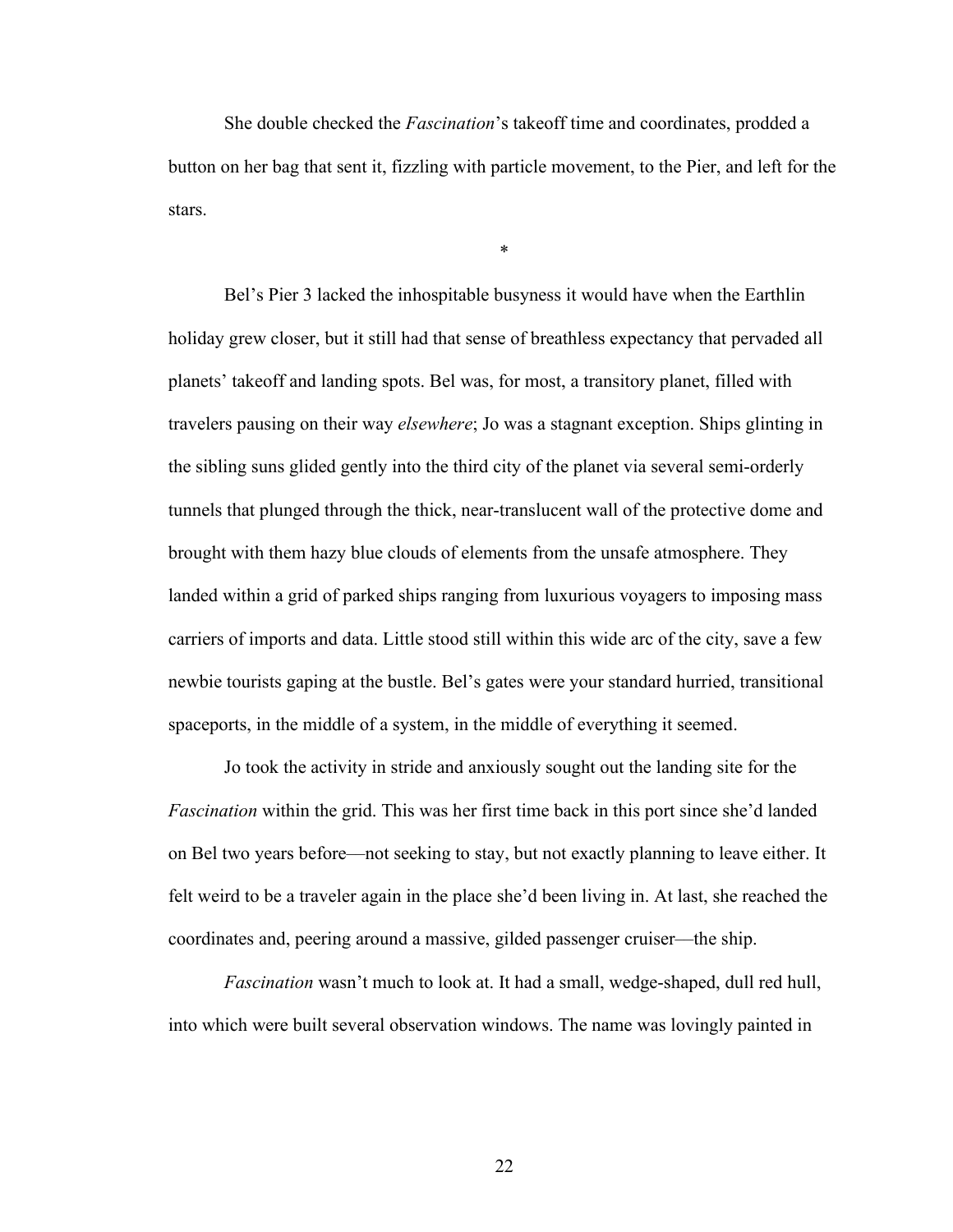She double checked the *Fascination*'s takeoff time and coordinates, prodded a button on her bag that sent it, fizzling with particle movement, to the Pier, and left for the stars.

*

Bel's Pier 3 lacked the inhospitable busyness it would have when the Earthlin holiday grew closer, but it still had that sense of breathless expectancy that pervaded all planets' takeoff and landing spots. Bel was, for most, a transitory planet, filled with travelers pausing on their way *elsewhere*; Jo was a stagnant exception. Ships glinting in the sibling suns glided gently into the third city of the planet via several semi-orderly tunnels that plunged through the thick, near-translucent wall of the protective dome and brought with them hazy blue clouds of elements from the unsafe atmosphere. They landed within a grid of parked ships ranging from luxurious voyagers to imposing mass carriers of imports and data. Little stood still within this wide arc of the city, save a few newbie tourists gaping at the bustle. Bel's gates were your standard hurried, transitional spaceports, in the middle of a system, in the middle of everything it seemed.

Jo took the activity in stride and anxiously sought out the landing site for the *Fascination* within the grid. This was her first time back in this port since she'd landed on Bel two years before—not seeking to stay, but not exactly planning to leave either. It felt weird to be a traveler again in the place she'd been living in. At last, she reached the coordinates and, peering around a massive, gilded passenger cruiser—the ship.

*Fascination* wasn't much to look at. It had a small, wedge-shaped, dull red hull, into which were built several observation windows. The name was lovingly painted in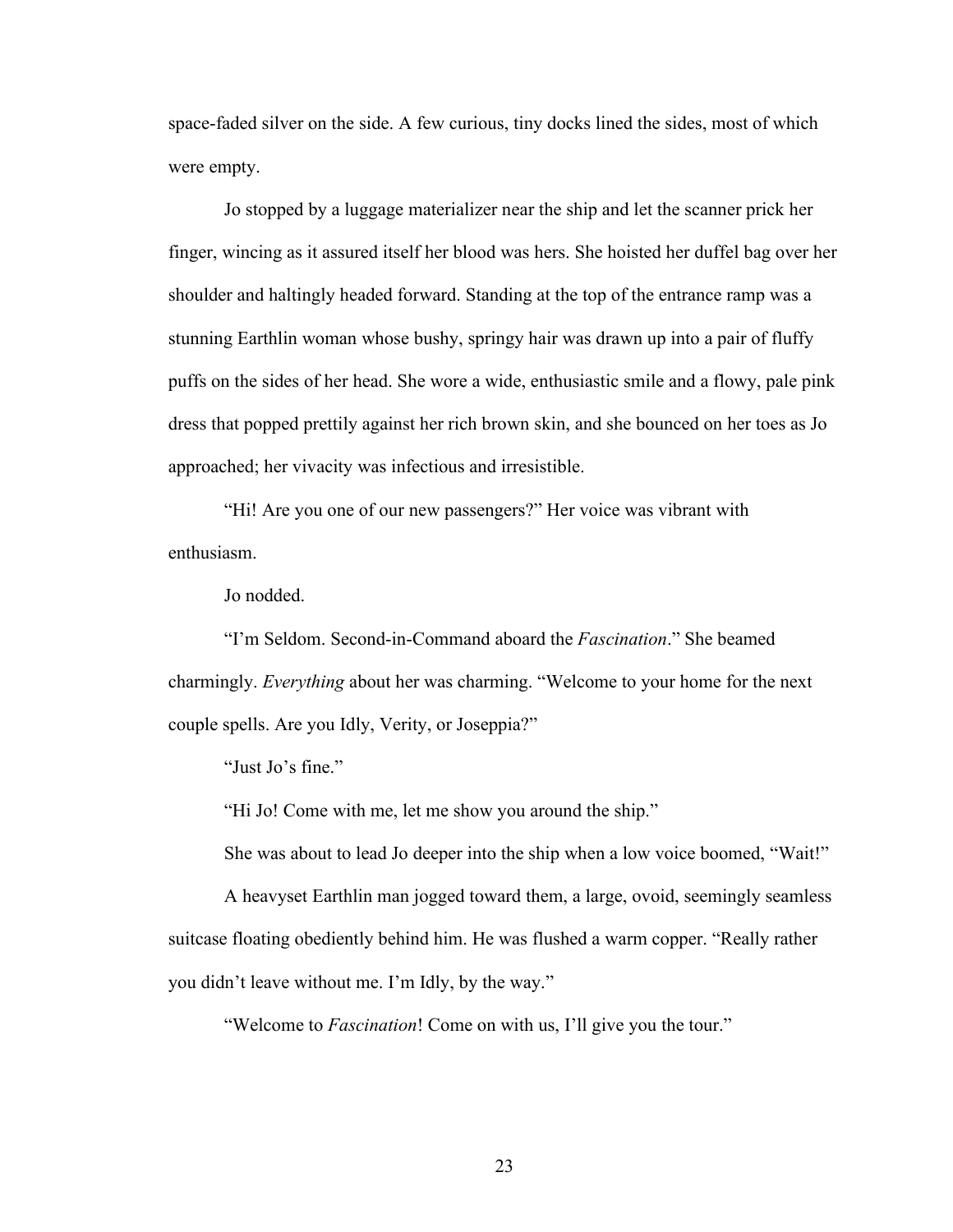space-faded silver on the side. A few curious, tiny docks lined the sides, most of which were empty.

Jo stopped by a luggage materializer near the ship and let the scanner prick her finger, wincing as it assured itself her blood was hers. She hoisted her duffel bag over her shoulder and haltingly headed forward. Standing at the top of the entrance ramp was a stunning Earthlin woman whose bushy, springy hair was drawn up into a pair of fluffy puffs on the sides of her head. She wore a wide, enthusiastic smile and a flowy, pale pink dress that popped prettily against her rich brown skin, and she bounced on her toes as Jo approached; her vivacity was infectious and irresistible.

"Hi! Are you one of our new passengers?" Her voice was vibrant with enthusiasm.

Jo nodded.

"I'm Seldom. Second-in-Command aboard the *Fascination*." She beamed charmingly. *Everything* about her was charming. "Welcome to your home for the next couple spells. Are you Idly, Verity, or Joseppia?"

"Just Jo's fine."

"Hi Jo! Come with me, let me show you around the ship."

She was about to lead Jo deeper into the ship when a low voice boomed, "Wait!"

A heavyset Earthlin man jogged toward them, a large, ovoid, seemingly seamless suitcase floating obediently behind him. He was flushed a warm copper. "Really rather you didn't leave without me. I'm Idly, by the way."

"Welcome to *Fascination*! Come on with us, I'll give you the tour."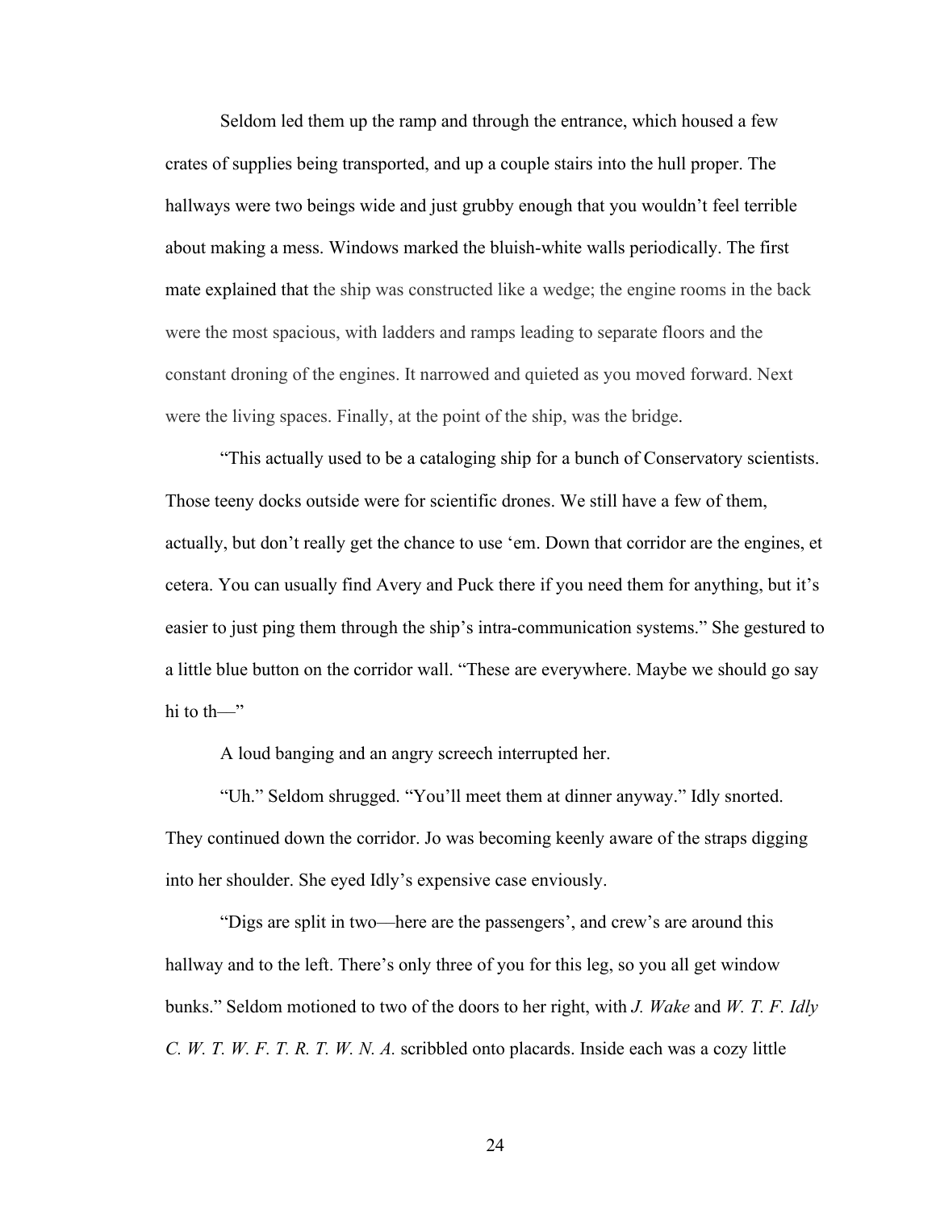Seldom led them up the ramp and through the entrance, which housed a few crates of supplies being transported, and up a couple stairs into the hull proper. The hallways were two beings wide and just grubby enough that you wouldn't feel terrible about making a mess. Windows marked the bluish-white walls periodically. The first mate explained that the ship was constructed like a wedge; the engine rooms in the back were the most spacious, with ladders and ramps leading to separate floors and the constant droning of the engines. It narrowed and quieted as you moved forward. Next were the living spaces. Finally, at the point of the ship, was the bridge.

"This actually used to be a cataloging ship for a bunch of Conservatory scientists. Those teeny docks outside were for scientific drones. We still have a few of them, actually, but don't really get the chance to use 'em. Down that corridor are the engines, et cetera. You can usually find Avery and Puck there if you need them for anything, but it's easier to just ping them through the ship's intra-communication systems." She gestured to a little blue button on the corridor wall. "These are everywhere. Maybe we should go say hi to th—"

A loud banging and an angry screech interrupted her.

"Uh." Seldom shrugged. "You'll meet them at dinner anyway." Idly snorted. They continued down the corridor. Jo was becoming keenly aware of the straps digging into her shoulder. She eyed Idly's expensive case enviously.

"Digs are split in two—here are the passengers', and crew's are around this hallway and to the left. There's only three of you for this leg, so you all get window bunks." Seldom motioned to two of the doors to her right, with *J. Wake* and *W. T. F. Idly C. W. T. W. F. T. R. T. W. N. A.* scribbled onto placards. Inside each was a cozy little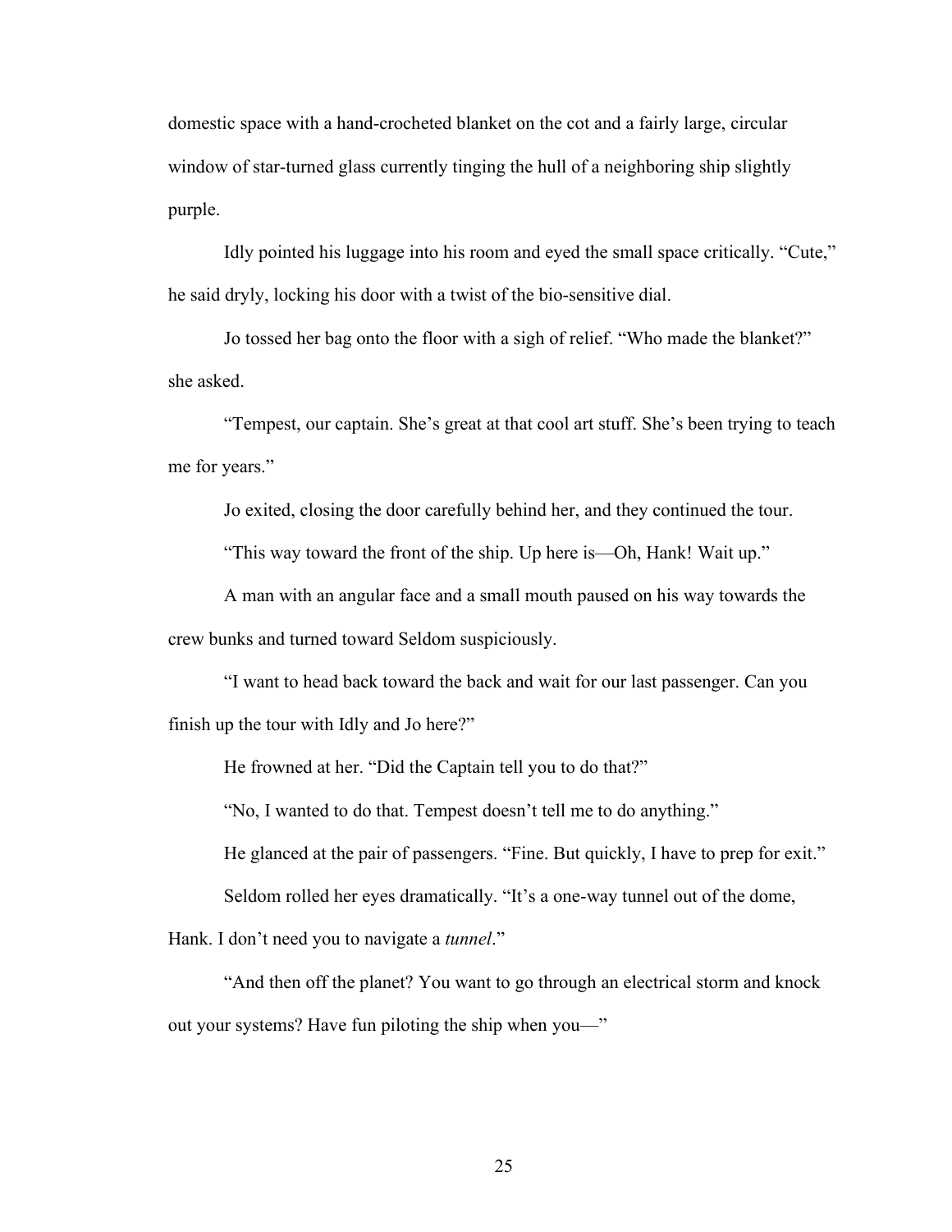domestic space with a hand-crocheted blanket on the cot and a fairly large, circular window of star-turned glass currently tinging the hull of a neighboring ship slightly purple.

Idly pointed his luggage into his room and eyed the small space critically. "Cute," he said dryly, locking his door with a twist of the bio-sensitive dial.

Jo tossed her bag onto the floor with a sigh of relief. "Who made the blanket?" she asked.

"Tempest, our captain. She's great at that cool art stuff. She's been trying to teach me for years."

Jo exited, closing the door carefully behind her, and they continued the tour.

"This way toward the front of the ship. Up here is—Oh, Hank! Wait up."

A man with an angular face and a small mouth paused on his way towards the crew bunks and turned toward Seldom suspiciously.

"I want to head back toward the back and wait for our last passenger. Can you finish up the tour with Idly and Jo here?"

He frowned at her. "Did the Captain tell you to do that?"

"No, I wanted to do that. Tempest doesn't tell me to do anything."

He glanced at the pair of passengers. "Fine. But quickly, I have to prep for exit."

Seldom rolled her eyes dramatically. "It's a one-way tunnel out of the dome, Hank. I don't need you to navigate a *tunnel*."

"And then off the planet? You want to go through an electrical storm and knock out your systems? Have fun piloting the ship when you—"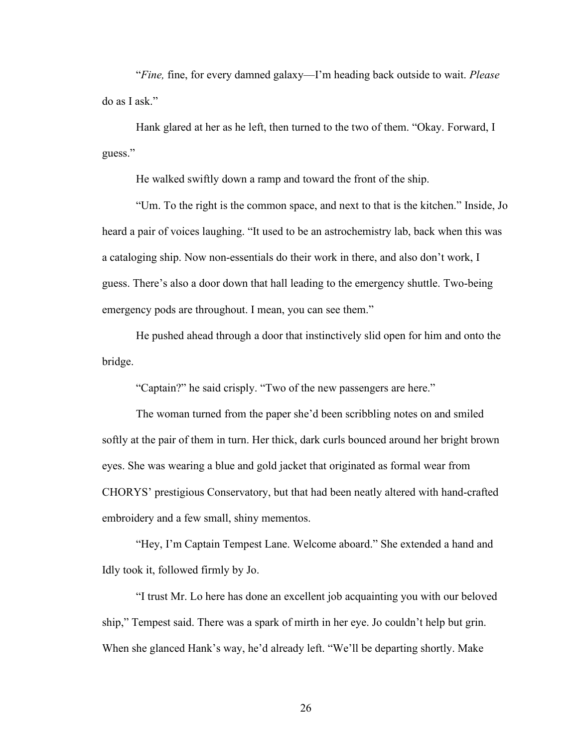"*Fine,* fine, for every damned galaxy—I'm heading back outside to wait. *Please* do as I ask."

Hank glared at her as he left, then turned to the two of them. "Okay. Forward, I guess."

He walked swiftly down a ramp and toward the front of the ship.

"Um. To the right is the common space, and next to that is the kitchen." Inside, Jo heard a pair of voices laughing. "It used to be an astrochemistry lab, back when this was a cataloging ship. Now non-essentials do their work in there, and also don't work, I guess. There's also a door down that hall leading to the emergency shuttle. Two-being emergency pods are throughout. I mean, you can see them."

He pushed ahead through a door that instinctively slid open for him and onto the bridge.

"Captain?" he said crisply. "Two of the new passengers are here."

The woman turned from the paper she'd been scribbling notes on and smiled softly at the pair of them in turn. Her thick, dark curls bounced around her bright brown eyes. She was wearing a blue and gold jacket that originated as formal wear from CHORYS' prestigious Conservatory, but that had been neatly altered with hand-crafted embroidery and a few small, shiny mementos.

"Hey, I'm Captain Tempest Lane. Welcome aboard." She extended a hand and Idly took it, followed firmly by Jo.

"I trust Mr. Lo here has done an excellent job acquainting you with our beloved ship," Tempest said. There was a spark of mirth in her eye. Jo couldn't help but grin. When she glanced Hank's way, he'd already left. "We'll be departing shortly. Make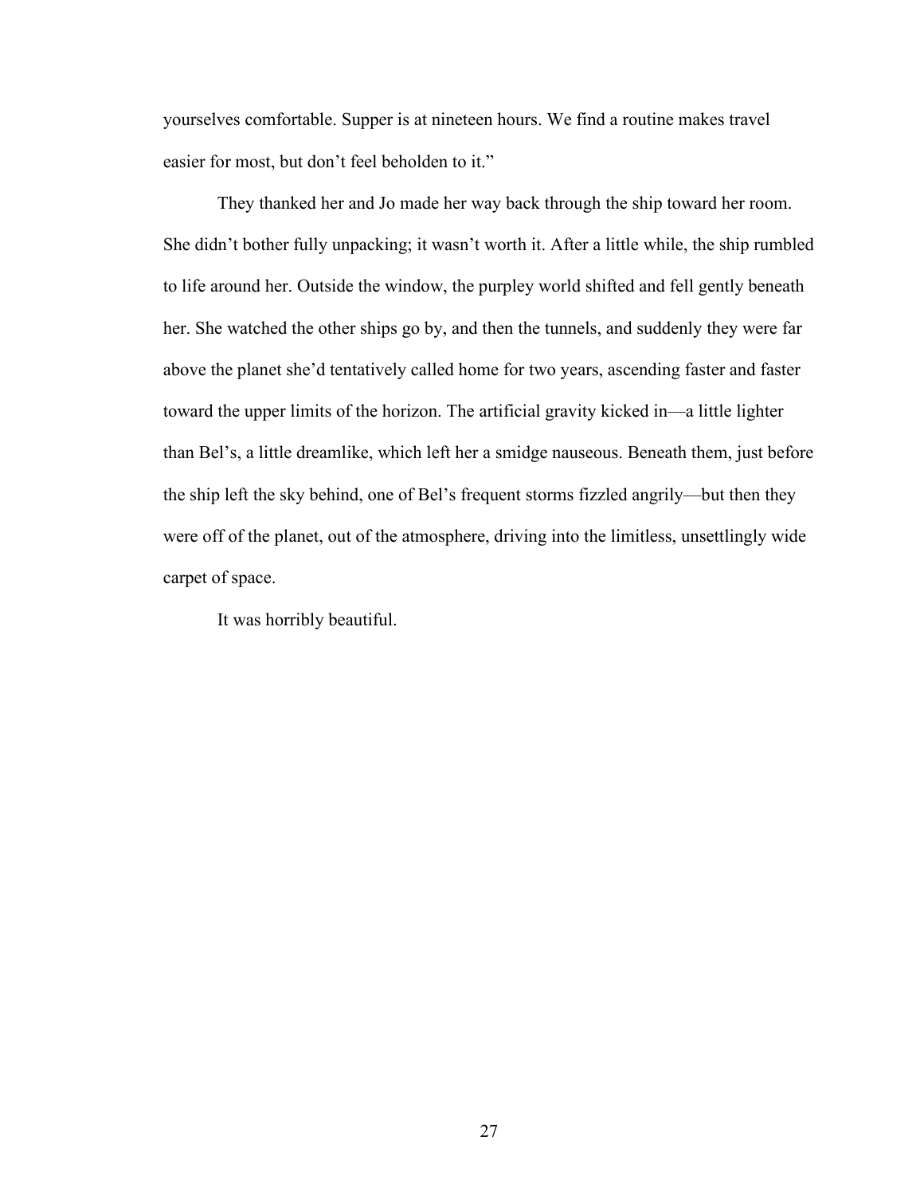yourselves comfortable. Supper is at nineteen hours. We find a routine makes travel easier for most, but don't feel beholden to it."

They thanked her and Jo made her way back through the ship toward her room. She didn't bother fully unpacking; it wasn't worth it. After a little while, the ship rumbled to life around her. Outside the window, the purpley world shifted and fell gently beneath her. She watched the other ships go by, and then the tunnels, and suddenly they were far above the planet she'd tentatively called home for two years, ascending faster and faster toward the upper limits of the horizon. The artificial gravity kicked in—a little lighter than Bel's, a little dreamlike, which left her a smidge nauseous. Beneath them, just before the ship left the sky behind, one of Bel's frequent storms fizzled angrily—but then they were off of the planet, out of the atmosphere, driving into the limitless, unsettlingly wide carpet of space.

It was horribly beautiful.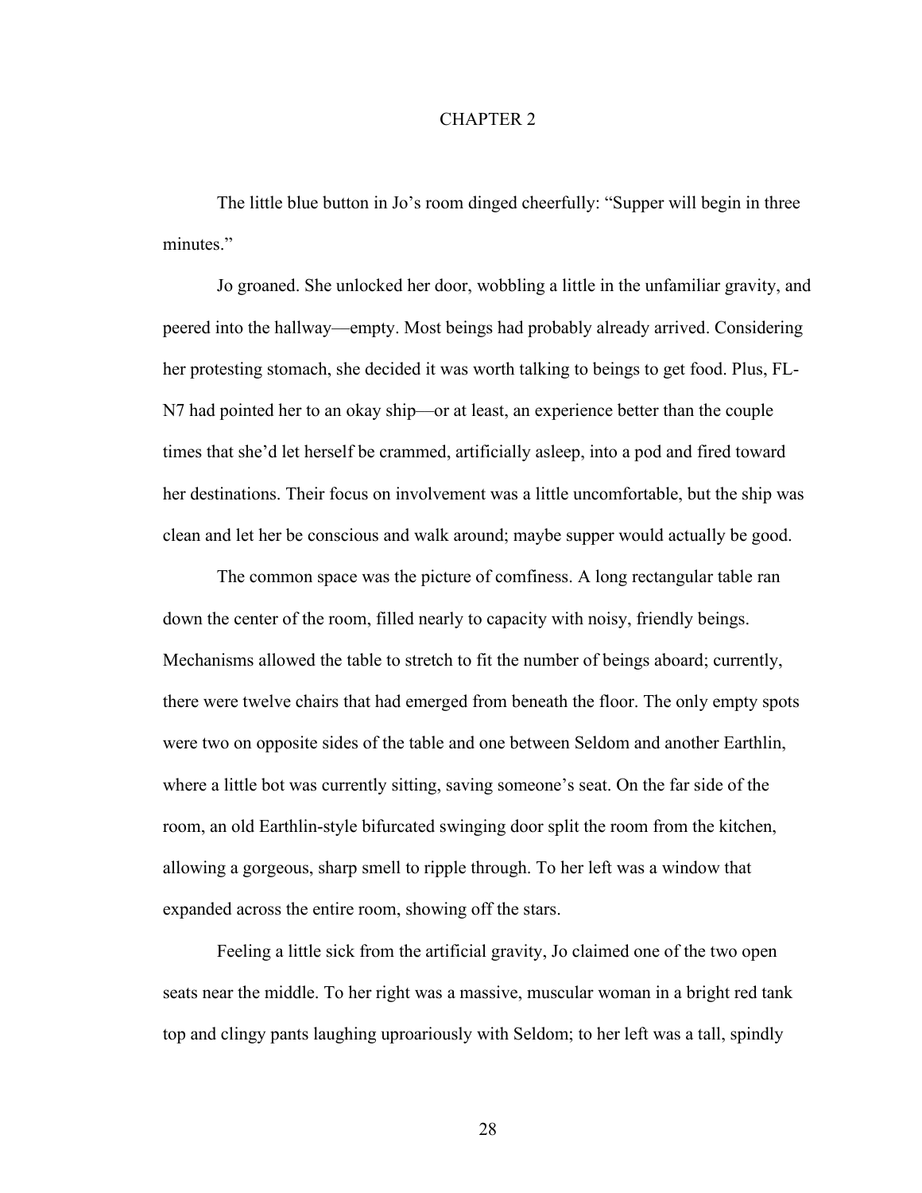# CHAPTER 2

The little blue button in Jo's room dinged cheerfully: "Supper will begin in three minutes."

Jo groaned. She unlocked her door, wobbling a little in the unfamiliar gravity, and peered into the hallway—empty. Most beings had probably already arrived. Considering her protesting stomach, she decided it was worth talking to beings to get food. Plus, FL-N7 had pointed her to an okay ship—or at least, an experience better than the couple times that she'd let herself be crammed, artificially asleep, into a pod and fired toward her destinations. Their focus on involvement was a little uncomfortable, but the ship was clean and let her be conscious and walk around; maybe supper would actually be good.

The common space was the picture of comfiness. A long rectangular table ran down the center of the room, filled nearly to capacity with noisy, friendly beings. Mechanisms allowed the table to stretch to fit the number of beings aboard; currently, there were twelve chairs that had emerged from beneath the floor. The only empty spots were two on opposite sides of the table and one between Seldom and another Earthlin, where a little bot was currently sitting, saving someone's seat. On the far side of the room, an old Earthlin-style bifurcated swinging door split the room from the kitchen, allowing a gorgeous, sharp smell to ripple through. To her left was a window that expanded across the entire room, showing off the stars.

Feeling a little sick from the artificial gravity, Jo claimed one of the two open seats near the middle. To her right was a massive, muscular woman in a bright red tank top and clingy pants laughing uproariously with Seldom; to her left was a tall, spindly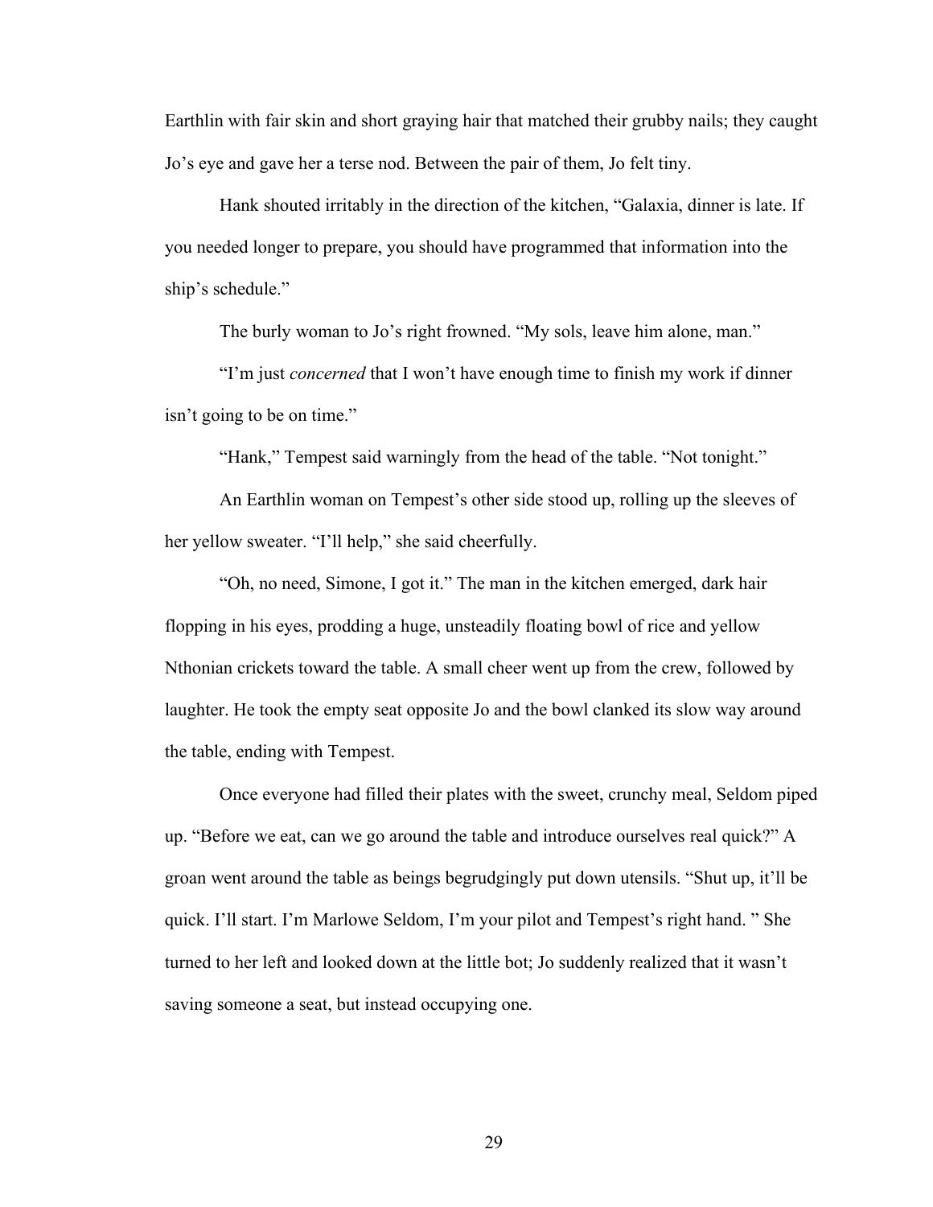Earthlin with fair skin and short graying hair that matched their grubby nails; they caught Jo's eye and gave her a terse nod. Between the pair of them, Jo felt tiny.

Hank shouted irritably in the direction of the kitchen, "Galaxia, dinner is late. If you needed longer to prepare, you should have programmed that information into the ship's schedule."

The burly woman to Jo's right frowned. "My sols, leave him alone, man."

"I'm just *concerned* that I won't have enough time to finish my work if dinner isn't going to be on time."

"Hank," Tempest said warningly from the head of the table. "Not tonight."

An Earthlin woman on Tempest's other side stood up, rolling up the sleeves of her yellow sweater. "I'll help," she said cheerfully.

"Oh, no need, Simone, I got it." The man in the kitchen emerged, dark hair flopping in his eyes, prodding a huge, unsteadily floating bowl of rice and yellow Nthonian crickets toward the table. A small cheer went up from the crew, followed by laughter. He took the empty seat opposite Jo and the bowl clanked its slow way around the table, ending with Tempest.

Once everyone had filled their plates with the sweet, crunchy meal, Seldom piped up. "Before we eat, can we go around the table and introduce ourselves real quick?" A groan went around the table as beings begrudgingly put down utensils. "Shut up, it'll be quick. I'll start. I'm Marlowe Seldom, I'm your pilot and Tempest's right hand. " She turned to her left and looked down at the little bot; Jo suddenly realized that it wasn't saving someone a seat, but instead occupying one.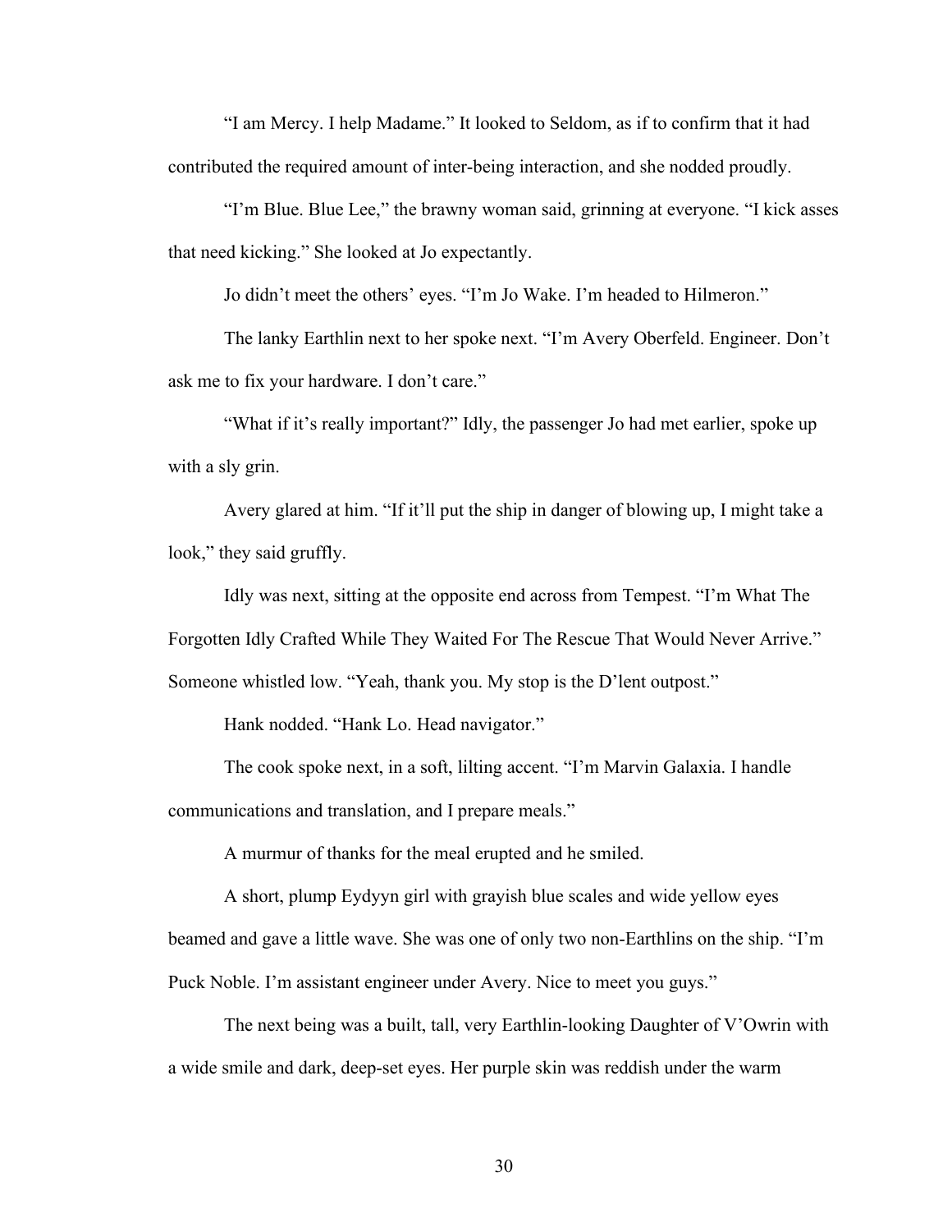"I am Mercy. I help Madame." It looked to Seldom, as if to confirm that it had contributed the required amount of inter-being interaction, and she nodded proudly.

"I'm Blue. Blue Lee," the brawny woman said, grinning at everyone. "I kick asses that need kicking." She looked at Jo expectantly.

Jo didn't meet the others' eyes. "I'm Jo Wake. I'm headed to Hilmeron."

The lanky Earthlin next to her spoke next. "I'm Avery Oberfeld. Engineer. Don't ask me to fix your hardware. I don't care."

"What if it's really important?" Idly, the passenger Jo had met earlier, spoke up with a sly grin.

Avery glared at him. "If it'll put the ship in danger of blowing up, I might take a look," they said gruffly.

Idly was next, sitting at the opposite end across from Tempest. "I'm What The Forgotten Idly Crafted While They Waited For The Rescue That Would Never Arrive." Someone whistled low. "Yeah, thank you. My stop is the D'lent outpost."

Hank nodded. "Hank Lo. Head navigator."

The cook spoke next, in a soft, lilting accent. "I'm Marvin Galaxia. I handle communications and translation, and I prepare meals."

A murmur of thanks for the meal erupted and he smiled.

A short, plump Eydyyn girl with grayish blue scales and wide yellow eyes beamed and gave a little wave. She was one of only two non-Earthlins on the ship. "I'm Puck Noble. I'm assistant engineer under Avery. Nice to meet you guys."

The next being was a built, tall, very Earthlin-looking Daughter of V'Owrin with a wide smile and dark, deep-set eyes. Her purple skin was reddish under the warm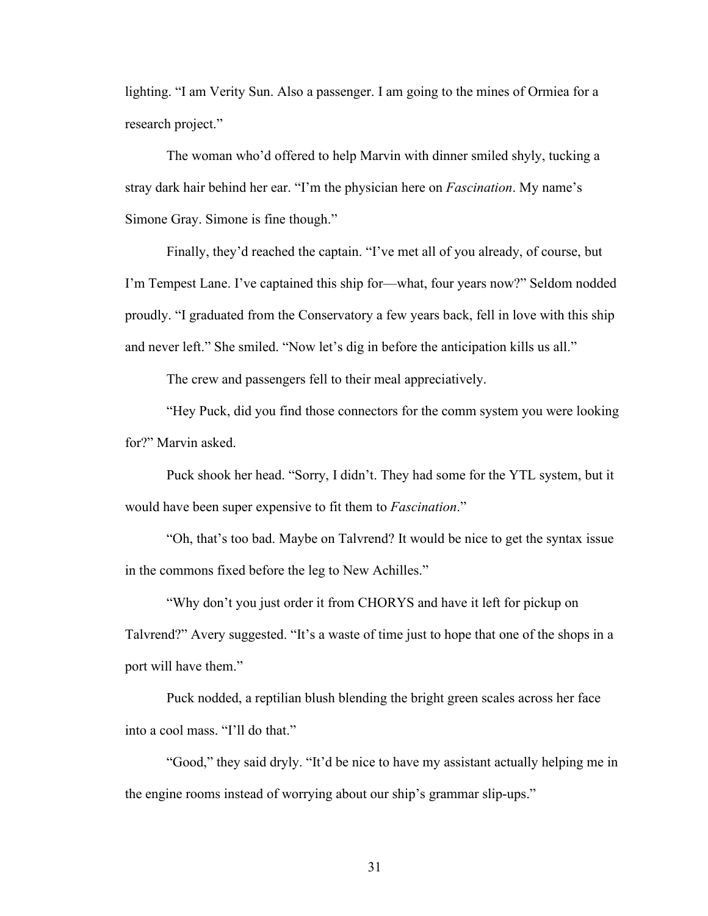lighting. "I am Verity Sun. Also a passenger. I am going to the mines of Ormiea for a research project."

The woman who'd offered to help Marvin with dinner smiled shyly, tucking a stray dark hair behind her ear. "I'm the physician here on *Fascination*. My name's Simone Gray. Simone is fine though."

Finally, they'd reached the captain. "I've met all of you already, of course, but I'm Tempest Lane. I've captained this ship for—what, four years now?" Seldom nodded proudly. "I graduated from the Conservatory a few years back, fell in love with this ship and never left." She smiled. "Now let's dig in before the anticipation kills us all."

The crew and passengers fell to their meal appreciatively.

"Hey Puck, did you find those connectors for the comm system you were looking for?" Marvin asked.

Puck shook her head. "Sorry, I didn't. They had some for the YTL system, but it would have been super expensive to fit them to *Fascination*."

"Oh, that's too bad. Maybe on Talvrend? It would be nice to get the syntax issue in the commons fixed before the leg to New Achilles."

"Why don't you just order it from CHORYS and have it left for pickup on Talvrend?" Avery suggested. "It's a waste of time just to hope that one of the shops in a port will have them."

Puck nodded, a reptilian blush blending the bright green scales across her face into a cool mass. "I'll do that."

"Good," they said dryly. "It'd be nice to have my assistant actually helping me in the engine rooms instead of worrying about our ship's grammar slip-ups."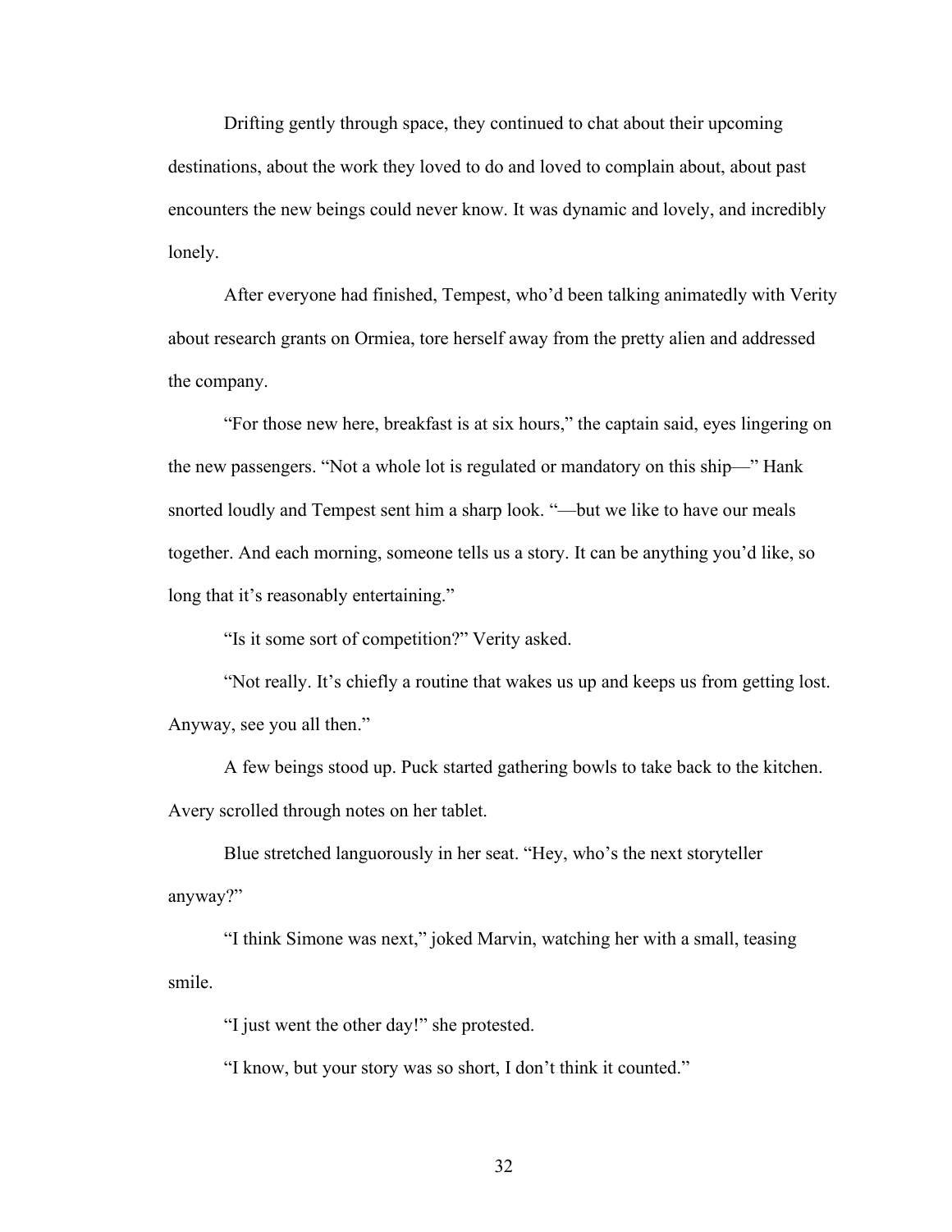Drifting gently through space, they continued to chat about their upcoming destinations, about the work they loved to do and loved to complain about, about past encounters the new beings could never know. It was dynamic and lovely, and incredibly lonely.

After everyone had finished, Tempest, who'd been talking animatedly with Verity about research grants on Ormiea, tore herself away from the pretty alien and addressed the company.

"For those new here, breakfast is at six hours," the captain said, eyes lingering on the new passengers. "Not a whole lot is regulated or mandatory on this ship—" Hank snorted loudly and Tempest sent him a sharp look. "—but we like to have our meals together. And each morning, someone tells us a story. It can be anything you'd like, so long that it's reasonably entertaining."

"Is it some sort of competition?" Verity asked.

"Not really. It's chiefly a routine that wakes us up and keeps us from getting lost. Anyway, see you all then."

A few beings stood up. Puck started gathering bowls to take back to the kitchen. Avery scrolled through notes on her tablet.

Blue stretched languorously in her seat. "Hey, who's the next storyteller anyway?"

"I think Simone was next," joked Marvin, watching her with a small, teasing smile.

"I just went the other day!" she protested.

"I know, but your story was so short, I don't think it counted."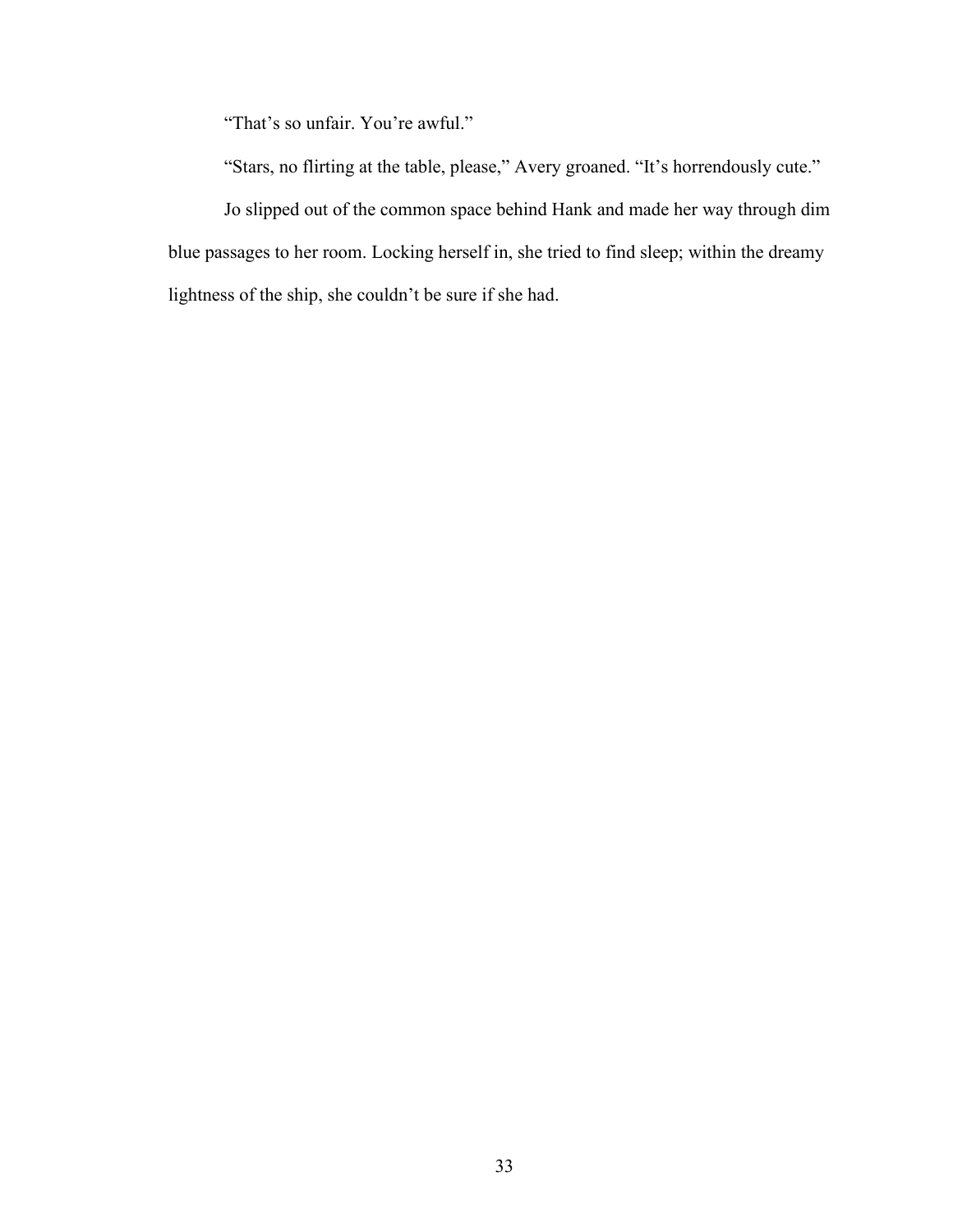"That's so unfair. You're awful."

"Stars, no flirting at the table, please," Avery groaned. "It's horrendously cute."

Jo slipped out of the common space behind Hank and made her way through dim blue passages to her room. Locking herself in, she tried to find sleep; within the dreamy lightness of the ship, she couldn't be sure if she had.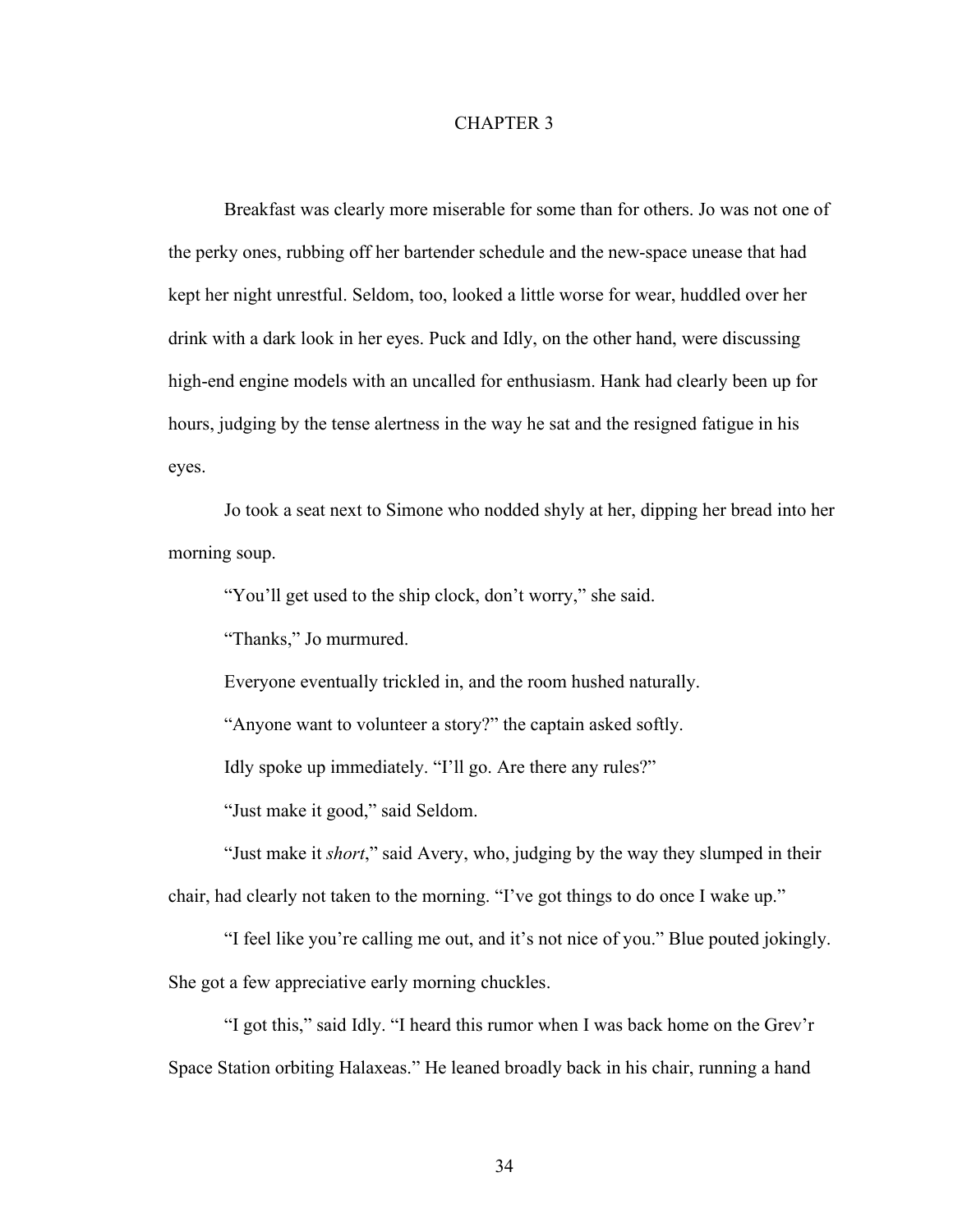# CHAPTER 3

Breakfast was clearly more miserable for some than for others. Jo was not one of the perky ones, rubbing off her bartender schedule and the new-space unease that had kept her night unrestful. Seldom, too, looked a little worse for wear, huddled over her drink with a dark look in her eyes. Puck and Idly, on the other hand, were discussing high-end engine models with an uncalled for enthusiasm. Hank had clearly been up for hours, judging by the tense alertness in the way he sat and the resigned fatigue in his eyes.

Jo took a seat next to Simone who nodded shyly at her, dipping her bread into her morning soup.

"You'll get used to the ship clock, don't worry," she said.

"Thanks," Jo murmured.

Everyone eventually trickled in, and the room hushed naturally.

"Anyone want to volunteer a story?" the captain asked softly.

Idly spoke up immediately. "I'll go. Are there any rules?"

"Just make it good," said Seldom.

"Just make it *short*," said Avery, who, judging by the way they slumped in their chair, had clearly not taken to the morning. "I've got things to do once I wake up."

"I feel like you're calling me out, and it's not nice of you." Blue pouted jokingly. She got a few appreciative early morning chuckles.

"I got this," said Idly. "I heard this rumor when I was back home on the Grev'r Space Station orbiting Halaxeas." He leaned broadly back in his chair, running a hand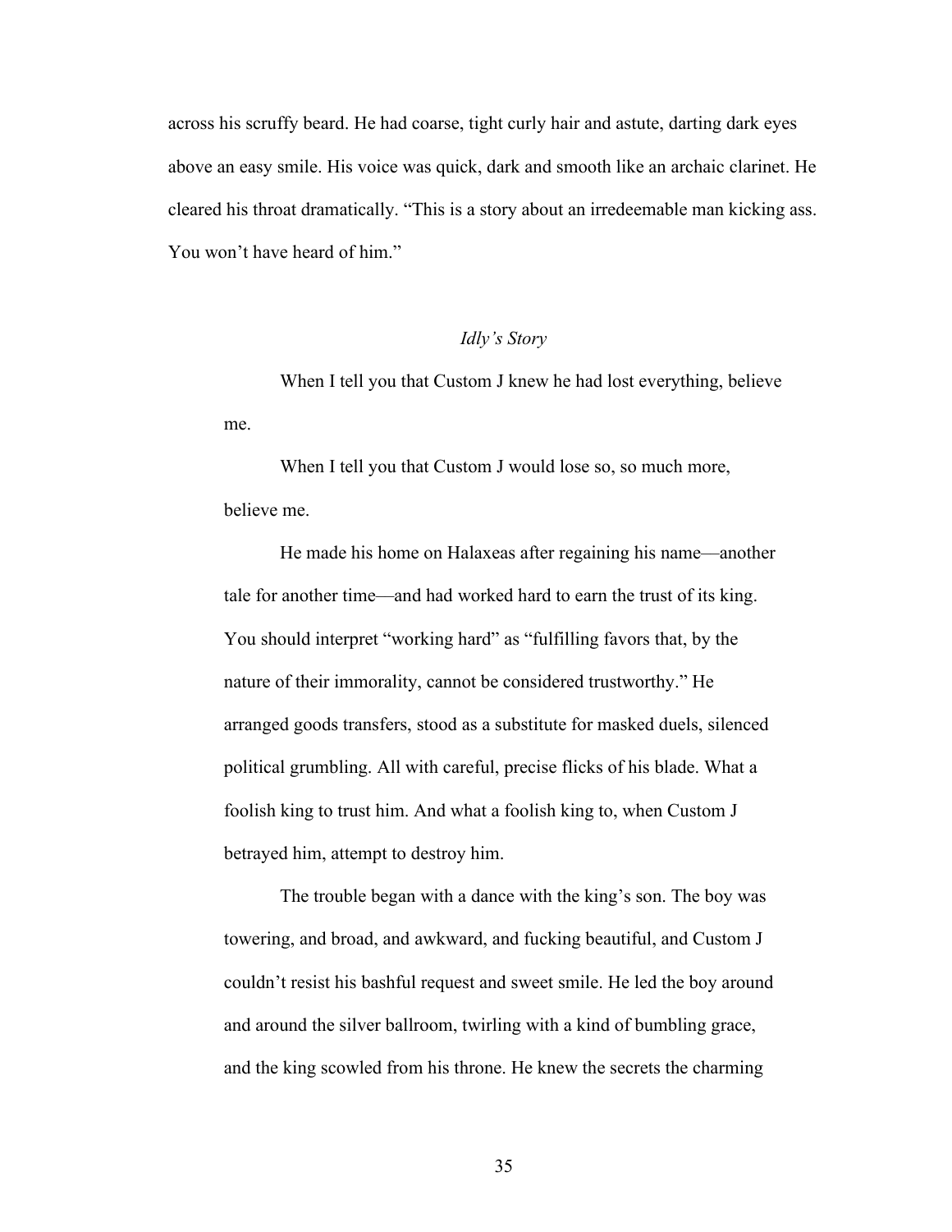across his scruffy beard. He had coarse, tight curly hair and astute, darting dark eyes above an easy smile. His voice was quick, dark and smooth like an archaic clarinet. He cleared his throat dramatically. "This is a story about an irredeemable man kicking ass. You won't have heard of him."

*Idly's Story*

When I tell you that Custom J knew he had lost everything, believe me.

When I tell you that Custom J would lose so, so much more, believe me.

He made his home on Halaxeas after regaining his name—another tale for another time—and had worked hard to earn the trust of its king. You should interpret "working hard" as "fulfilling favors that, by the nature of their immorality, cannot be considered trustworthy." He arranged goods transfers, stood as a substitute for masked duels, silenced political grumbling. All with careful, precise flicks of his blade. What a foolish king to trust him. And what a foolish king to, when Custom J betrayed him, attempt to destroy him.

The trouble began with a dance with the king's son. The boy was towering, and broad, and awkward, and fucking beautiful, and Custom J couldn't resist his bashful request and sweet smile. He led the boy around and around the silver ballroom, twirling with a kind of bumbling grace, and the king scowled from his throne. He knew the secrets the charming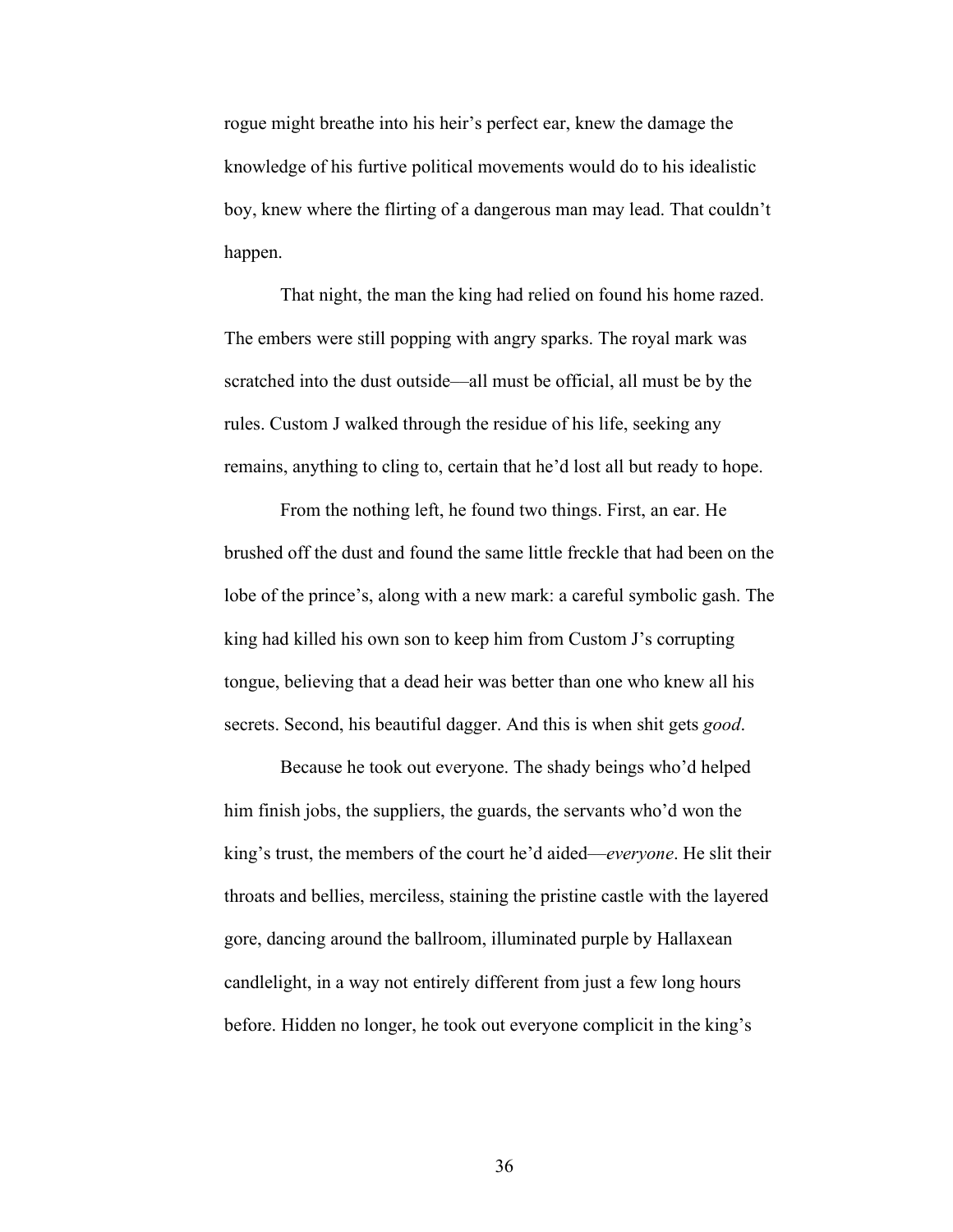rogue might breathe into his heir's perfect ear, knew the damage the knowledge of his furtive political movements would do to his idealistic boy, knew where the flirting of a dangerous man may lead. That couldn't happen.

That night, the man the king had relied on found his home razed. The embers were still popping with angry sparks. The royal mark was scratched into the dust outside—all must be official, all must be by the rules. Custom J walked through the residue of his life, seeking any remains, anything to cling to, certain that he'd lost all but ready to hope.

From the nothing left, he found two things. First, an ear. He brushed off the dust and found the same little freckle that had been on the lobe of the prince's, along with a new mark: a careful symbolic gash. The king had killed his own son to keep him from Custom J's corrupting tongue, believing that a dead heir was better than one who knew all his secrets. Second, his beautiful dagger. And this is when shit gets *good*.

Because he took out everyone. The shady beings who'd helped him finish jobs, the suppliers, the guards, the servants who'd won the king's trust, the members of the court he'd aided—*everyone*. He slit their throats and bellies, merciless, staining the pristine castle with the layered gore, dancing around the ballroom, illuminated purple by Hallaxean candlelight, in a way not entirely different from just a few long hours before. Hidden no longer, he took out everyone complicit in the king's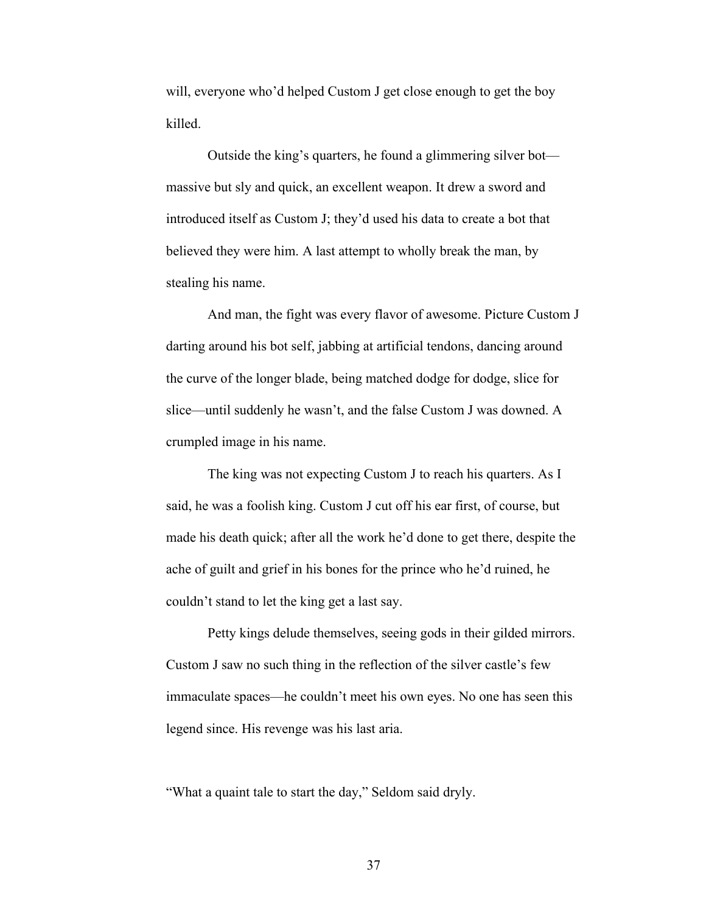will, everyone who'd helped Custom J get close enough to get the boy killed.

Outside the king's quarters, he found a glimmering silver bot—massive but sly and quick, an excellent weapon. It drew a sword and introduced itself as Custom J; they'd used his data to create a bot that believed they were him. A last attempt to wholly break the man, by stealing his name.

And man, the fight was every flavor of awesome. Picture Custom J darting around his bot self, jabbing at artificial tendons, dancing around the curve of the longer blade, being matched dodge for dodge, slice for slice—until suddenly he wasn't, and the false Custom J was downed. A crumpled image in his name.

The king was not expecting Custom J to reach his quarters. As I said, he was a foolish king. Custom J cut off his ear first, of course, but made his death quick; after all the work he'd done to get there, despite the ache of guilt and grief in his bones for the prince who he'd ruined, he couldn't stand to let the king get a last say.

Petty kings delude themselves, seeing gods in their gilded mirrors. Custom J saw no such thing in the reflection of the silver castle's few immaculate spaces—he couldn't meet his own eyes. No one has seen this legend since. His revenge was his last aria.

"What a quaint tale to start the day," Seldom said dryly.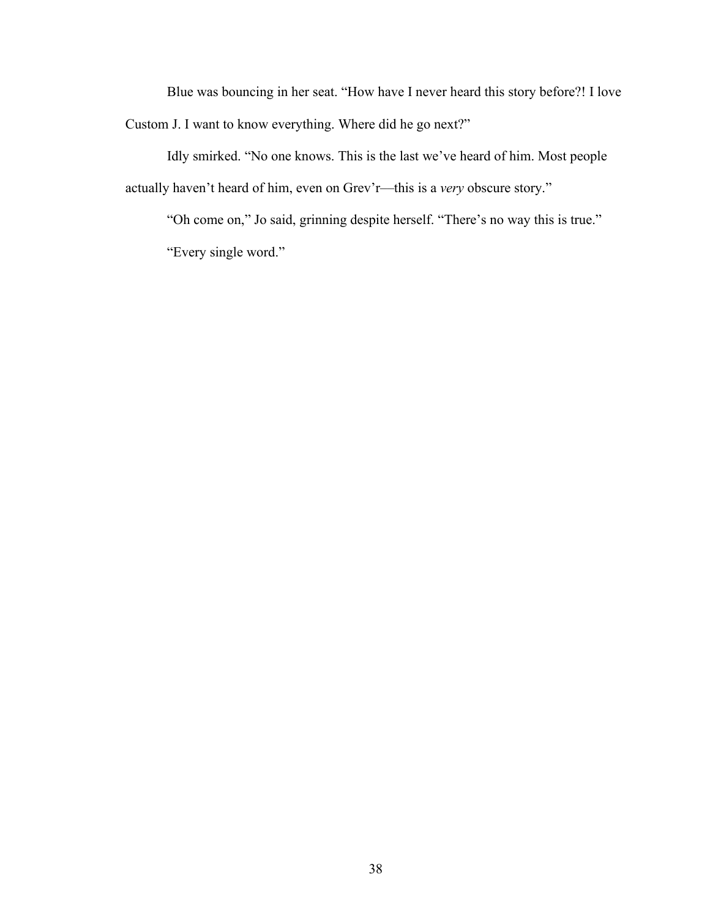Blue was bouncing in her seat. “How have I never heard this story before?! I love Custom J. I want to know everything. Where did he go next?”

Idly smirked. “No one knows. This is the last we’ve heard of him. Most people actually haven’t heard of him, even on Grev’r—this is a *very* obscure story.”

“Oh come on,” Jo said, grinning despite herself. “There’s no way this is true.”

“Every single word.”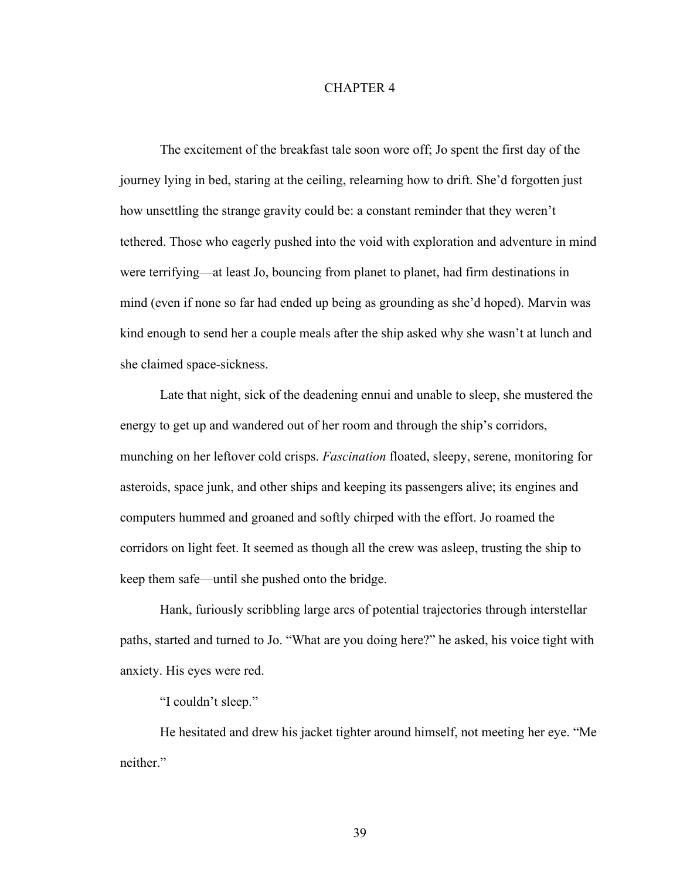# CHAPTER 4

The excitement of the breakfast tale soon wore off; Jo spent the first day of the journey lying in bed, staring at the ceiling, relearning how to drift. She'd forgotten just how unsettling the strange gravity could be: a constant reminder that they weren't tethered. Those who eagerly pushed into the void with exploration and adventure in mind were terrifying—at least Jo, bouncing from planet to planet, had firm destinations in mind (even if none so far had ended up being as grounding as she'd hoped). Marvin was kind enough to send her a couple meals after the ship asked why she wasn't at lunch and she claimed space-sickness.

Late that night, sick of the deadening ennui and unable to sleep, she mustered the energy to get up and wandered out of her room and through the ship's corridors, munching on her leftover cold crisps. *Fascination* floated, sleepy, serene, monitoring for asteroids, space junk, and other ships and keeping its passengers alive; its engines and computers hummed and groaned and softly chirped with the effort. Jo roamed the corridors on light feet. It seemed as though all the crew was asleep, trusting the ship to keep them safe—until she pushed onto the bridge.

Hank, furiously scribbling large arcs of potential trajectories through interstellar paths, started and turned to Jo. "What are you doing here?" he asked, his voice tight with anxiety. His eyes were red.

"I couldn't sleep."

He hesitated and drew his jacket tighter around himself, not meeting her eye. "Me neither."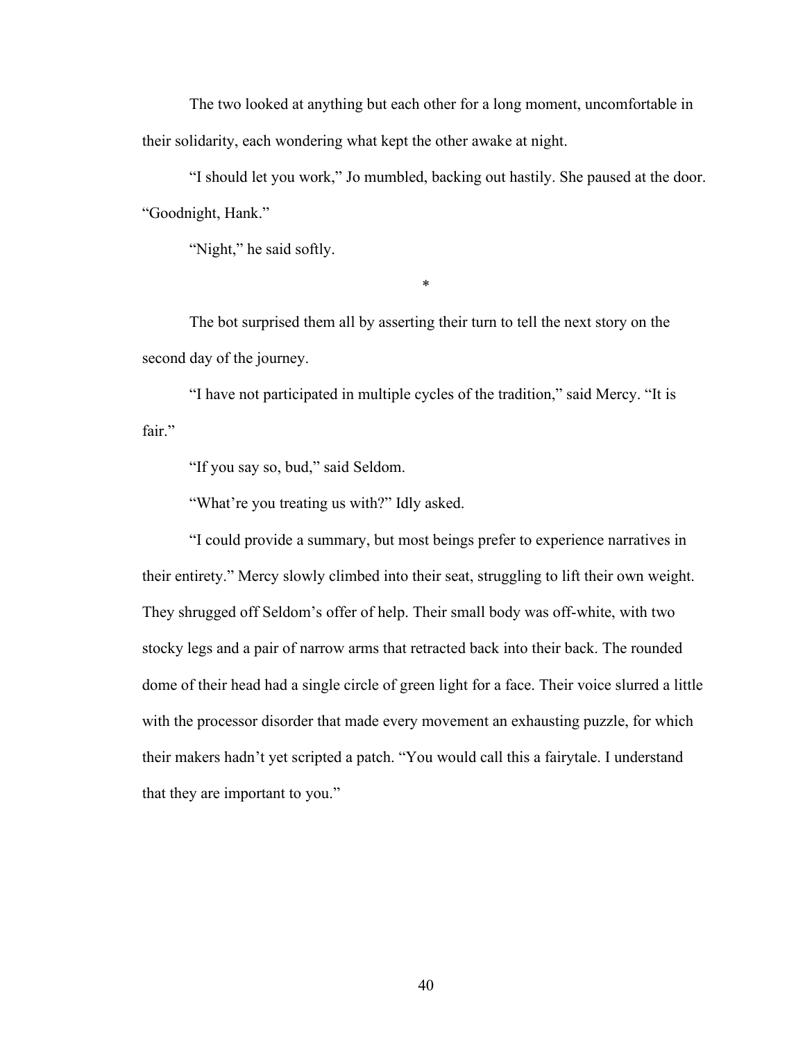The two looked at anything but each other for a long moment, uncomfortable in their solidarity, each wondering what kept the other awake at night.

"I should let you work," Jo mumbled, backing out hastily. She paused at the door. "Goodnight, Hank."

"Night," he said softly.

*

The bot surprised them all by asserting their turn to tell the next story on the second day of the journey.

"I have not participated in multiple cycles of the tradition," said Mercy. "It is fair."

"If you say so, bud," said Seldom.

"What're you treating us with?" Idly asked.

"I could provide a summary, but most beings prefer to experience narratives in their entirety." Mercy slowly climbed into their seat, struggling to lift their own weight. They shrugged off Seldom's offer of help. Their small body was off-white, with two stocky legs and a pair of narrow arms that retracted back into their back. The rounded dome of their head had a single circle of green light for a face. Their voice slurred a little with the processor disorder that made every movement an exhausting puzzle, for which their makers hadn't yet scripted a patch. "You would call this a fairytale. I understand that they are important to you."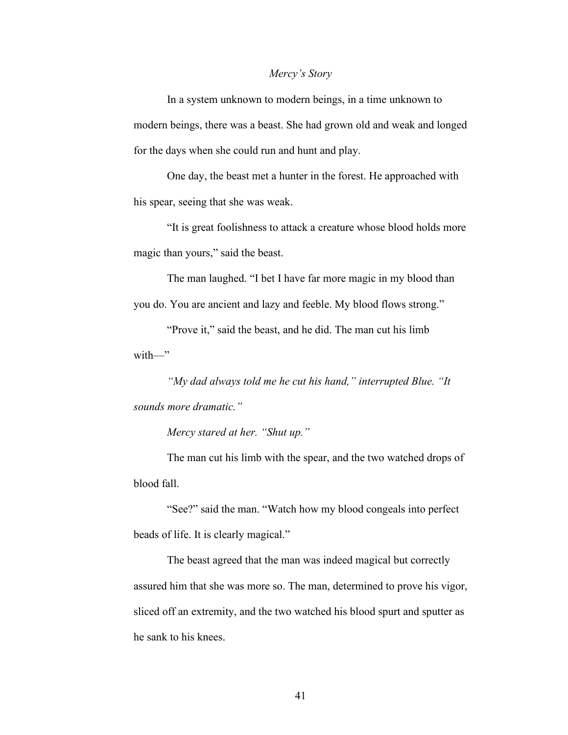*Mercy's Story*

In a system unknown to modern beings, in a time unknown to modern beings, there was a beast. She had grown old and weak and longed for the days when she could run and hunt and play.

One day, the beast met a hunter in the forest. He approached with his spear, seeing that she was weak.

"It is great foolishness to attack a creature whose blood holds more magic than yours," said the beast.

The man laughed. "I bet I have far more magic in my blood than you do. You are ancient and lazy and feeble. My blood flows strong."

"Prove it," said the beast, and he did. The man cut his limb with—"

*"My dad always told me he cut his hand," interrupted Blue. "It sounds more dramatic."*

*Mercy stared at her. "Shut up."*

The man cut his limb with the spear, and the two watched drops of blood fall.

"See?" said the man. "Watch how my blood congeals into perfect beads of life. It is clearly magical."

The beast agreed that the man was indeed magical but correctly assured him that she was more so. The man, determined to prove his vigor, sliced off an extremity, and the two watched his blood spurt and sputter as he sank to his knees.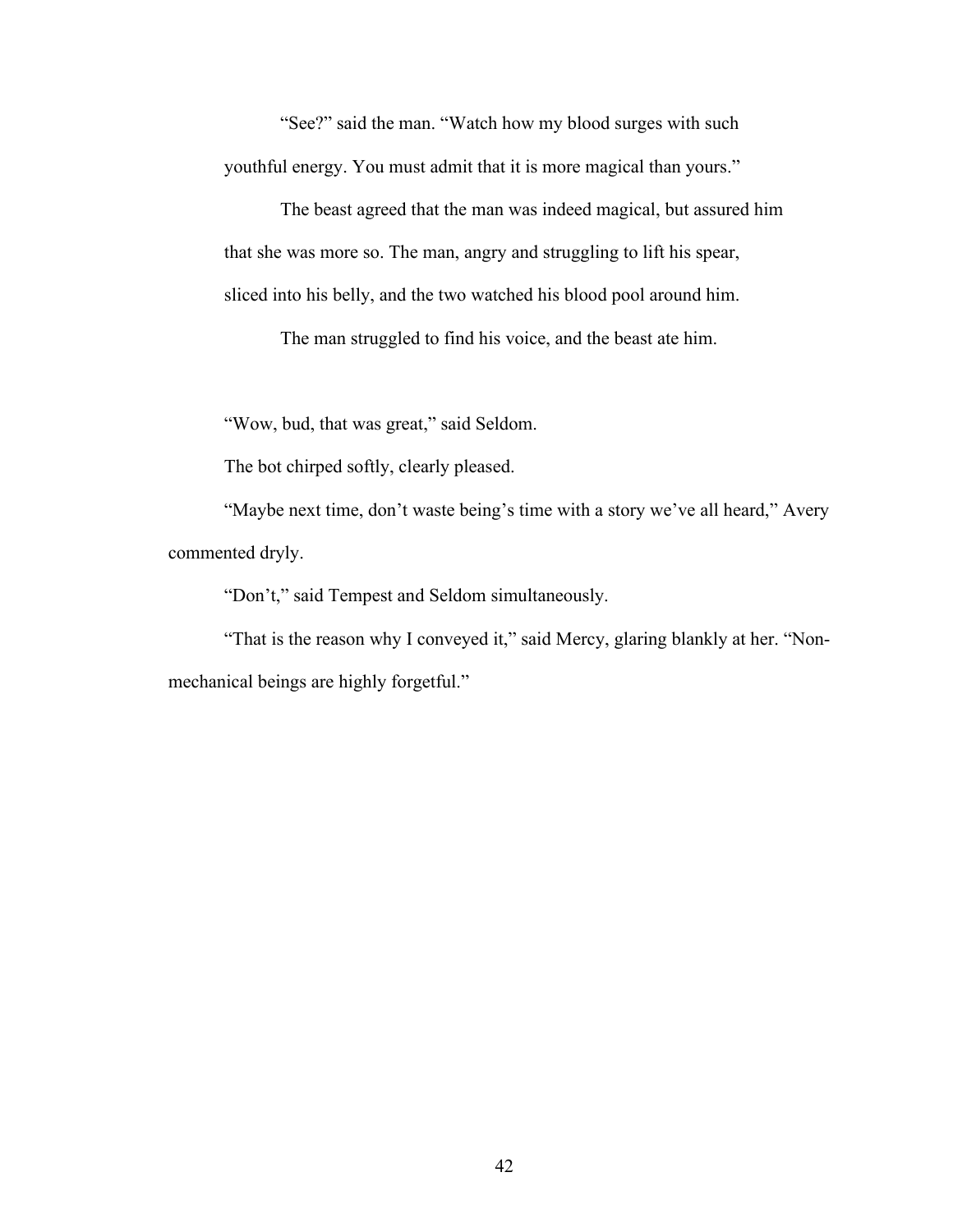> "See?" said the man. "Watch how my blood surges with such youthful energy. You must admit that it is more magical than yours."
>
> The beast agreed that the man was indeed magical, but assured him that she was more so. The man, angry and struggling to lift his spear, sliced into his belly, and the two watched his blood pool around him.
>
> The man struggled to find his voice, and the beast ate him.

"Wow, bud, that was great," said Seldom.

The bot chirped softly, clearly pleased.

"Maybe next time, don't waste being's time with a story we've all heard," Avery commented dryly.

"Don't," said Tempest and Seldom simultaneously.

"That is the reason why I conveyed it," said Mercy, glaring blankly at her. "Non-mechanical beings are highly forgetful."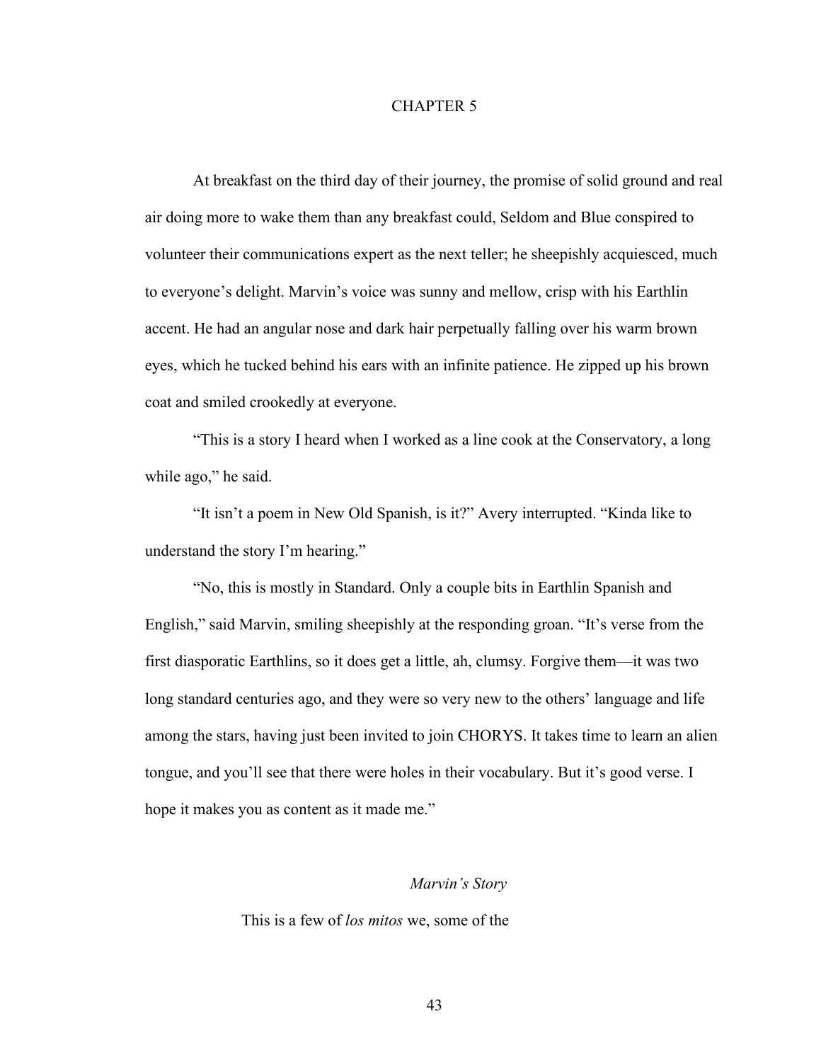# CHAPTER 5

At breakfast on the third day of their journey, the promise of solid ground and real air doing more to wake them than any breakfast could, Seldom and Blue conspired to volunteer their communications expert as the next teller; he sheepishly acquiesced, much to everyone's delight. Marvin's voice was sunny and mellow, crisp with his Earthlin accent. He had an angular nose and dark hair perpetually falling over his warm brown eyes, which he tucked behind his ears with an infinite patience. He zipped up his brown coat and smiled crookedly at everyone.

"This is a story I heard when I worked as a line cook at the Conservatory, a long while ago," he said.

"It isn't a poem in New Old Spanish, is it?" Avery interrupted. "Kinda like to understand the story I'm hearing."

"No, this is mostly in Standard. Only a couple bits in Earthlin Spanish and English," said Marvin, smiling sheepishly at the responding groan. "It's verse from the first diasporatic Earthlins, so it does get a little, ah, clumsy. Forgive them—it was two long standard centuries ago, and they were so very new to the others' language and life among the stars, having just been invited to join CHORYS. It takes time to learn an alien tongue, and you'll see that there were holes in their vocabulary. But it's good verse. I hope it makes you as content as it made me."

*Marvin's Story*

This is a few of *los mitos* we, some of the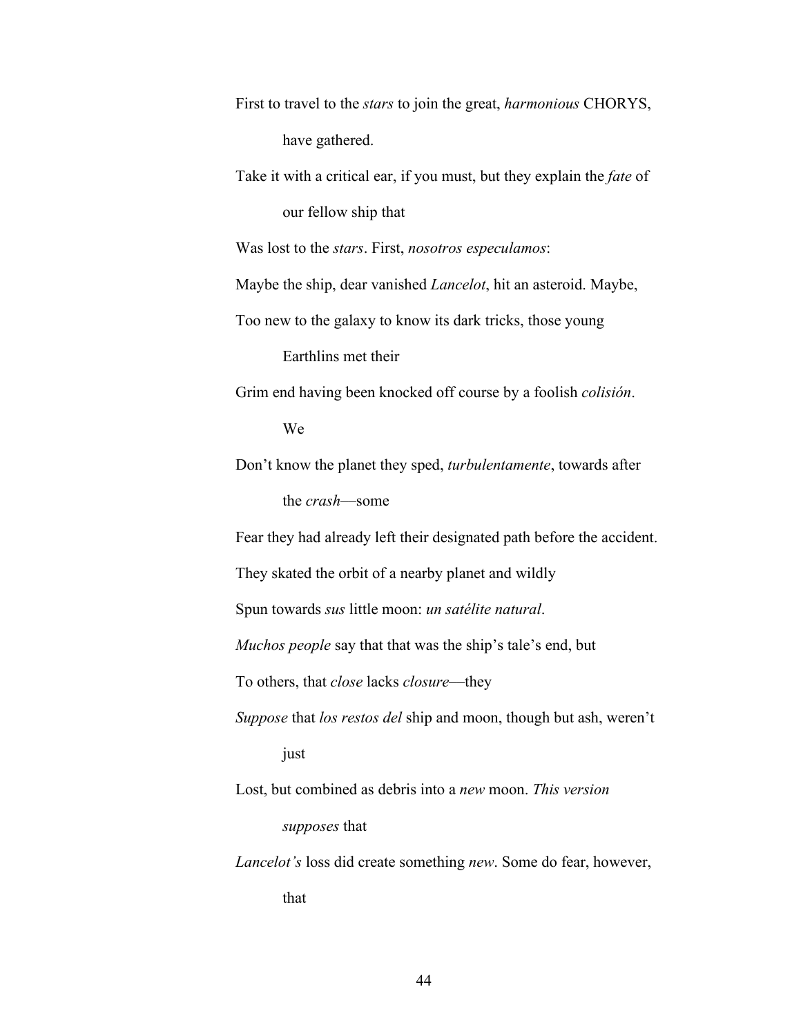First to travel to the *stars* to join the great, *harmonious* CHORYS,

  have gathered.

Take it with a critical ear, if you must, but they explain the *fate* of

  our fellow ship that

Was lost to the *stars*. First, *nosotros especulamos*:

Maybe the ship, dear vanished *Lancelot*, hit an asteroid. Maybe,

Too new to the galaxy to know its dark tricks, those young

  Earthlins met their

Grim end having been knocked off course by a foolish *colisión*.

  We

Don't know the planet they sped, *turbulentamente*, towards after

  the *crash*—some

Fear they had already left their designated path before the accident.

They skated the orbit of a nearby planet and wildly

Spun towards *sus* little moon: *un satélite natural*.

*Muchos people* say that that was the ship's tale's end, but

To others, that *close* lacks *closure*—they

*Suppose* that *los restos del* ship and moon, though but ash, weren't

  just

Lost, but combined as debris into a *new* moon. *This version*

  *supposes* that

*Lancelot's* loss did create something *new*. Some do fear, however,

  that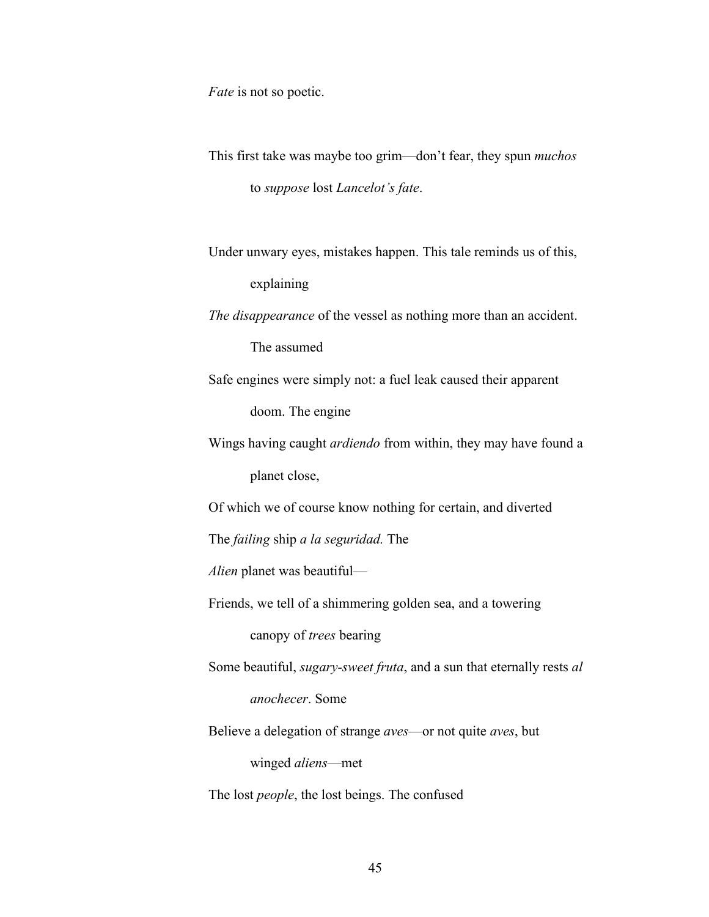*Fate* is not so poetic.

This first take was maybe too grim—don't fear, they spun *muchos*
to *suppose* lost *Lancelot's fate*.

Under unwary eyes, mistakes happen. This tale reminds us of this,
explaining
*The disappearance* of the vessel as nothing more than an accident.
The assumed
Safe engines were simply not: a fuel leak caused their apparent
doom. The engine
Wings having caught *ardiendo* from within, they may have found a
planet close,
Of which we of course know nothing for certain, and diverted
The *failing* ship *a la seguridad.* The
*Alien* planet was beautiful—
Friends, we tell of a shimmering golden sea, and a towering
canopy of *trees* bearing
Some beautiful, *sugary-sweet fruta*, and a sun that eternally rests *al*
*anochecer*. Some
Believe a delegation of strange *aves*—or not quite *aves*, but
winged *aliens*—met
The lost *people*, the lost beings. The confused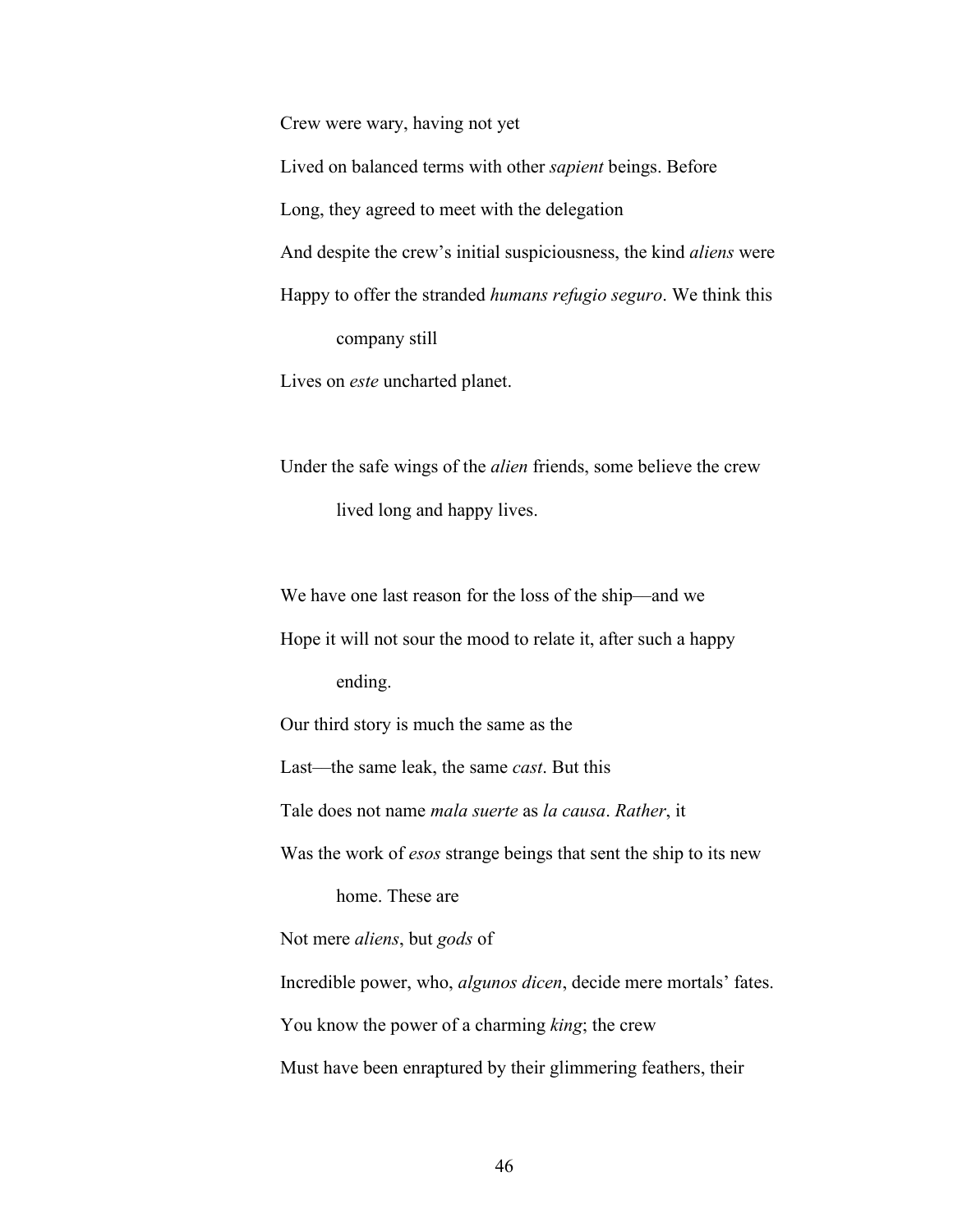Crew were wary, having not yet

Lived on balanced terms with other *sapient* beings. Before

Long, they agreed to meet with the delegation

And despite the crew's initial suspiciousness, the kind *aliens* were

Happy to offer the stranded *humans refugio seguro*. We think this
company still

Lives on *este* uncharted planet.

Under the safe wings of the *alien* friends, some believe the crew
lived long and happy lives.

We have one last reason for the loss of the ship—and we

Hope it will not sour the mood to relate it, after such a happy
ending.

Our third story is much the same as the

Last—the same leak, the same *cast*. But this

Tale does not name *mala suerte* as *la causa*. *Rather*, it

Was the work of *esos* strange beings that sent the ship to its new
home. These are

Not mere *aliens*, but *gods* of

Incredible power, who, *algunos dicen*, decide mere mortals' fates.

You know the power of a charming *king*; the crew

Must have been enraptured by their glimmering feathers, their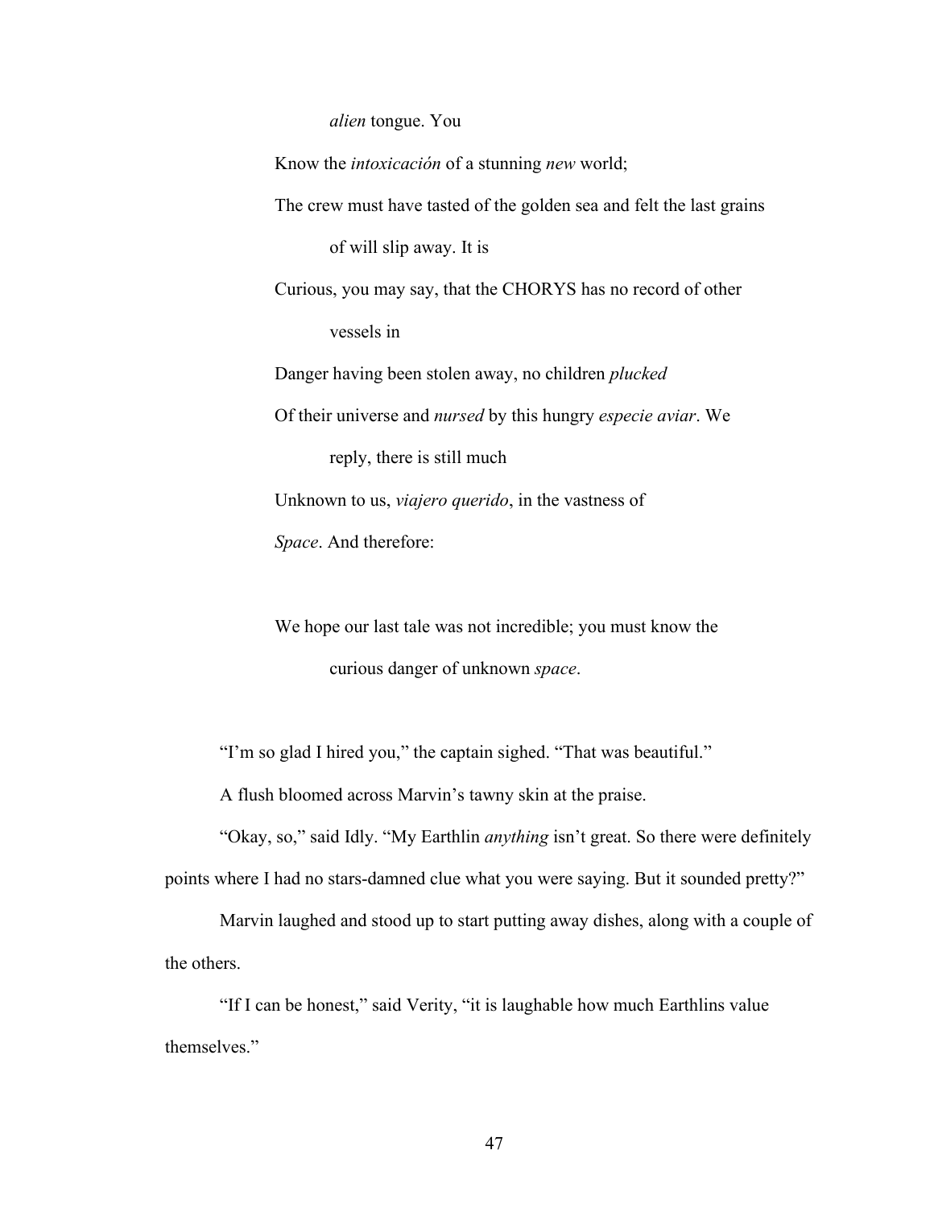*alien* tongue. You

Know the *intoxicación* of a stunning *new* world;

The crew must have tasted of the golden sea and felt the last grains

of will slip away. It is

Curious, you may say, that the CHORYS has no record of other

vessels in

Danger having been stolen away, no children *plucked*

Of their universe and *nursed* by this hungry *especie aviar*. We

reply, there is still much

Unknown to us, *viajero querido*, in the vastness of

*Space*. And therefore:

We hope our last tale was not incredible; you must know the

curious danger of unknown *space*.

"I'm so glad I hired you," the captain sighed. "That was beautiful."

A flush bloomed across Marvin's tawny skin at the praise.

"Okay, so," said Idly. "My Earthlin *anything* isn't great. So there were definitely points where I had no stars-damned clue what you were saying. But it sounded pretty?"

Marvin laughed and stood up to start putting away dishes, along with a couple of the others.

"If I can be honest," said Verity, "it is laughable how much Earthlins value themselves."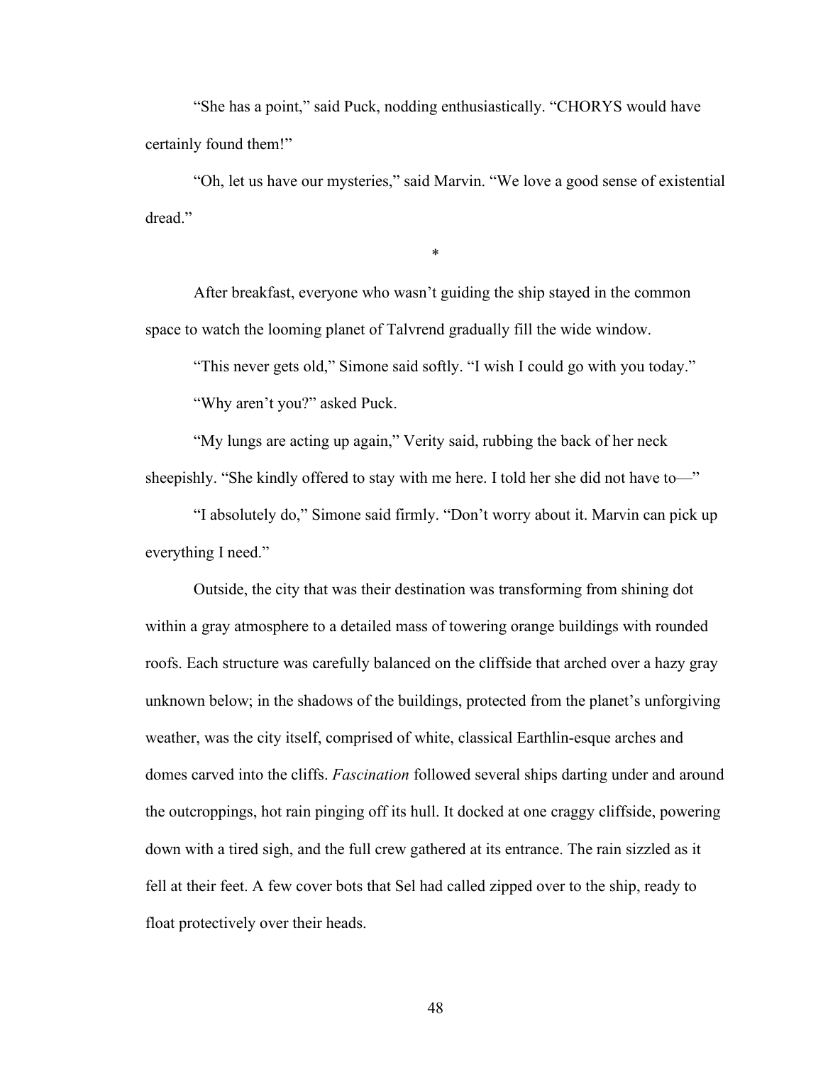"She has a point," said Puck, nodding enthusiastically. "CHORYS would have certainly found them!"

"Oh, let us have our mysteries," said Marvin. "We love a good sense of existential dread."

*

After breakfast, everyone who wasn't guiding the ship stayed in the common space to watch the looming planet of Talvrend gradually fill the wide window.

"This never gets old," Simone said softly. "I wish I could go with you today."

"Why aren't you?" asked Puck.

"My lungs are acting up again," Verity said, rubbing the back of her neck sheepishly. "She kindly offered to stay with me here. I told her she did not have to—"

"I absolutely do," Simone said firmly. "Don't worry about it. Marvin can pick up everything I need."

Outside, the city that was their destination was transforming from shining dot within a gray atmosphere to a detailed mass of towering orange buildings with rounded roofs. Each structure was carefully balanced on the cliffside that arched over a hazy gray unknown below; in the shadows of the buildings, protected from the planet's unforgiving weather, was the city itself, comprised of white, classical Earthlin-esque arches and domes carved into the cliffs. *Fascination* followed several ships darting under and around the outcroppings, hot rain pinging off its hull. It docked at one craggy cliffside, powering down with a tired sigh, and the full crew gathered at its entrance. The rain sizzled as it fell at their feet. A few cover bots that Sel had called zipped over to the ship, ready to float protectively over their heads.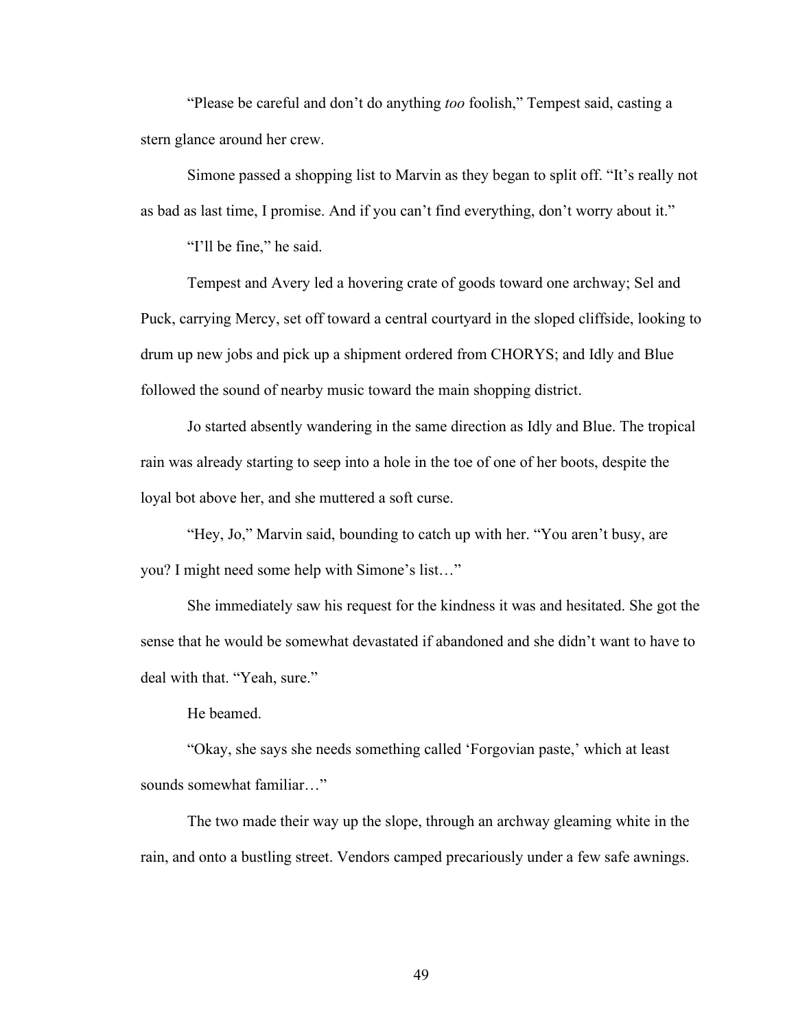"Please be careful and don't do anything *too* foolish," Tempest said, casting a stern glance around her crew.

Simone passed a shopping list to Marvin as they began to split off. "It's really not as bad as last time, I promise. And if you can't find everything, don't worry about it."

"I'll be fine," he said.

Tempest and Avery led a hovering crate of goods toward one archway; Sel and Puck, carrying Mercy, set off toward a central courtyard in the sloped cliffside, looking to drum up new jobs and pick up a shipment ordered from CHORYS; and Idly and Blue followed the sound of nearby music toward the main shopping district.

Jo started absently wandering in the same direction as Idly and Blue. The tropical rain was already starting to seep into a hole in the toe of one of her boots, despite the loyal bot above her, and she muttered a soft curse.

"Hey, Jo," Marvin said, bounding to catch up with her. "You aren't busy, are you? I might need some help with Simone's list…"

She immediately saw his request for the kindness it was and hesitated. She got the sense that he would be somewhat devastated if abandoned and she didn't want to have to deal with that. "Yeah, sure."

He beamed.

"Okay, she says she needs something called 'Forgovian paste,' which at least sounds somewhat familiar…"

The two made their way up the slope, through an archway gleaming white in the rain, and onto a bustling street. Vendors camped precariously under a few safe awnings.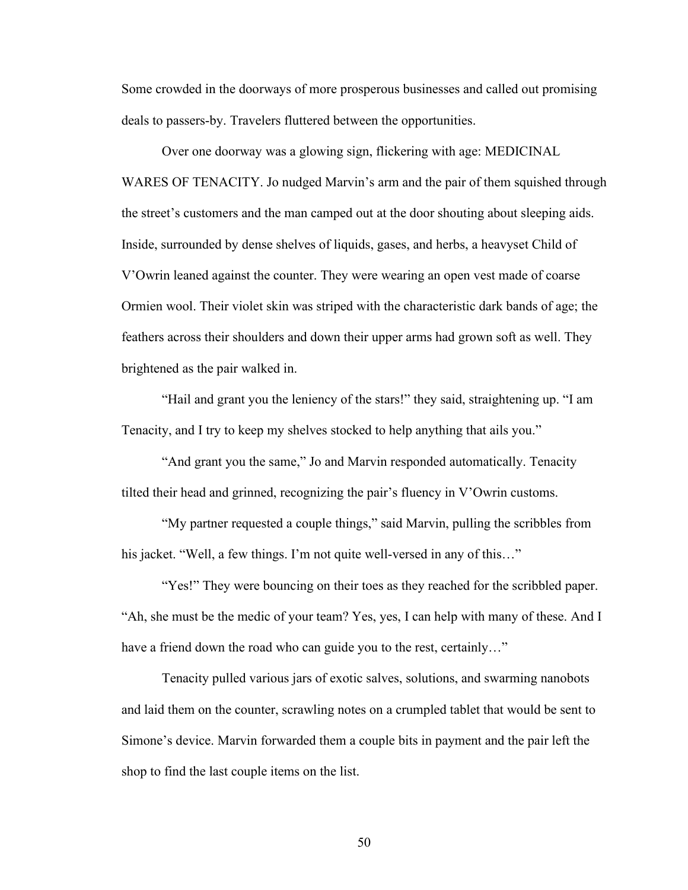Some crowded in the doorways of more prosperous businesses and called out promising deals to passers-by. Travelers fluttered between the opportunities.

Over one doorway was a glowing sign, flickering with age: MEDICINAL WARES OF TENACITY. Jo nudged Marvin's arm and the pair of them squished through the street's customers and the man camped out at the door shouting about sleeping aids. Inside, surrounded by dense shelves of liquids, gases, and herbs, a heavyset Child of V'Owrin leaned against the counter. They were wearing an open vest made of coarse Ormien wool. Their violet skin was striped with the characteristic dark bands of age; the feathers across their shoulders and down their upper arms had grown soft as well. They brightened as the pair walked in.

"Hail and grant you the leniency of the stars!" they said, straightening up. "I am Tenacity, and I try to keep my shelves stocked to help anything that ails you."

"And grant you the same," Jo and Marvin responded automatically. Tenacity tilted their head and grinned, recognizing the pair's fluency in V'Owrin customs.

"My partner requested a couple things," said Marvin, pulling the scribbles from his jacket. "Well, a few things. I'm not quite well-versed in any of this…"

"Yes!" They were bouncing on their toes as they reached for the scribbled paper. "Ah, she must be the medic of your team? Yes, yes, I can help with many of these. And I have a friend down the road who can guide you to the rest, certainly…"

Tenacity pulled various jars of exotic salves, solutions, and swarming nanobots and laid them on the counter, scrawling notes on a crumpled tablet that would be sent to Simone's device. Marvin forwarded them a couple bits in payment and the pair left the shop to find the last couple items on the list.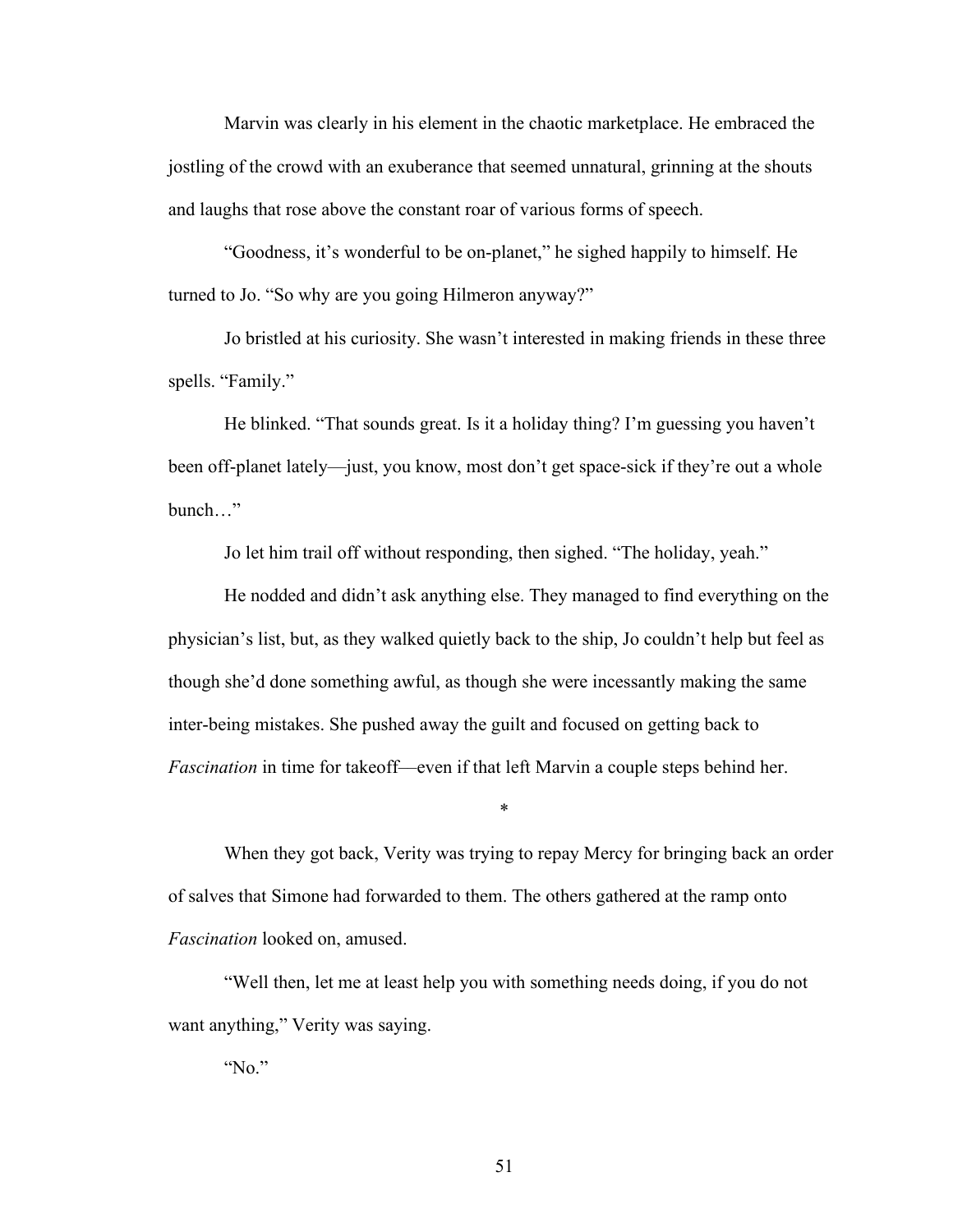Marvin was clearly in his element in the chaotic marketplace. He embraced the jostling of the crowd with an exuberance that seemed unnatural, grinning at the shouts and laughs that rose above the constant roar of various forms of speech.

"Goodness, it's wonderful to be on-planet," he sighed happily to himself. He turned to Jo. "So why are you going Hilmeron anyway?"

Jo bristled at his curiosity. She wasn't interested in making friends in these three spells. "Family."

He blinked. "That sounds great. Is it a holiday thing? I'm guessing you haven't been off-planet lately—just, you know, most don't get space-sick if they're out a whole bunch…"

Jo let him trail off without responding, then sighed. "The holiday, yeah."

He nodded and didn't ask anything else. They managed to find everything on the physician's list, but, as they walked quietly back to the ship, Jo couldn't help but feel as though she'd done something awful, as though she were incessantly making the same inter-being mistakes. She pushed away the guilt and focused on getting back to *Fascination* in time for takeoff—even if that left Marvin a couple steps behind her.

*

When they got back, Verity was trying to repay Mercy for bringing back an order of salves that Simone had forwarded to them. The others gathered at the ramp onto *Fascination* looked on, amused.

"Well then, let me at least help you with something needs doing, if you do not want anything," Verity was saying.

"No."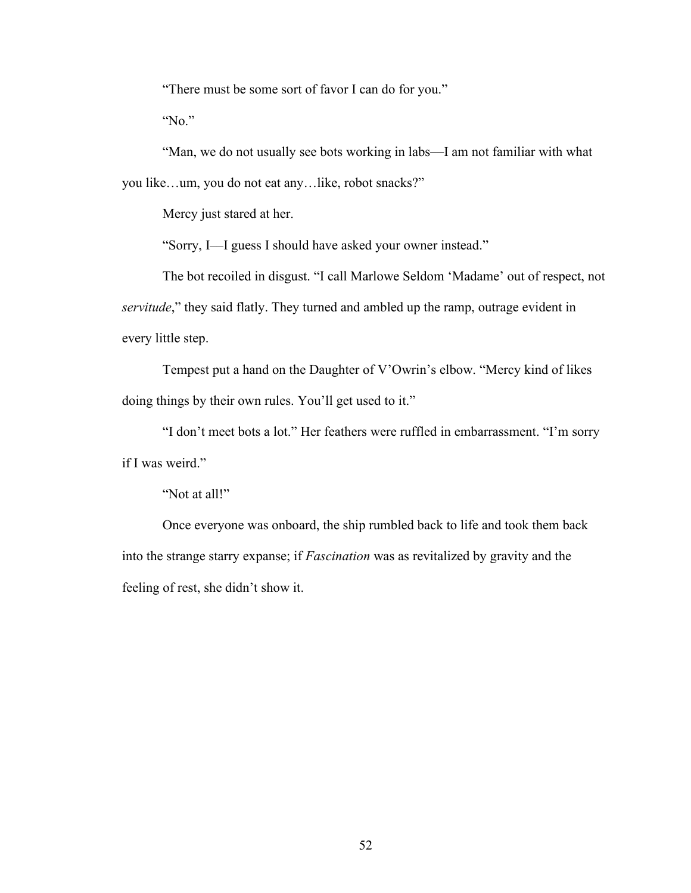“There must be some sort of favor I can do for you.”

“No.”

“Man, we do not usually see bots working in labs—I am not familiar with what you like…um, you do not eat any…like, robot snacks?”

Mercy just stared at her.

“Sorry, I—I guess I should have asked your owner instead.”

The bot recoiled in disgust. “I call Marlowe Seldom ‘Madame’ out of respect, not *servitude*,” they said flatly. They turned and ambled up the ramp, outrage evident in every little step.

Tempest put a hand on the Daughter of V’Owrin’s elbow. “Mercy kind of likes doing things by their own rules. You’ll get used to it.”

“I don’t meet bots a lot.” Her feathers were ruffled in embarrassment. “I’m sorry if I was weird.”

“Not at all!”

Once everyone was onboard, the ship rumbled back to life and took them back into the strange starry expanse; if *Fascination* was as revitalized by gravity and the feeling of rest, she didn’t show it.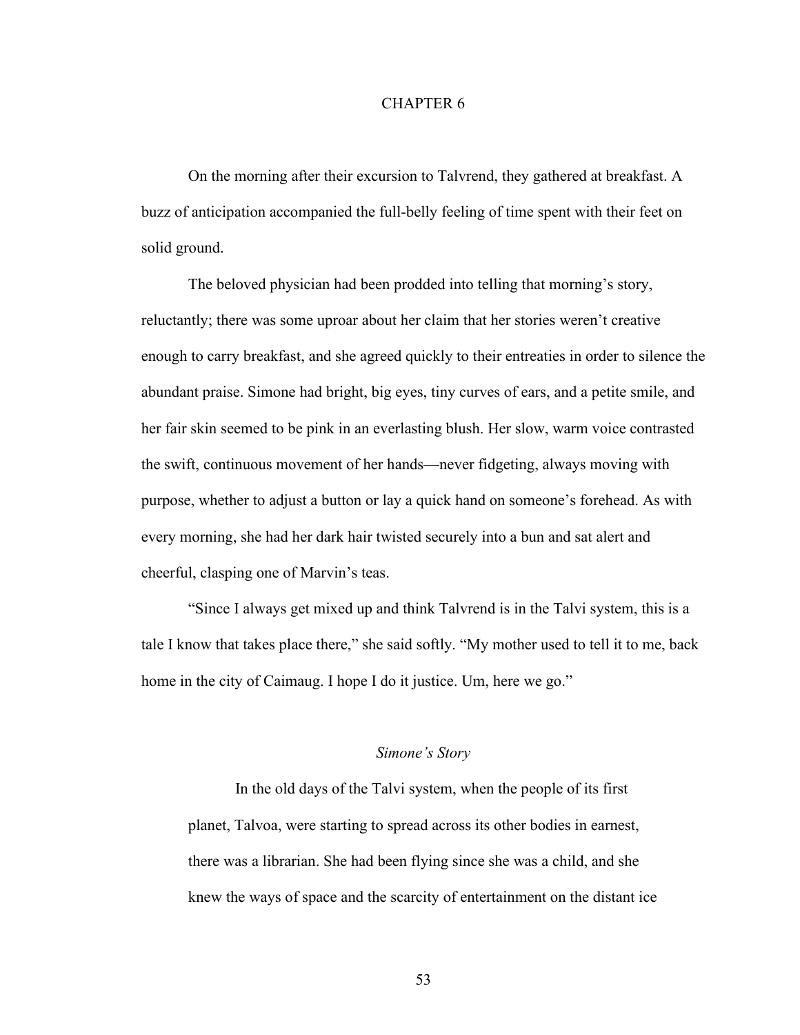# CHAPTER 6

On the morning after their excursion to Talvrend, they gathered at breakfast. A buzz of anticipation accompanied the full-belly feeling of time spent with their feet on solid ground.

The beloved physician had been prodded into telling that morning's story, reluctantly; there was some uproar about her claim that her stories weren't creative enough to carry breakfast, and she agreed quickly to their entreaties in order to silence the abundant praise. Simone had bright, big eyes, tiny curves of ears, and a petite smile, and her fair skin seemed to be pink in an everlasting blush. Her slow, warm voice contrasted the swift, continuous movement of her hands—never fidgeting, always moving with purpose, whether to adjust a button or lay a quick hand on someone's forehead. As with every morning, she had her dark hair twisted securely into a bun and sat alert and cheerful, clasping one of Marvin's teas.

"Since I always get mixed up and think Talvrend is in the Talvi system, this is a tale I know that takes place there," she said softly. "My mother used to tell it to me, back home in the city of Caimaug. I hope I do it justice. Um, here we go."

*Simone's Story*

> In the old days of the Talvi system, when the people of its first planet, Talvoa, were starting to spread across its other bodies in earnest, there was a librarian. She had been flying since she was a child, and she knew the ways of space and the scarcity of entertainment on the distant ice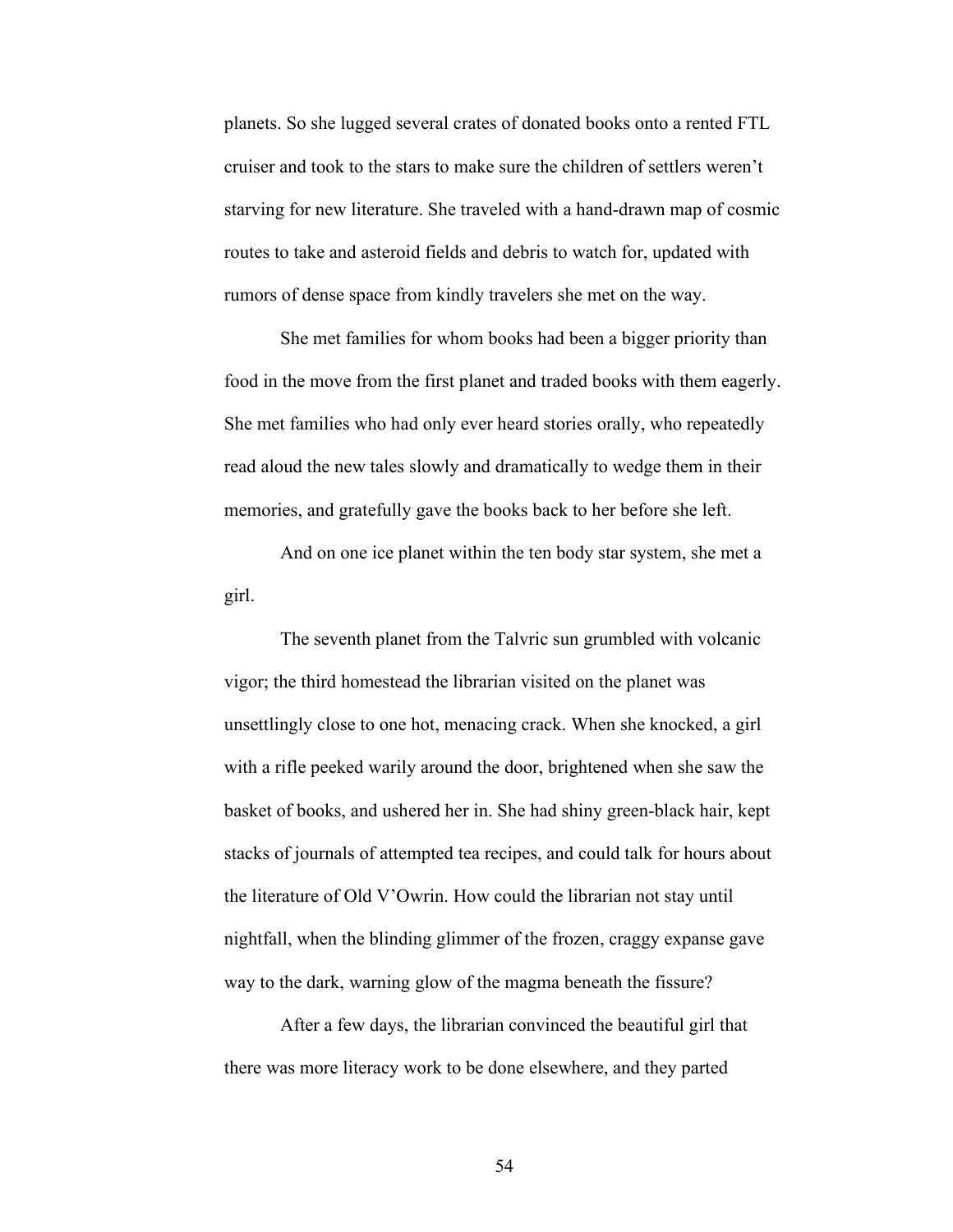planets. So she lugged several crates of donated books onto a rented FTL cruiser and took to the stars to make sure the children of settlers weren't starving for new literature. She traveled with a hand-drawn map of cosmic routes to take and asteroid fields and debris to watch for, updated with rumors of dense space from kindly travelers she met on the way.

She met families for whom books had been a bigger priority than food in the move from the first planet and traded books with them eagerly. She met families who had only ever heard stories orally, who repeatedly read aloud the new tales slowly and dramatically to wedge them in their memories, and gratefully gave the books back to her before she left.

And on one ice planet within the ten body star system, she met a girl.

The seventh planet from the Talvric sun grumbled with volcanic vigor; the third homestead the librarian visited on the planet was unsettlingly close to one hot, menacing crack. When she knocked, a girl with a rifle peeked warily around the door, brightened when she saw the basket of books, and ushered her in. She had shiny green-black hair, kept stacks of journals of attempted tea recipes, and could talk for hours about the literature of Old V'Owrin. How could the librarian not stay until nightfall, when the blinding glimmer of the frozen, craggy expanse gave way to the dark, warning glow of the magma beneath the fissure?

After a few days, the librarian convinced the beautiful girl that there was more literacy work to be done elsewhere, and they parted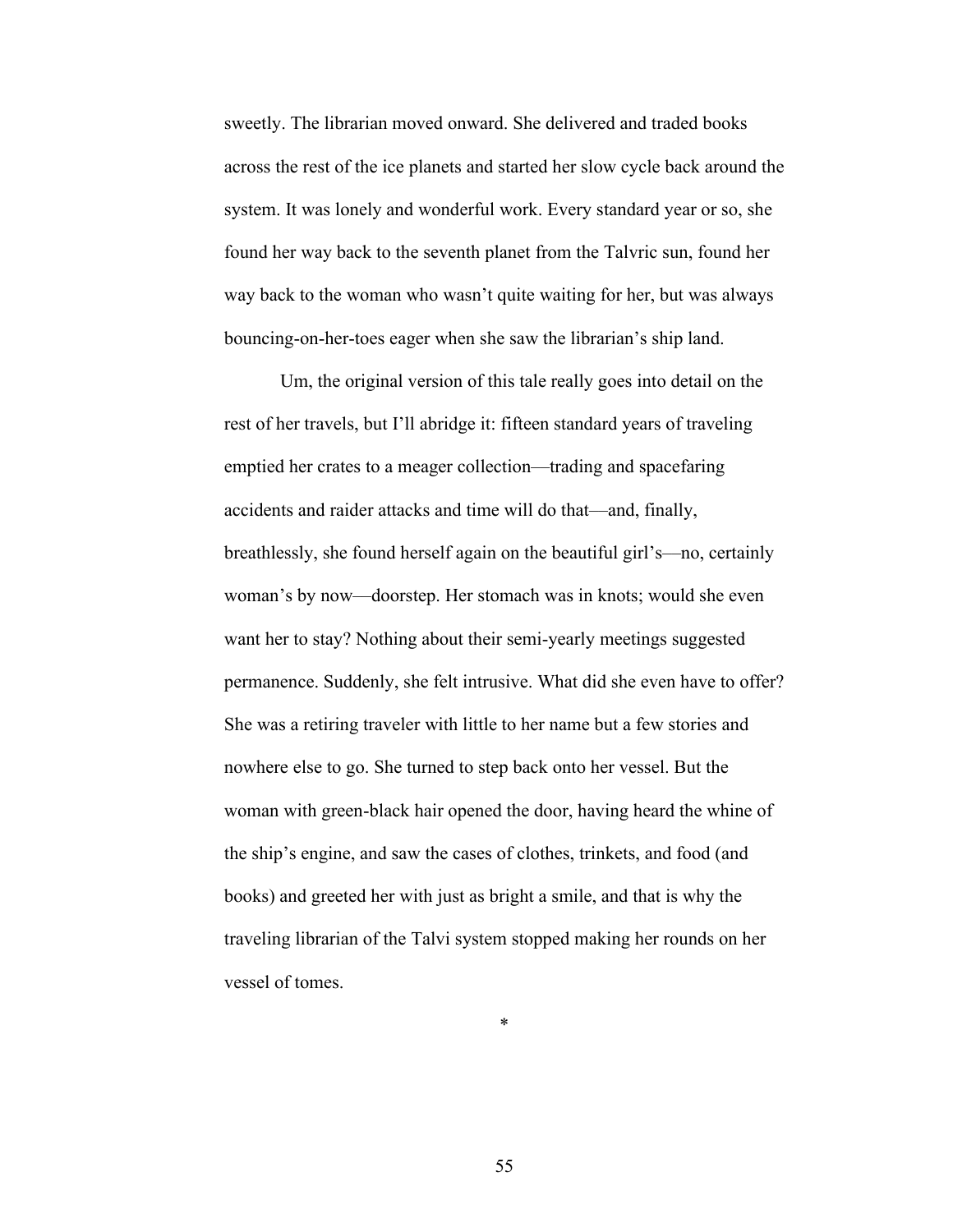sweetly. The librarian moved onward. She delivered and traded books across the rest of the ice planets and started her slow cycle back around the system. It was lonely and wonderful work. Every standard year or so, she found her way back to the seventh planet from the Talvric sun, found her way back to the woman who wasn't quite waiting for her, but was always bouncing-on-her-toes eager when she saw the librarian's ship land.

Um, the original version of this tale really goes into detail on the rest of her travels, but I'll abridge it: fifteen standard years of traveling emptied her crates to a meager collection—trading and spacefaring accidents and raider attacks and time will do that—and, finally, breathlessly, she found herself again on the beautiful girl's—no, certainly woman's by now—doorstep. Her stomach was in knots; would she even want her to stay? Nothing about their semi-yearly meetings suggested permanence. Suddenly, she felt intrusive. What did she even have to offer? She was a retiring traveler with little to her name but a few stories and nowhere else to go. She turned to step back onto her vessel. But the woman with green-black hair opened the door, having heard the whine of the ship's engine, and saw the cases of clothes, trinkets, and food (and books) and greeted her with just as bright a smile, and that is why the traveling librarian of the Talvi system stopped making her rounds on her vessel of tomes.

*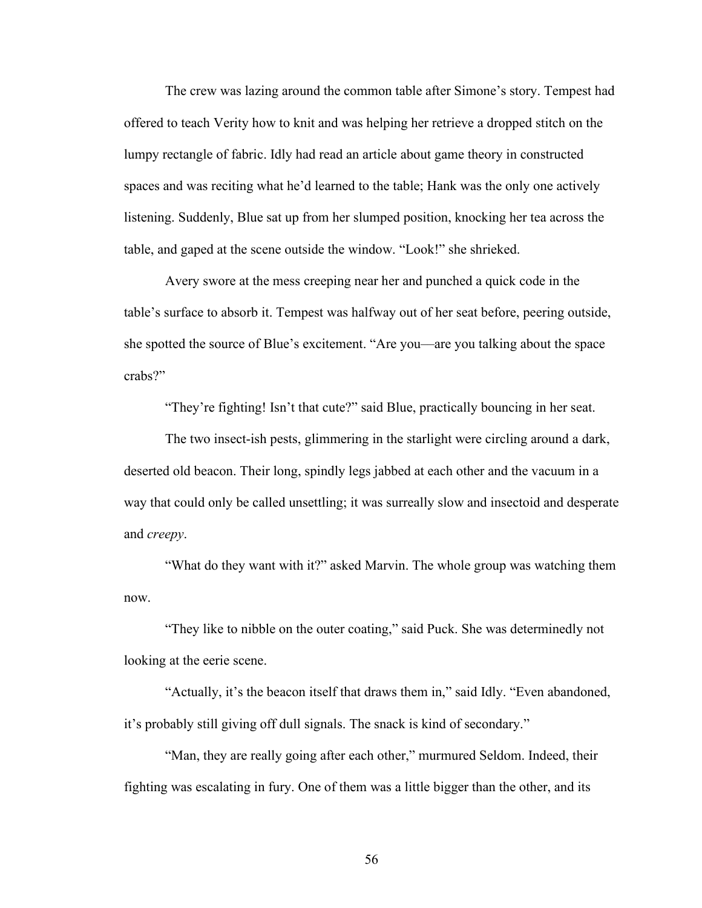The crew was lazing around the common table after Simone's story. Tempest had offered to teach Verity how to knit and was helping her retrieve a dropped stitch on the lumpy rectangle of fabric. Idly had read an article about game theory in constructed spaces and was reciting what he'd learned to the table; Hank was the only one actively listening. Suddenly, Blue sat up from her slumped position, knocking her tea across the table, and gaped at the scene outside the window. "Look!" she shrieked.

Avery swore at the mess creeping near her and punched a quick code in the table's surface to absorb it. Tempest was halfway out of her seat before, peering outside, she spotted the source of Blue's excitement. "Are you—are you talking about the space crabs?"

"They're fighting! Isn't that cute?" said Blue, practically bouncing in her seat.

The two insect-ish pests, glimmering in the starlight were circling around a dark, deserted old beacon. Their long, spindly legs jabbed at each other and the vacuum in a way that could only be called unsettling; it was surreally slow and insectoid and desperate and *creepy*.

"What do they want with it?" asked Marvin. The whole group was watching them now.

"They like to nibble on the outer coating," said Puck. She was determinedly not looking at the eerie scene.

"Actually, it's the beacon itself that draws them in," said Idly. "Even abandoned, it's probably still giving off dull signals. The snack is kind of secondary."

"Man, they are really going after each other," murmured Seldom. Indeed, their fighting was escalating in fury. One of them was a little bigger than the other, and its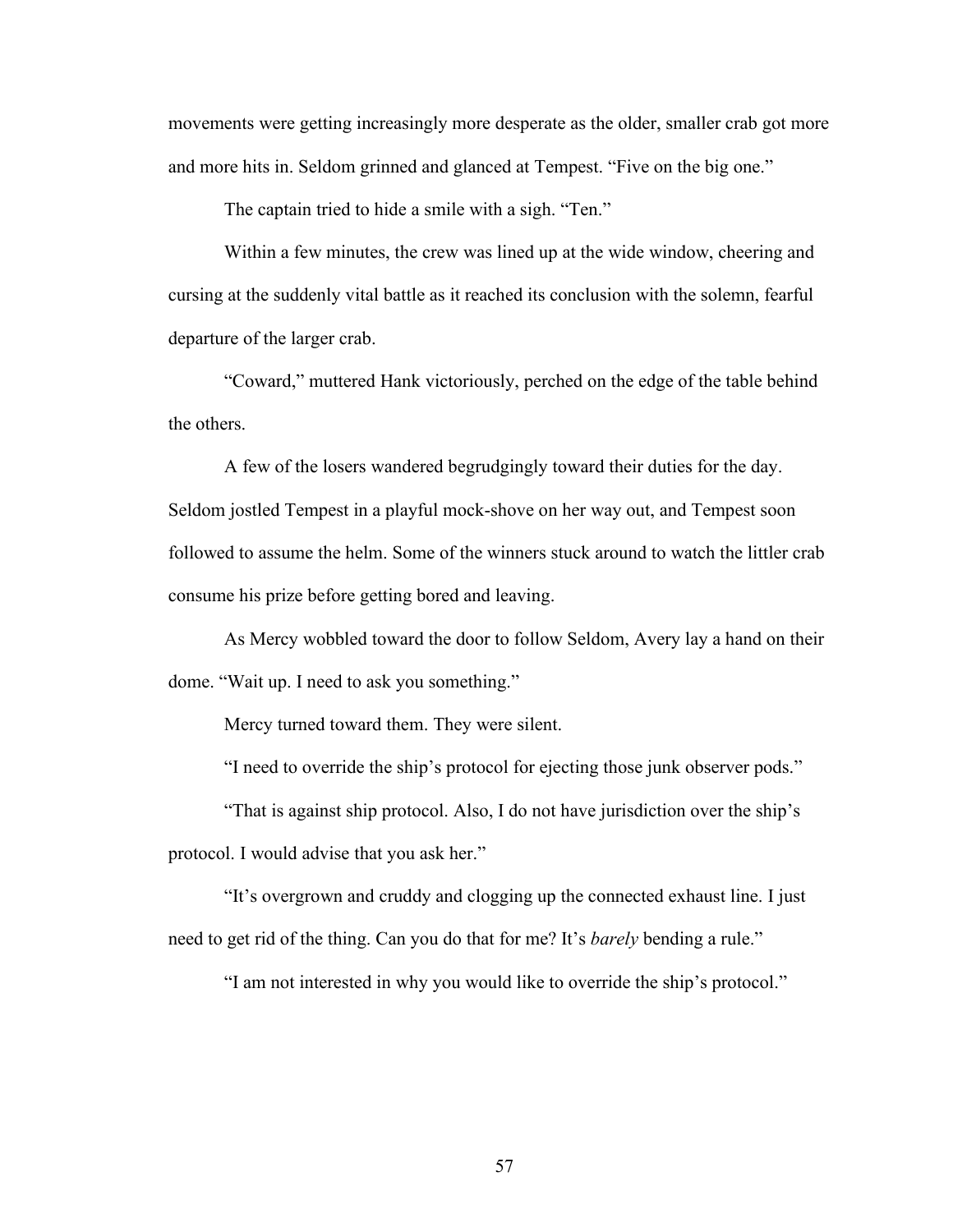movements were getting increasingly more desperate as the older, smaller crab got more and more hits in. Seldom grinned and glanced at Tempest. "Five on the big one."

The captain tried to hide a smile with a sigh. "Ten."

Within a few minutes, the crew was lined up at the wide window, cheering and cursing at the suddenly vital battle as it reached its conclusion with the solemn, fearful departure of the larger crab.

"Coward," muttered Hank victoriously, perched on the edge of the table behind the others.

A few of the losers wandered begrudgingly toward their duties for the day. Seldom jostled Tempest in a playful mock-shove on her way out, and Tempest soon followed to assume the helm. Some of the winners stuck around to watch the littler crab consume his prize before getting bored and leaving.

As Mercy wobbled toward the door to follow Seldom, Avery lay a hand on their dome. "Wait up. I need to ask you something."

Mercy turned toward them. They were silent.

"I need to override the ship's protocol for ejecting those junk observer pods."

"That is against ship protocol. Also, I do not have jurisdiction over the ship's protocol. I would advise that you ask her."

"It's overgrown and cruddy and clogging up the connected exhaust line. I just need to get rid of the thing. Can you do that for me? It's *barely* bending a rule."

"I am not interested in why you would like to override the ship's protocol."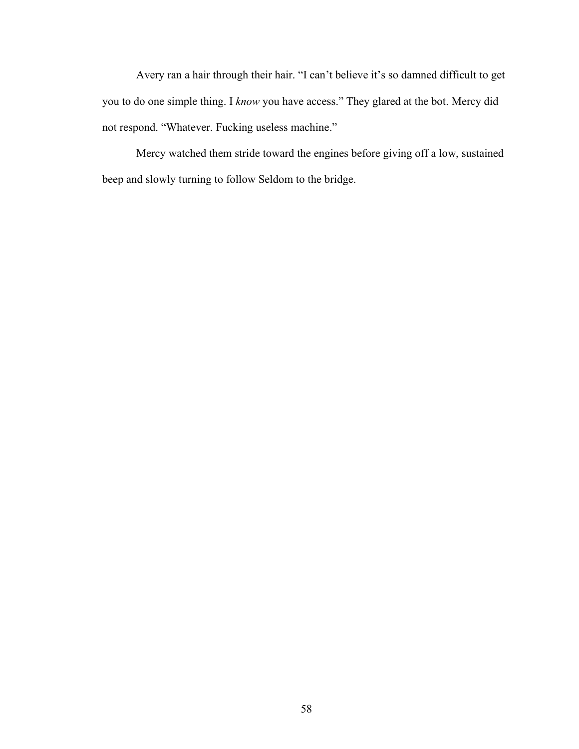Avery ran a hair through their hair. "I can't believe it's so damned difficult to get you to do one simple thing. I *know* you have access." They glared at the bot. Mercy did not respond. "Whatever. Fucking useless machine."

Mercy watched them stride toward the engines before giving off a low, sustained beep and slowly turning to follow Seldom to the bridge.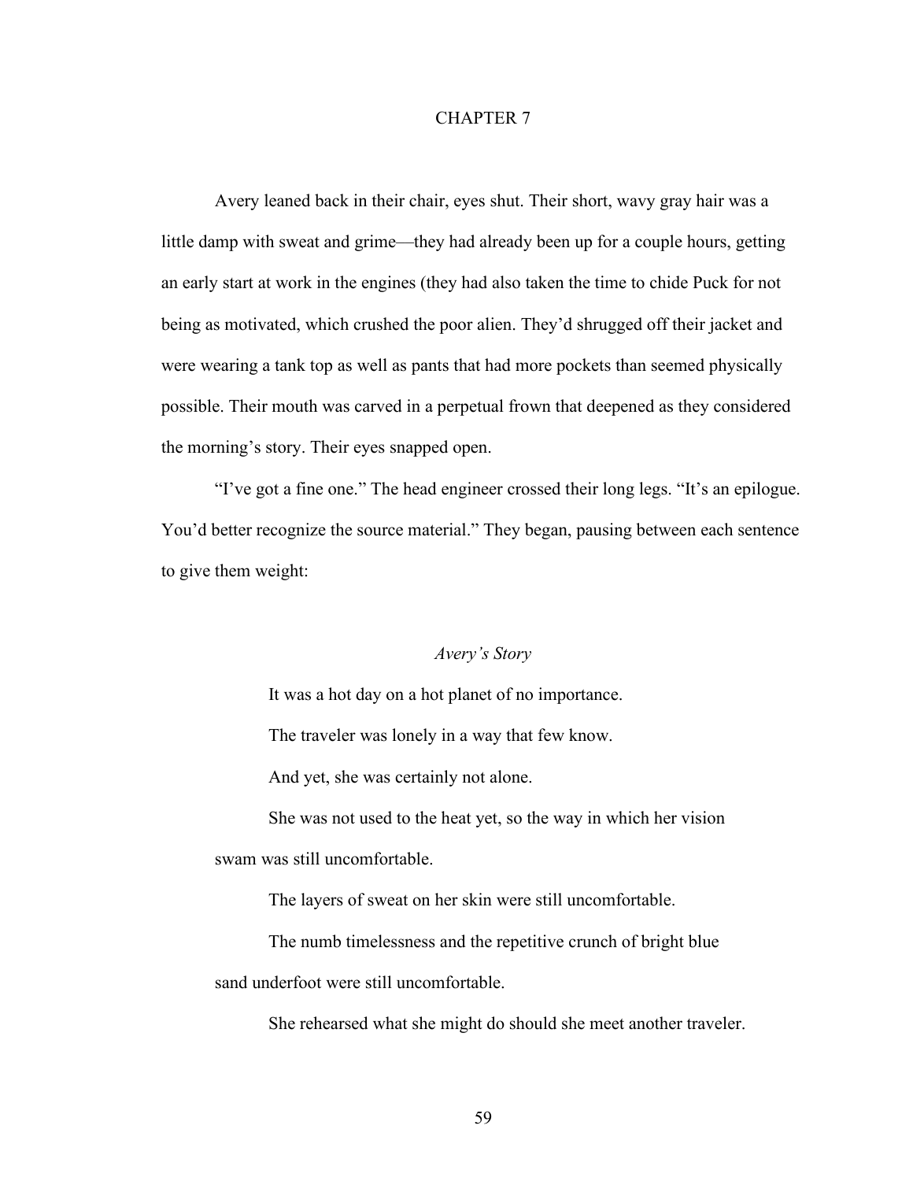# CHAPTER 7

Avery leaned back in their chair, eyes shut. Their short, wavy gray hair was a little damp with sweat and grime—they had already been up for a couple hours, getting an early start at work in the engines (they had also taken the time to chide Puck for not being as motivated, which crushed the poor alien. They'd shrugged off their jacket and were wearing a tank top as well as pants that had more pockets than seemed physically possible. Their mouth was carved in a perpetual frown that deepened as they considered the morning's story. Their eyes snapped open.

"I've got a fine one." The head engineer crossed their long legs. "It's an epilogue. You'd better recognize the source material." They began, pausing between each sentence to give them weight:

*Avery's Story*

> It was a hot day on a hot planet of no importance.
>
> The traveler was lonely in a way that few know.
>
> And yet, she was certainly not alone.
>
> She was not used to the heat yet, so the way in which her vision swam was still uncomfortable.
>
> The layers of sweat on her skin were still uncomfortable.
>
> The numb timelessness and the repetitive crunch of bright blue sand underfoot were still uncomfortable.
>
> She rehearsed what she might do should she meet another traveler.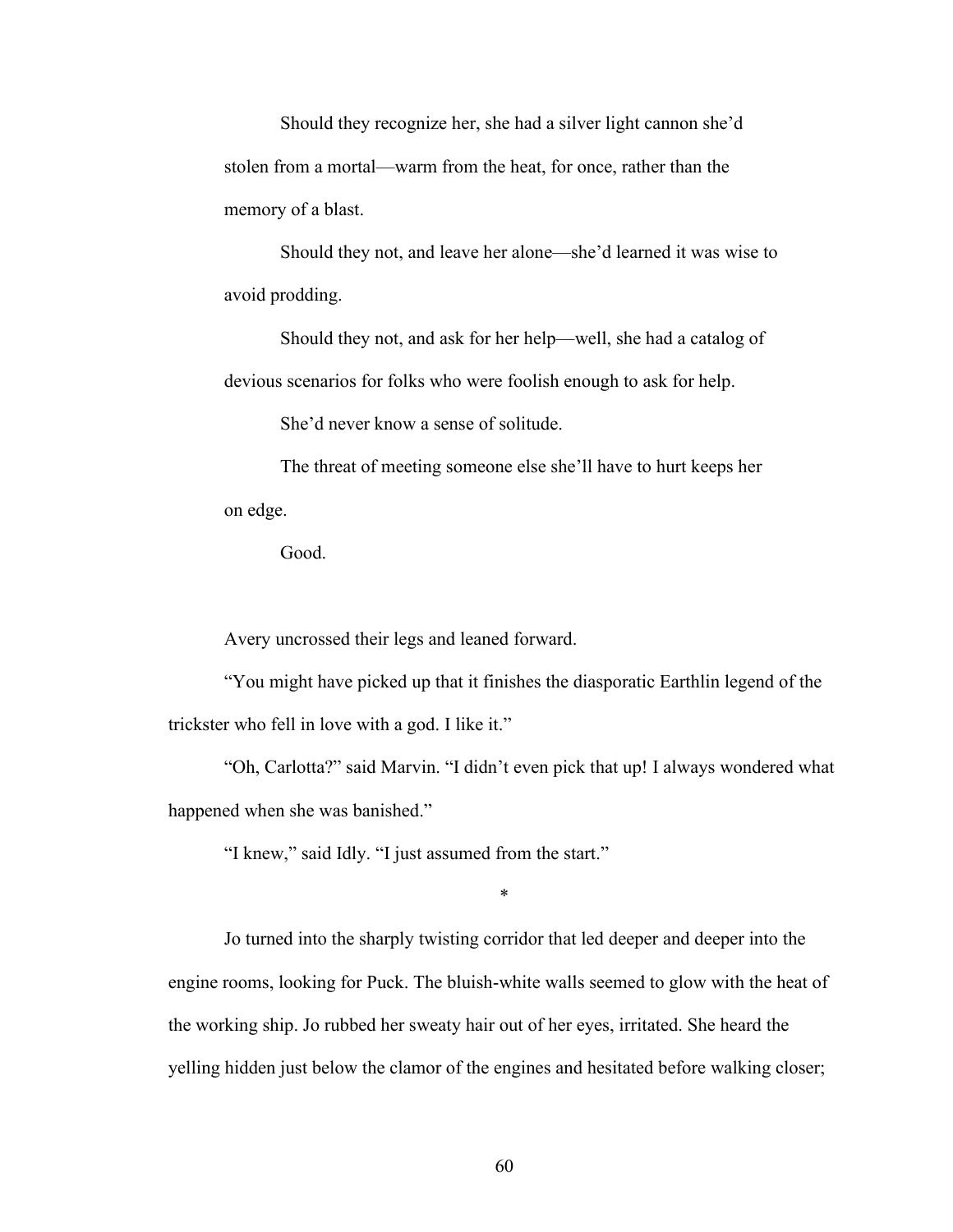Should they recognize her, she had a silver light cannon she'd stolen from a mortal—warm from the heat, for once, rather than the memory of a blast.

Should they not, and leave her alone—she'd learned it was wise to avoid prodding.

Should they not, and ask for her help—well, she had a catalog of devious scenarios for folks who were foolish enough to ask for help.

She'd never know a sense of solitude.

The threat of meeting someone else she'll have to hurt keeps her on edge.

Good.

Avery uncrossed their legs and leaned forward.

"You might have picked up that it finishes the diasporatic Earthlin legend of the trickster who fell in love with a god. I like it."

"Oh, Carlotta?" said Marvin. "I didn't even pick that up! I always wondered what happened when she was banished."

"I knew," said Idly. "I just assumed from the start."

*

Jo turned into the sharply twisting corridor that led deeper and deeper into the engine rooms, looking for Puck. The bluish-white walls seemed to glow with the heat of the working ship. Jo rubbed her sweaty hair out of her eyes, irritated. She heard the yelling hidden just below the clamor of the engines and hesitated before walking closer;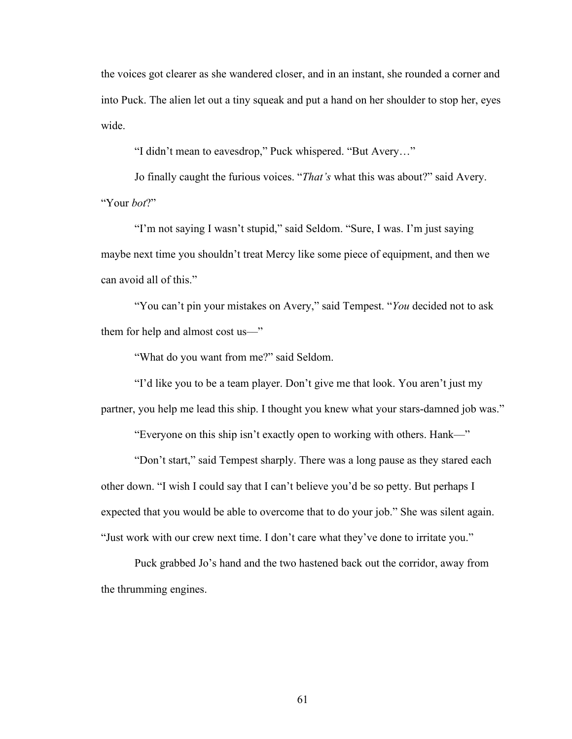the voices got clearer as she wandered closer, and in an instant, she rounded a corner and into Puck. The alien let out a tiny squeak and put a hand on her shoulder to stop her, eyes wide.

"I didn't mean to eavesdrop," Puck whispered. "But Avery…"

Jo finally caught the furious voices. "*That's* what this was about?" said Avery. "Your *bot*?"

"I'm not saying I wasn't stupid," said Seldom. "Sure, I was. I'm just saying maybe next time you shouldn't treat Mercy like some piece of equipment, and then we can avoid all of this."

"You can't pin your mistakes on Avery," said Tempest. "*You* decided not to ask them for help and almost cost us—"

"What do you want from me?" said Seldom.

"I'd like you to be a team player. Don't give me that look. You aren't just my partner, you help me lead this ship. I thought you knew what your stars-damned job was."

"Everyone on this ship isn't exactly open to working with others. Hank—"

"Don't start," said Tempest sharply. There was a long pause as they stared each other down. "I wish I could say that I can't believe you'd be so petty. But perhaps I expected that you would be able to overcome that to do your job." She was silent again. "Just work with our crew next time. I don't care what they've done to irritate you."

Puck grabbed Jo's hand and the two hastened back out the corridor, away from the thrumming engines.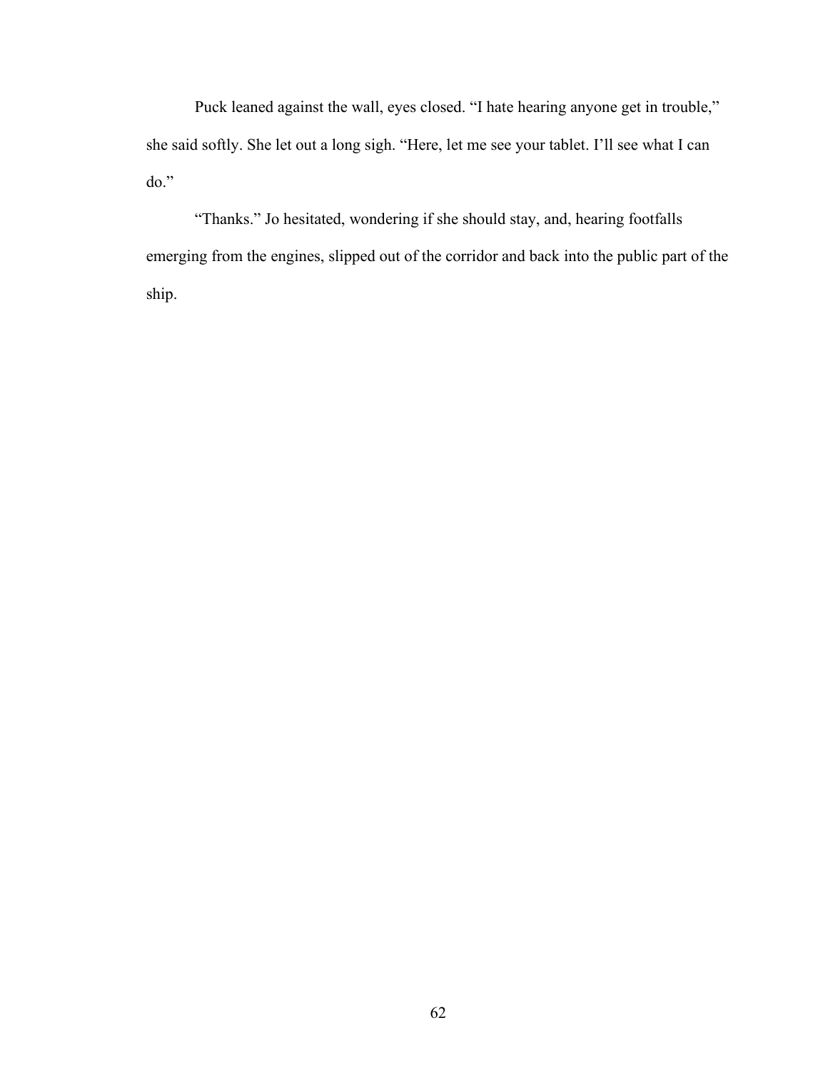Puck leaned against the wall, eyes closed. "I hate hearing anyone get in trouble," she said softly. She let out a long sigh. "Here, let me see your tablet. I'll see what I can do."

"Thanks." Jo hesitated, wondering if she should stay, and, hearing footfalls emerging from the engines, slipped out of the corridor and back into the public part of the ship.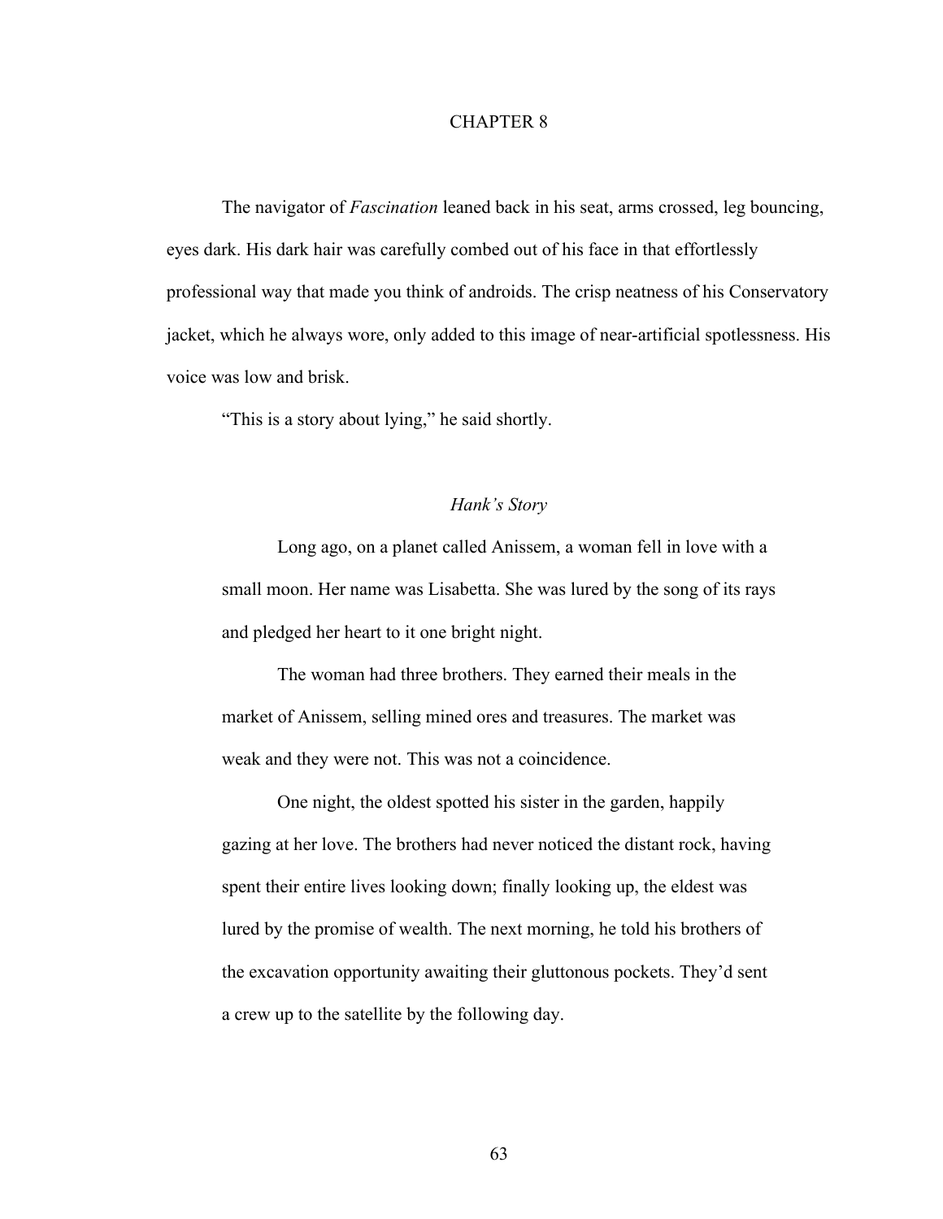# CHAPTER 8

The navigator of *Fascination* leaned back in his seat, arms crossed, leg bouncing, eyes dark. His dark hair was carefully combed out of his face in that effortlessly professional way that made you think of androids. The crisp neatness of his Conservatory jacket, which he always wore, only added to this image of near-artificial spotlessness. His voice was low and brisk.

"This is a story about lying," he said shortly.

*Hank's Story*

> Long ago, on a planet called Anissem, a woman fell in love with a small moon. Her name was Lisabetta. She was lured by the song of its rays and pledged her heart to it one bright night.
>
> The woman had three brothers. They earned their meals in the market of Anissem, selling mined ores and treasures. The market was weak and they were not. This was not a coincidence.
>
> One night, the oldest spotted his sister in the garden, happily gazing at her love. The brothers had never noticed the distant rock, having spent their entire lives looking down; finally looking up, the eldest was lured by the promise of wealth. The next morning, he told his brothers of the excavation opportunity awaiting their gluttonous pockets. They'd sent a crew up to the satellite by the following day.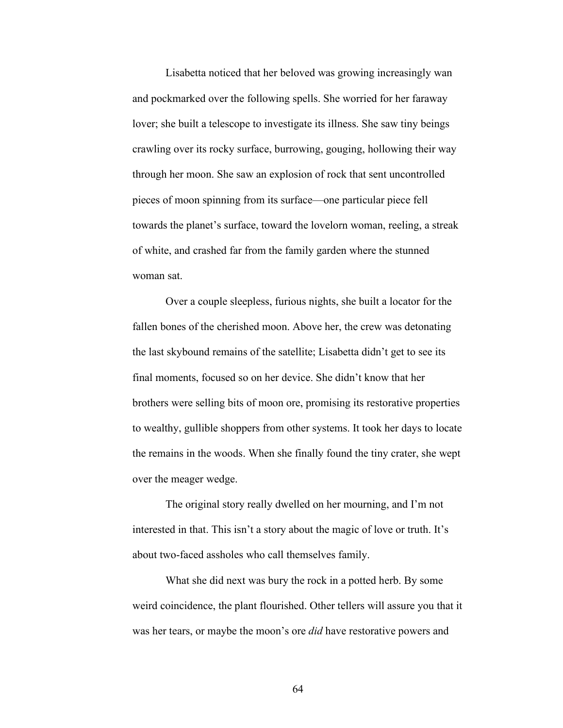Lisabetta noticed that her beloved was growing increasingly wan and pockmarked over the following spells. She worried for her faraway lover; she built a telescope to investigate its illness. She saw tiny beings crawling over its rocky surface, burrowing, gouging, hollowing their way through her moon. She saw an explosion of rock that sent uncontrolled pieces of moon spinning from its surface—one particular piece fell towards the planet's surface, toward the lovelorn woman, reeling, a streak of white, and crashed far from the family garden where the stunned woman sat.

Over a couple sleepless, furious nights, she built a locator for the fallen bones of the cherished moon. Above her, the crew was detonating the last skybound remains of the satellite; Lisabetta didn't get to see its final moments, focused so on her device. She didn't know that her brothers were selling bits of moon ore, promising its restorative properties to wealthy, gullible shoppers from other systems. It took her days to locate the remains in the woods. When she finally found the tiny crater, she wept over the meager wedge.

The original story really dwelled on her mourning, and I'm not interested in that. This isn't a story about the magic of love or truth. It's about two-faced assholes who call themselves family.

What she did next was bury the rock in a potted herb. By some weird coincidence, the plant flourished. Other tellers will assure you that it was her tears, or maybe the moon's ore *did* have restorative powers and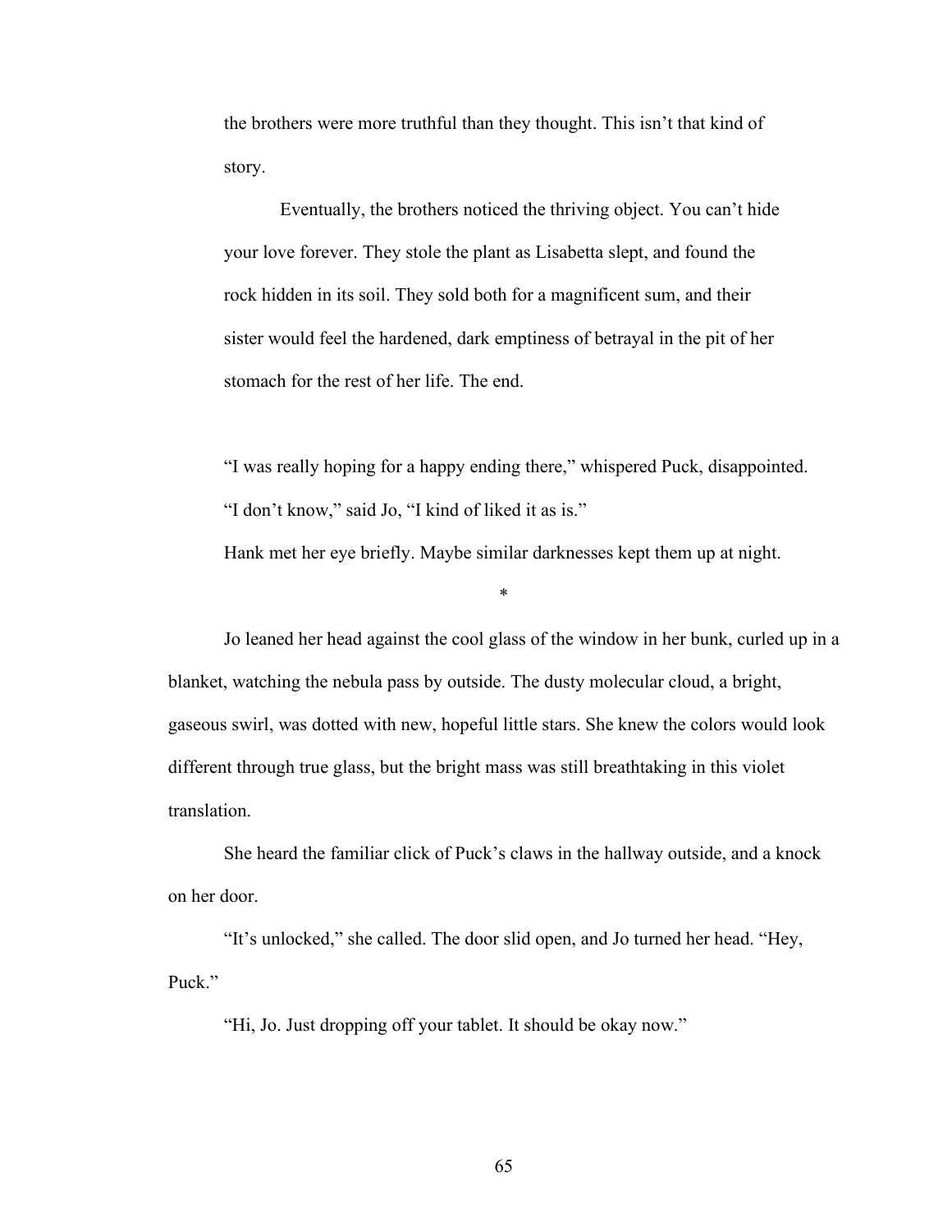the brothers were more truthful than they thought. This isn't that kind of story.

Eventually, the brothers noticed the thriving object. You can't hide your love forever. They stole the plant as Lisabetta slept, and found the rock hidden in its soil. They sold both for a magnificent sum, and their sister would feel the hardened, dark emptiness of betrayal in the pit of her stomach for the rest of her life. The end.

"I was really hoping for a happy ending there," whispered Puck, disappointed.

"I don't know," said Jo, "I kind of liked it as is."

Hank met her eye briefly. Maybe similar darknesses kept them up at night.

*

Jo leaned her head against the cool glass of the window in her bunk, curled up in a blanket, watching the nebula pass by outside. The dusty molecular cloud, a bright, gaseous swirl, was dotted with new, hopeful little stars. She knew the colors would look different through true glass, but the bright mass was still breathtaking in this violet translation.

She heard the familiar click of Puck's claws in the hallway outside, and a knock on her door.

"It's unlocked," she called. The door slid open, and Jo turned her head. "Hey, Puck."

"Hi, Jo. Just dropping off your tablet. It should be okay now."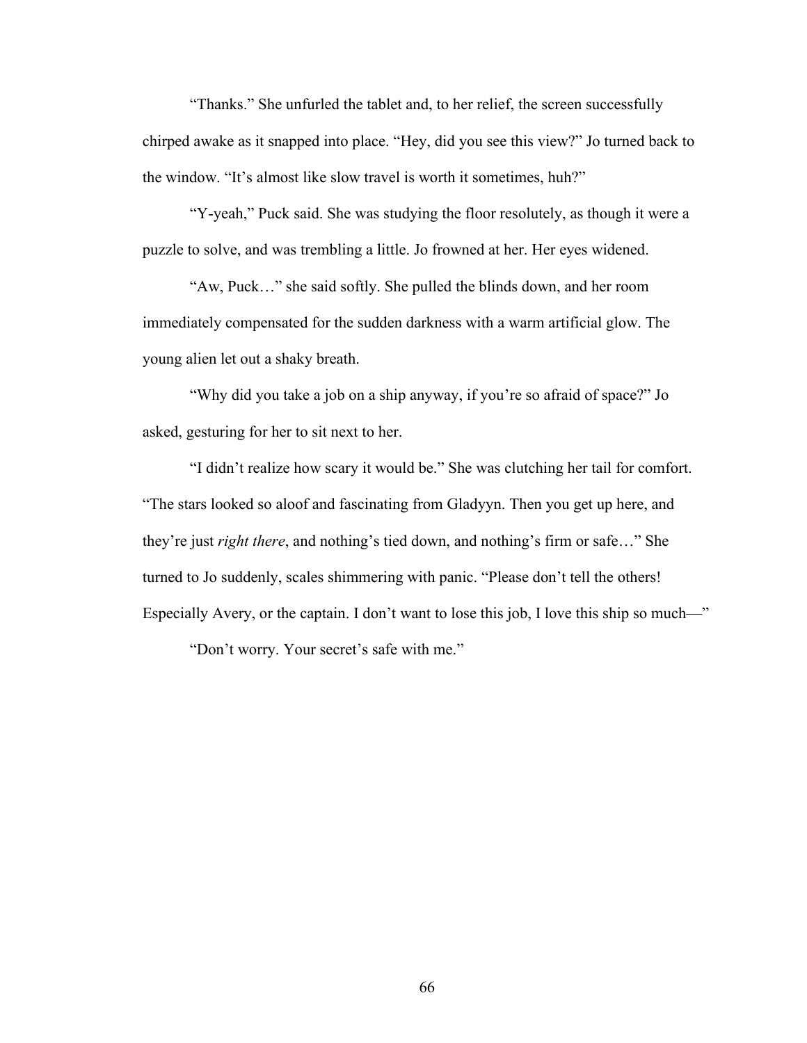"Thanks." She unfurled the tablet and, to her relief, the screen successfully chirped awake as it snapped into place. "Hey, did you see this view?" Jo turned back to the window. "It's almost like slow travel is worth it sometimes, huh?"

"Y-yeah," Puck said. She was studying the floor resolutely, as though it were a puzzle to solve, and was trembling a little. Jo frowned at her. Her eyes widened.

"Aw, Puck…" she said softly. She pulled the blinds down, and her room immediately compensated for the sudden darkness with a warm artificial glow. The young alien let out a shaky breath.

"Why did you take a job on a ship anyway, if you're so afraid of space?" Jo asked, gesturing for her to sit next to her.

"I didn't realize how scary it would be." She was clutching her tail for comfort. "The stars looked so aloof and fascinating from Gladyyn. Then you get up here, and they're just *right there*, and nothing's tied down, and nothing's firm or safe…" She turned to Jo suddenly, scales shimmering with panic. "Please don't tell the others! Especially Avery, or the captain. I don't want to lose this job, I love this ship so much—"

"Don't worry. Your secret's safe with me."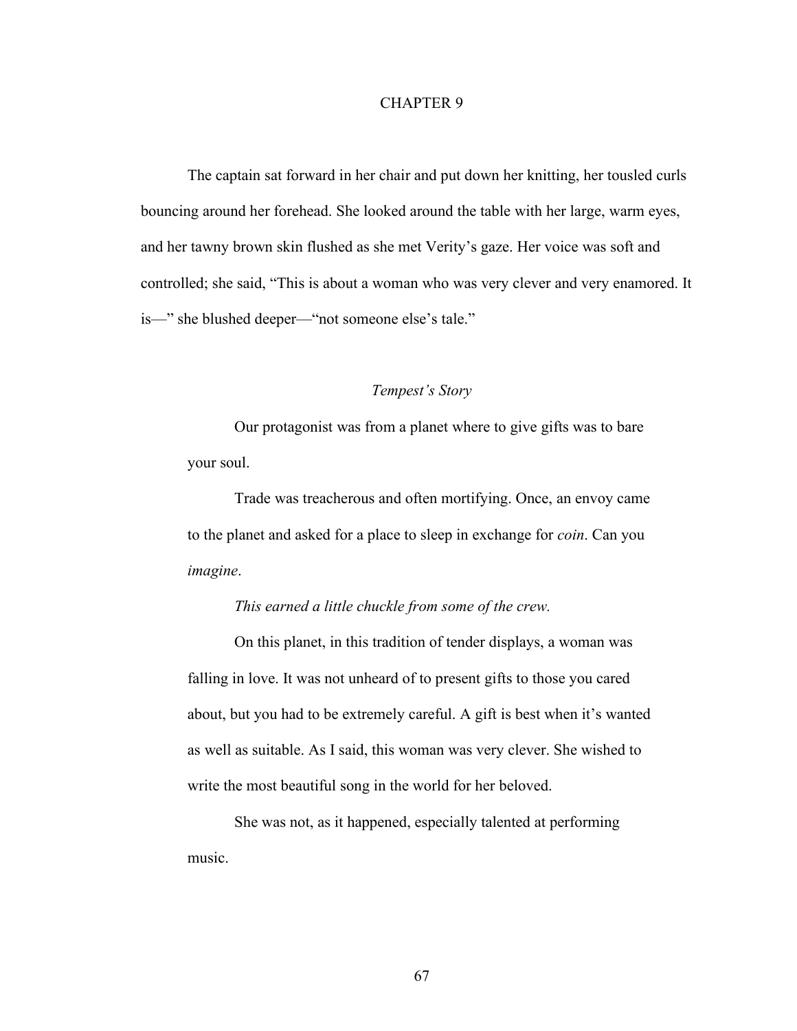# CHAPTER 9

The captain sat forward in her chair and put down her knitting, her tousled curls bouncing around her forehead. She looked around the table with her large, warm eyes, and her tawny brown skin flushed as she met Verity's gaze. Her voice was soft and controlled; she said, "This is about a woman who was very clever and very enamored. It is—" she blushed deeper—"not someone else's tale."

*Tempest's Story*

> Our protagonist was from a planet where to give gifts was to bare your soul.
>
> Trade was treacherous and often mortifying. Once, an envoy came to the planet and asked for a place to sleep in exchange for *coin*. Can you *imagine*.
>
> *This earned a little chuckle from some of the crew.*
>
> On this planet, in this tradition of tender displays, a woman was falling in love. It was not unheard of to present gifts to those you cared about, but you had to be extremely careful. A gift is best when it's wanted as well as suitable. As I said, this woman was very clever. She wished to write the most beautiful song in the world for her beloved.
>
> She was not, as it happened, especially talented at performing music.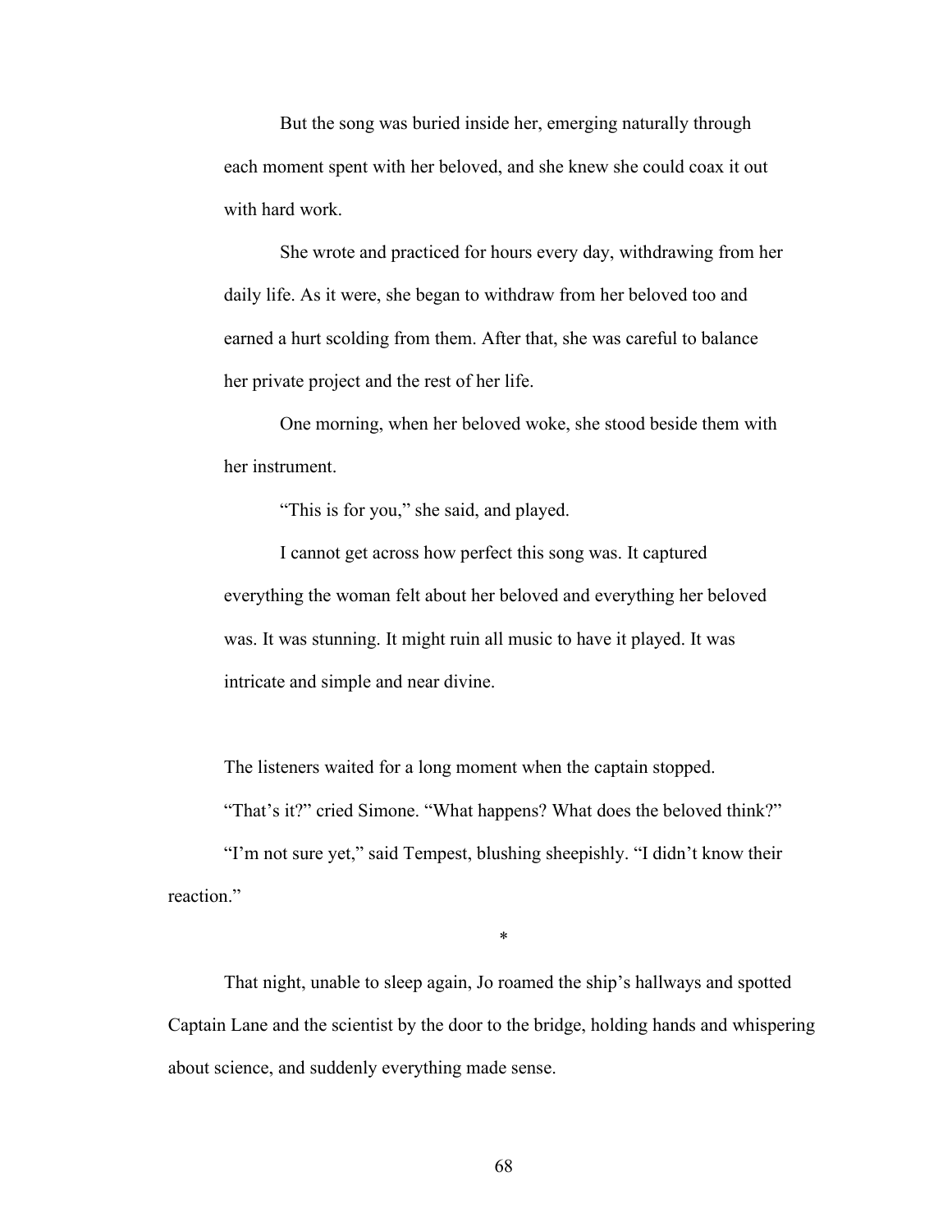> But the song was buried inside her, emerging naturally through each moment spent with her beloved, and she knew she could coax it out with hard work.
>
> She wrote and practiced for hours every day, withdrawing from her daily life. As it were, she began to withdraw from her beloved too and earned a hurt scolding from them. After that, she was careful to balance her private project and the rest of her life.
>
> One morning, when her beloved woke, she stood beside them with her instrument.
>
> "This is for you," she said, and played.
>
> I cannot get across how perfect this song was. It captured everything the woman felt about her beloved and everything her beloved was. It was stunning. It might ruin all music to have it played. It was intricate and simple and near divine.

The listeners waited for a long moment when the captain stopped.

"That's it?" cried Simone. "What happens? What does the beloved think?"

"I'm not sure yet," said Tempest, blushing sheepishly. "I didn't know their reaction."

*

That night, unable to sleep again, Jo roamed the ship's hallways and spotted Captain Lane and the scientist by the door to the bridge, holding hands and whispering about science, and suddenly everything made sense.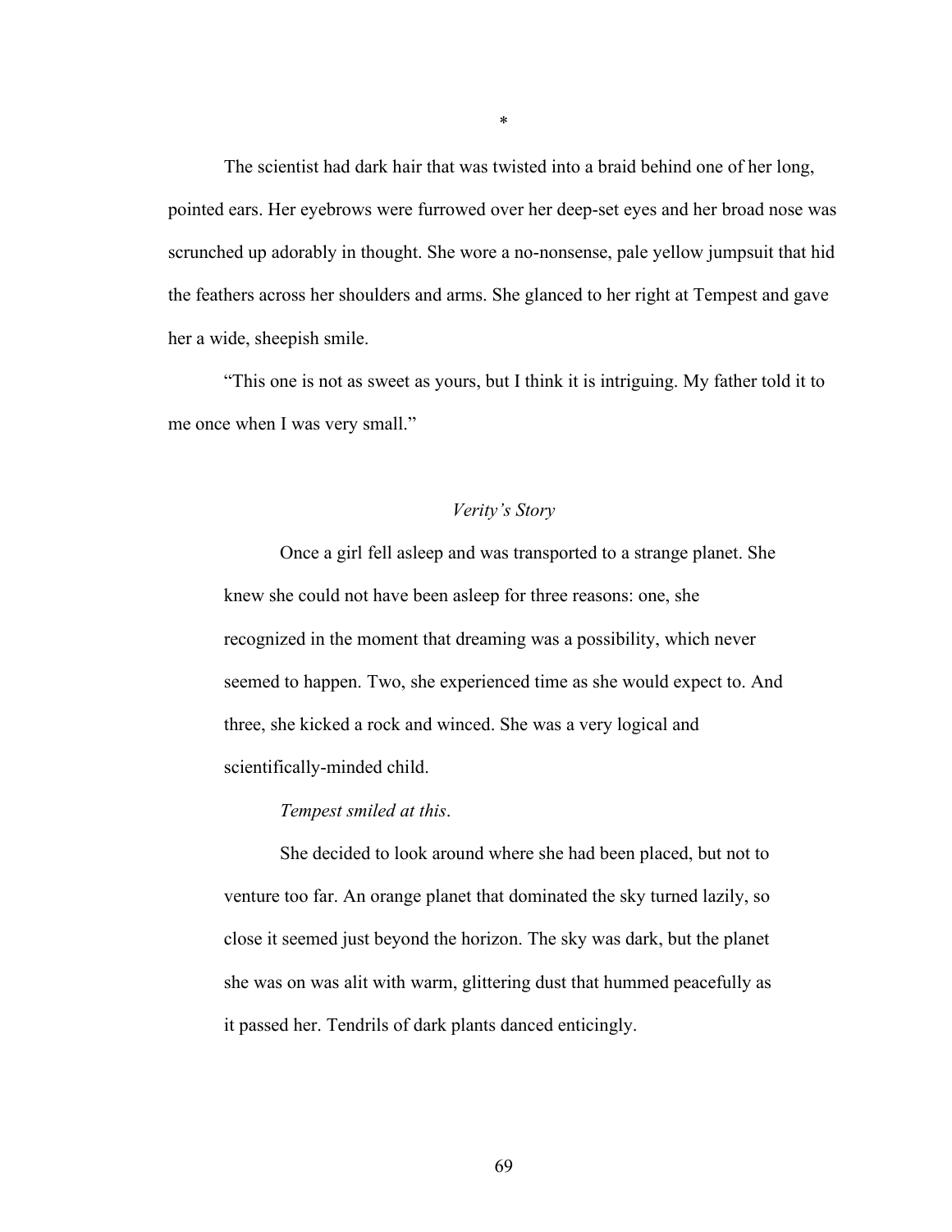*

The scientist had dark hair that was twisted into a braid behind one of her long, pointed ears. Her eyebrows were furrowed over her deep-set eyes and her broad nose was scrunched up adorably in thought. She wore a no-nonsense, pale yellow jumpsuit that hid the feathers across her shoulders and arms. She glanced to her right at Tempest and gave her a wide, sheepish smile.

"This one is not as sweet as yours, but I think it is intriguing. My father told it to me once when I was very small."

*Verity's Story*

> Once a girl fell asleep and was transported to a strange planet. She knew she could not have been asleep for three reasons: one, she recognized in the moment that dreaming was a possibility, which never seemed to happen. Two, she experienced time as she would expect to. And three, she kicked a rock and winced. She was a very logical and scientifically-minded child.
>
> *Tempest smiled at this*.
>
> She decided to look around where she had been placed, but not to venture too far. An orange planet that dominated the sky turned lazily, so close it seemed just beyond the horizon. The sky was dark, but the planet she was on was alit with warm, glittering dust that hummed peacefully as it passed her. Tendrils of dark plants danced enticingly.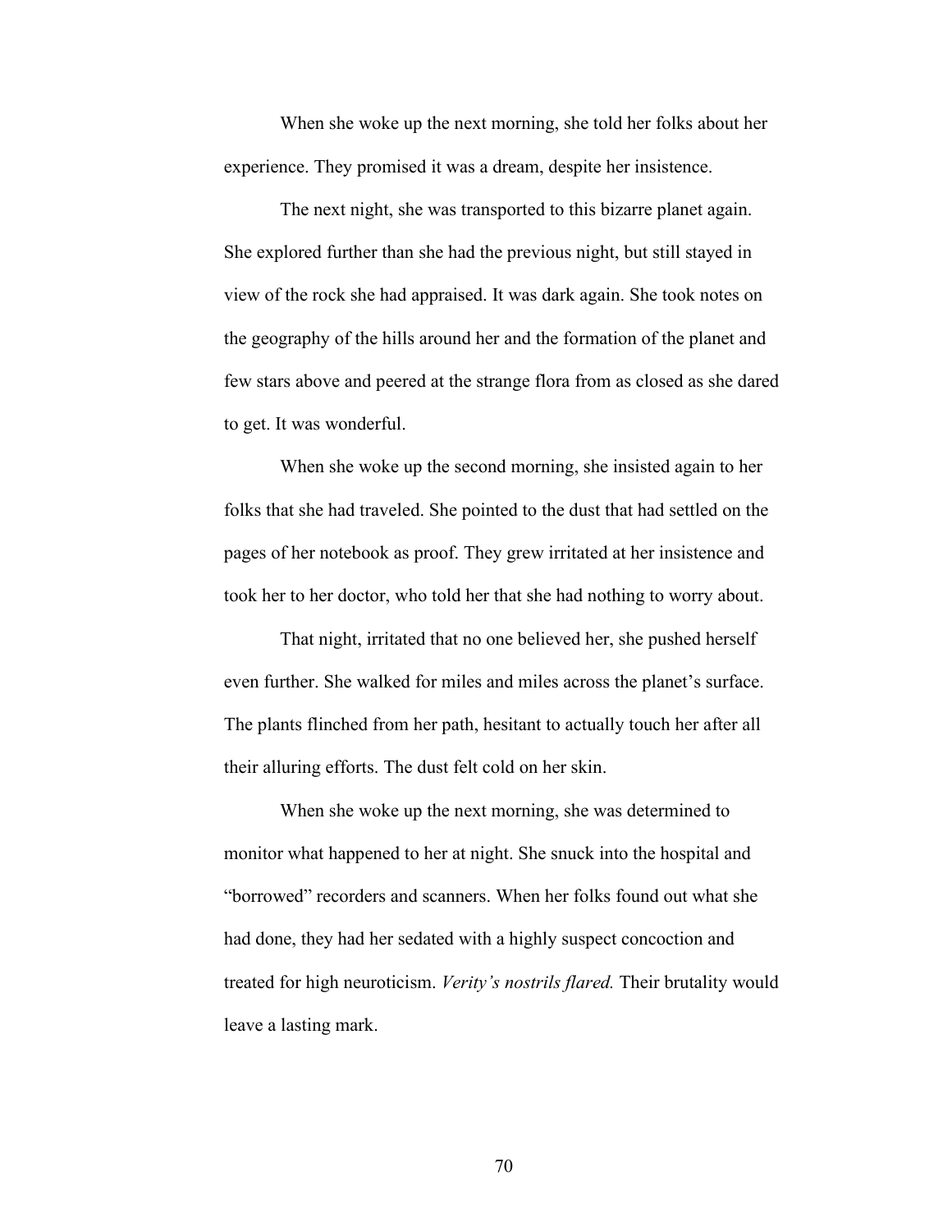When she woke up the next morning, she told her folks about her experience. They promised it was a dream, despite her insistence.

The next night, she was transported to this bizarre planet again. She explored further than she had the previous night, but still stayed in view of the rock she had appraised. It was dark again. She took notes on the geography of the hills around her and the formation of the planet and few stars above and peered at the strange flora from as closed as she dared to get. It was wonderful.

When she woke up the second morning, she insisted again to her folks that she had traveled. She pointed to the dust that had settled on the pages of her notebook as proof. They grew irritated at her insistence and took her to her doctor, who told her that she had nothing to worry about.

That night, irritated that no one believed her, she pushed herself even further. She walked for miles and miles across the planet's surface. The plants flinched from her path, hesitant to actually touch her after all their alluring efforts. The dust felt cold on her skin.

When she woke up the next morning, she was determined to monitor what happened to her at night. She snuck into the hospital and "borrowed" recorders and scanners. When her folks found out what she had done, they had her sedated with a highly suspect concoction and treated for high neuroticism. *Verity's nostrils flared.* Their brutality would leave a lasting mark.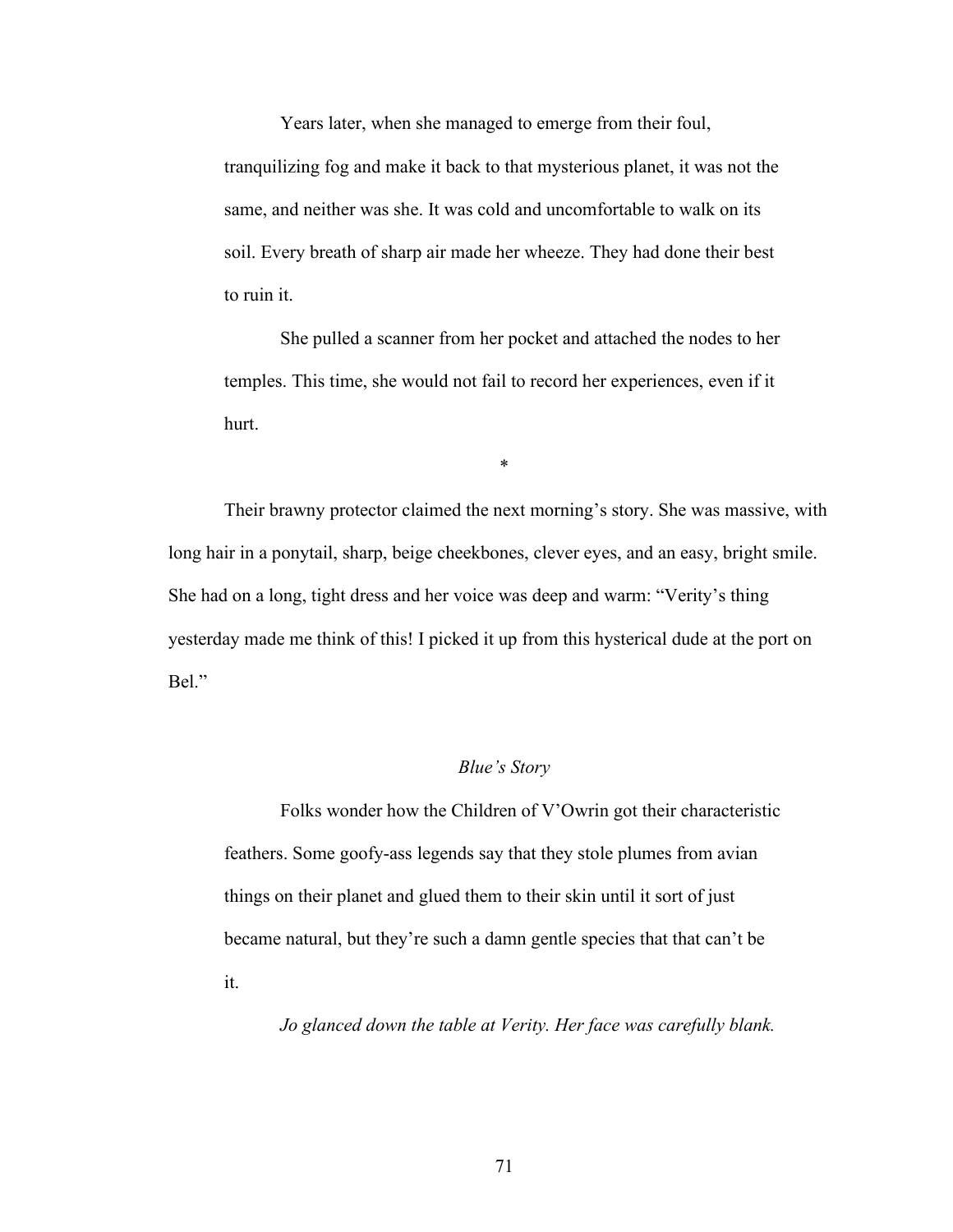Years later, when she managed to emerge from their foul, tranquilizing fog and make it back to that mysterious planet, it was not the same, and neither was she. It was cold and uncomfortable to walk on its soil. Every breath of sharp air made her wheeze. They had done their best to ruin it.

She pulled a scanner from her pocket and attached the nodes to her temples. This time, she would not fail to record her experiences, even if it hurt.

*

Their brawny protector claimed the next morning's story. She was massive, with long hair in a ponytail, sharp, beige cheekbones, clever eyes, and an easy, bright smile. She had on a long, tight dress and her voice was deep and warm: "Verity's thing yesterday made me think of this! I picked it up from this hysterical dude at the port on Bel."

*Blue's Story*

Folks wonder how the Children of V'Owrin got their characteristic feathers. Some goofy-ass legends say that they stole plumes from avian things on their planet and glued them to their skin until it sort of just became natural, but they're such a damn gentle species that that can't be it.

*Jo glanced down the table at Verity. Her face was carefully blank.*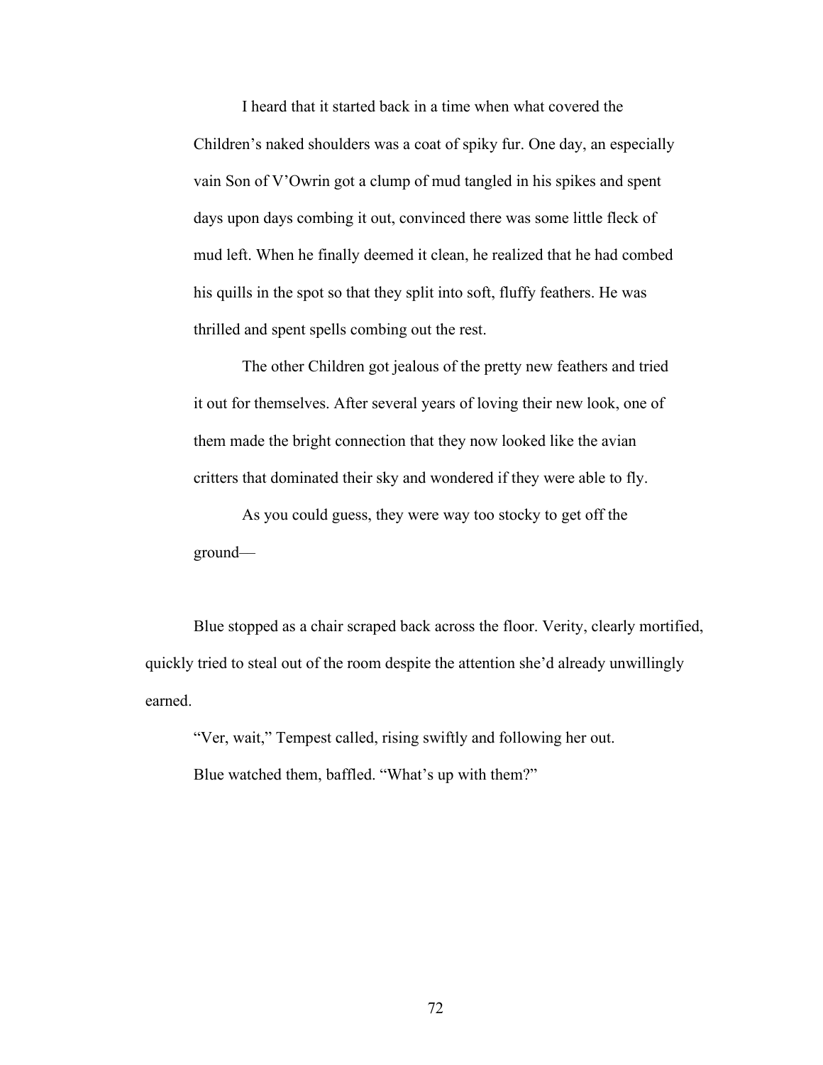> I heard that it started back in a time when what covered the Children's naked shoulders was a coat of spiky fur. One day, an especially vain Son of V'Owrin got a clump of mud tangled in his spikes and spent days upon days combing it out, convinced there was some little fleck of mud left. When he finally deemed it clean, he realized that he had combed his quills in the spot so that they split into soft, fluffy feathers. He was thrilled and spent spells combing out the rest.
>
> The other Children got jealous of the pretty new feathers and tried it out for themselves. After several years of loving their new look, one of them made the bright connection that they now looked like the avian critters that dominated their sky and wondered if they were able to fly.
>
> As you could guess, they were way too stocky to get off the ground—

Blue stopped as a chair scraped back across the floor. Verity, clearly mortified, quickly tried to steal out of the room despite the attention she'd already unwillingly earned.

"Ver, wait," Tempest called, rising swiftly and following her out.

Blue watched them, baffled. "What's up with them?"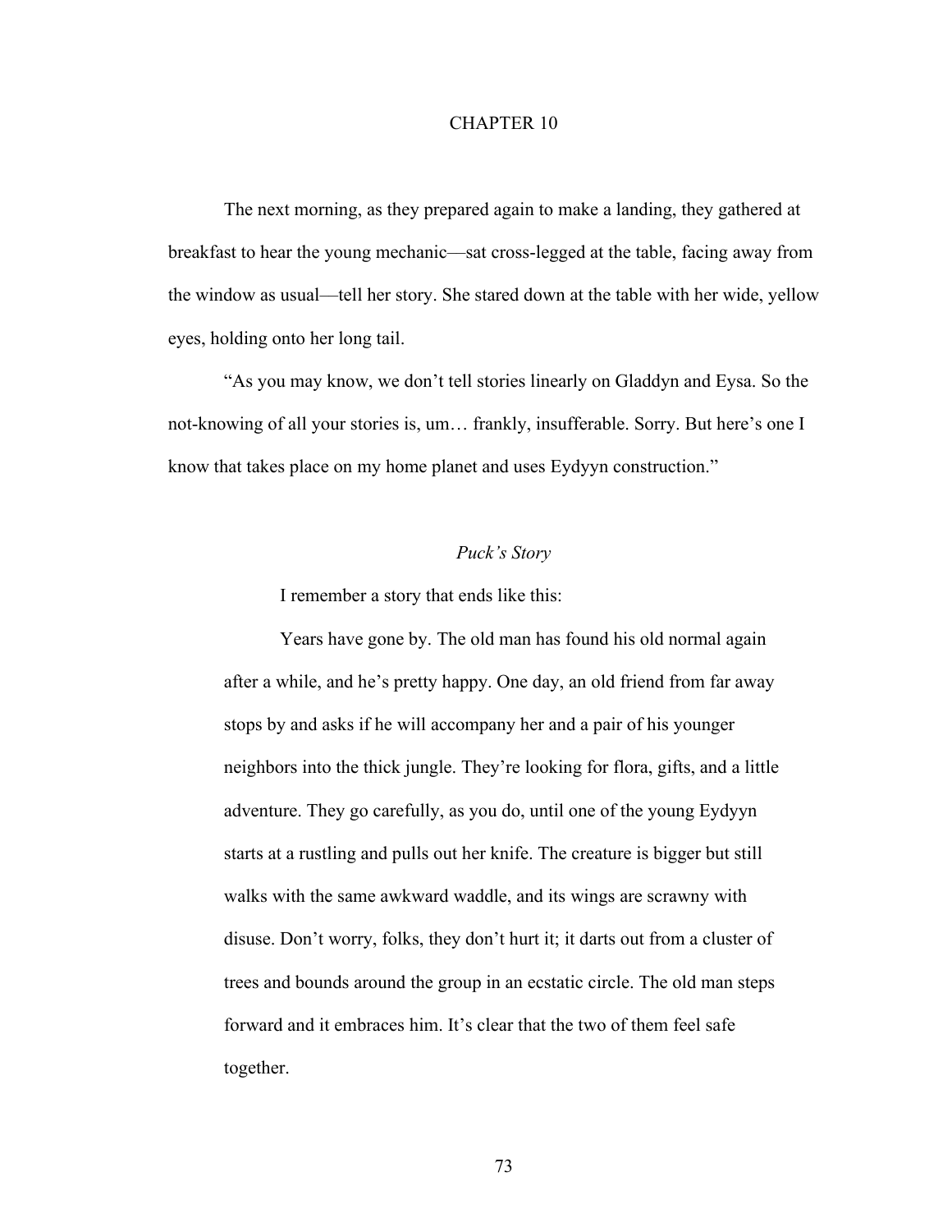# CHAPTER 10

The next morning, as they prepared again to make a landing, they gathered at breakfast to hear the young mechanic—sat cross-legged at the table, facing away from the window as usual—tell her story. She stared down at the table with her wide, yellow eyes, holding onto her long tail.

"As you may know, we don't tell stories linearly on Gladdyn and Eysa. So the not-knowing of all your stories is, um… frankly, insufferable. Sorry. But here's one I know that takes place on my home planet and uses Eydyyn construction."

## *Puck's Story*

> I remember a story that ends like this:
>
> Years have gone by. The old man has found his old normal again after a while, and he's pretty happy. One day, an old friend from far away stops by and asks if he will accompany her and a pair of his younger neighbors into the thick jungle. They're looking for flora, gifts, and a little adventure. They go carefully, as you do, until one of the young Eydyyn starts at a rustling and pulls out her knife. The creature is bigger but still walks with the same awkward waddle, and its wings are scrawny with disuse. Don't worry, folks, they don't hurt it; it darts out from a cluster of trees and bounds around the group in an ecstatic circle. The old man steps forward and it embraces him. It's clear that the two of them feel safe together.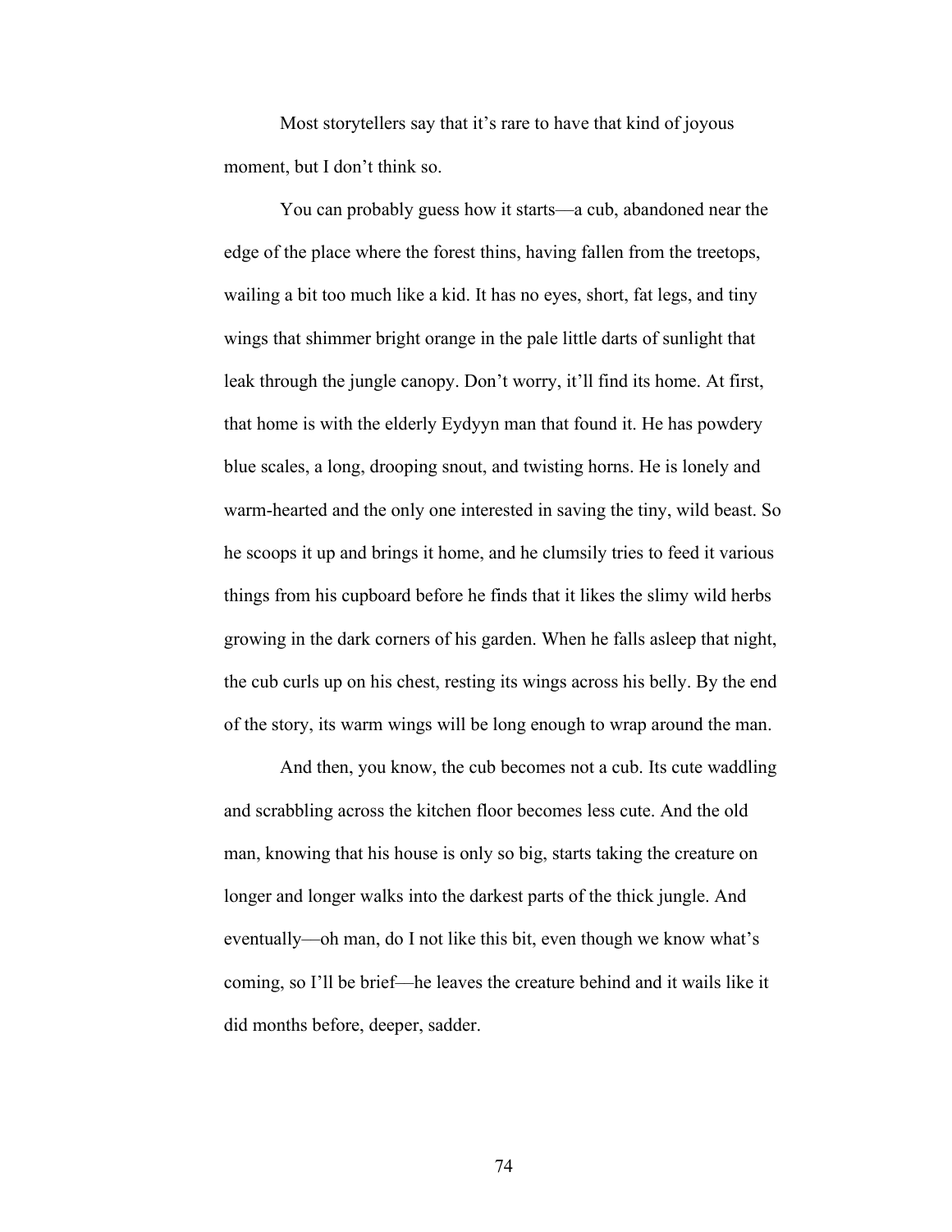Most storytellers say that it's rare to have that kind of joyous moment, but I don't think so.

You can probably guess how it starts—a cub, abandoned near the edge of the place where the forest thins, having fallen from the treetops, wailing a bit too much like a kid. It has no eyes, short, fat legs, and tiny wings that shimmer bright orange in the pale little darts of sunlight that leak through the jungle canopy. Don't worry, it'll find its home. At first, that home is with the elderly Eydyyn man that found it. He has powdery blue scales, a long, drooping snout, and twisting horns. He is lonely and warm-hearted and the only one interested in saving the tiny, wild beast. So he scoops it up and brings it home, and he clumsily tries to feed it various things from his cupboard before he finds that it likes the slimy wild herbs growing in the dark corners of his garden. When he falls asleep that night, the cub curls up on his chest, resting its wings across his belly. By the end of the story, its warm wings will be long enough to wrap around the man.

And then, you know, the cub becomes not a cub. Its cute waddling and scrabbling across the kitchen floor becomes less cute. And the old man, knowing that his house is only so big, starts taking the creature on longer and longer walks into the darkest parts of the thick jungle. And eventually—oh man, do I not like this bit, even though we know what's coming, so I'll be brief—he leaves the creature behind and it wails like it did months before, deeper, sadder.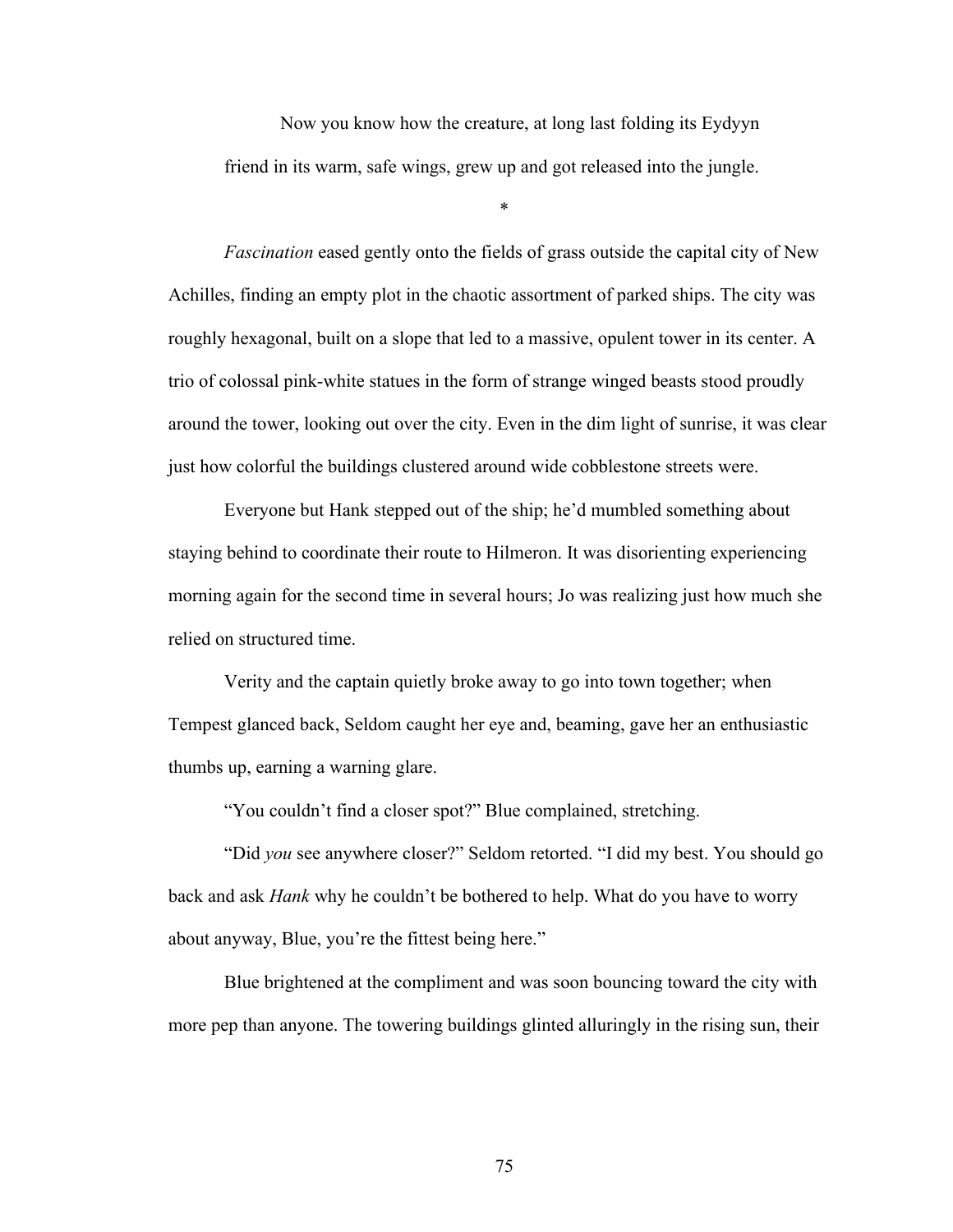Now you know how the creature, at long last folding its Eydyyn friend in its warm, safe wings, grew up and got released into the jungle.

*

*Fascination* eased gently onto the fields of grass outside the capital city of New Achilles, finding an empty plot in the chaotic assortment of parked ships. The city was roughly hexagonal, built on a slope that led to a massive, opulent tower in its center. A trio of colossal pink-white statues in the form of strange winged beasts stood proudly around the tower, looking out over the city. Even in the dim light of sunrise, it was clear just how colorful the buildings clustered around wide cobblestone streets were.

Everyone but Hank stepped out of the ship; he'd mumbled something about staying behind to coordinate their route to Hilmeron. It was disorienting experiencing morning again for the second time in several hours; Jo was realizing just how much she relied on structured time.

Verity and the captain quietly broke away to go into town together; when Tempest glanced back, Seldom caught her eye and, beaming, gave her an enthusiastic thumbs up, earning a warning glare.

"You couldn't find a closer spot?" Blue complained, stretching.

"Did *you* see anywhere closer?" Seldom retorted. "I did my best. You should go back and ask *Hank* why he couldn't be bothered to help. What do you have to worry about anyway, Blue, you're the fittest being here."

Blue brightened at the compliment and was soon bouncing toward the city with more pep than anyone. The towering buildings glinted alluringly in the rising sun, their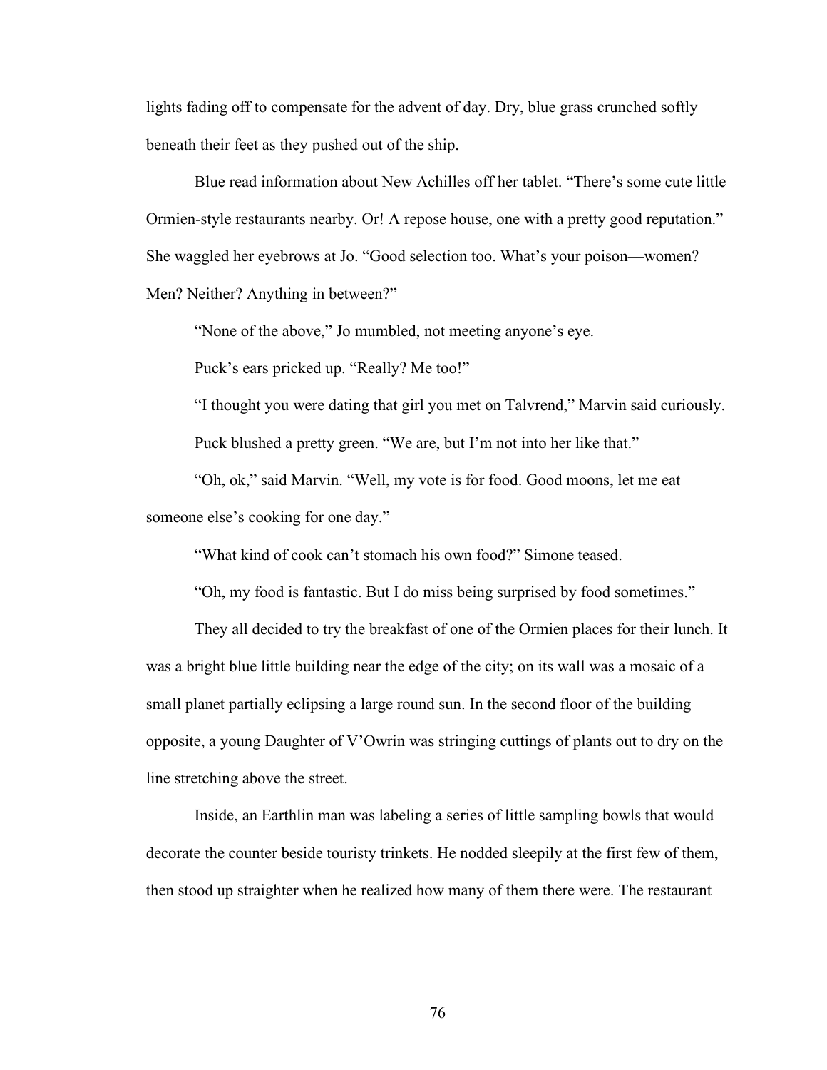lights fading off to compensate for the advent of day. Dry, blue grass crunched softly beneath their feet as they pushed out of the ship.

Blue read information about New Achilles off her tablet. "There's some cute little Ormien-style restaurants nearby. Or! A repose house, one with a pretty good reputation." She waggled her eyebrows at Jo. "Good selection too. What's your poison—women? Men? Neither? Anything in between?"

"None of the above," Jo mumbled, not meeting anyone's eye.

Puck's ears pricked up. "Really? Me too!"

"I thought you were dating that girl you met on Talvrend," Marvin said curiously.

Puck blushed a pretty green. "We are, but I'm not into her like that."

"Oh, ok," said Marvin. "Well, my vote is for food. Good moons, let me eat someone else's cooking for one day."

"What kind of cook can't stomach his own food?" Simone teased.

"Oh, my food is fantastic. But I do miss being surprised by food sometimes."

They all decided to try the breakfast of one of the Ormien places for their lunch. It was a bright blue little building near the edge of the city; on its wall was a mosaic of a small planet partially eclipsing a large round sun. In the second floor of the building opposite, a young Daughter of V'Owrin was stringing cuttings of plants out to dry on the line stretching above the street.

Inside, an Earthlin man was labeling a series of little sampling bowls that would decorate the counter beside touristy trinkets. He nodded sleepily at the first few of them, then stood up straighter when he realized how many of them there were. The restaurant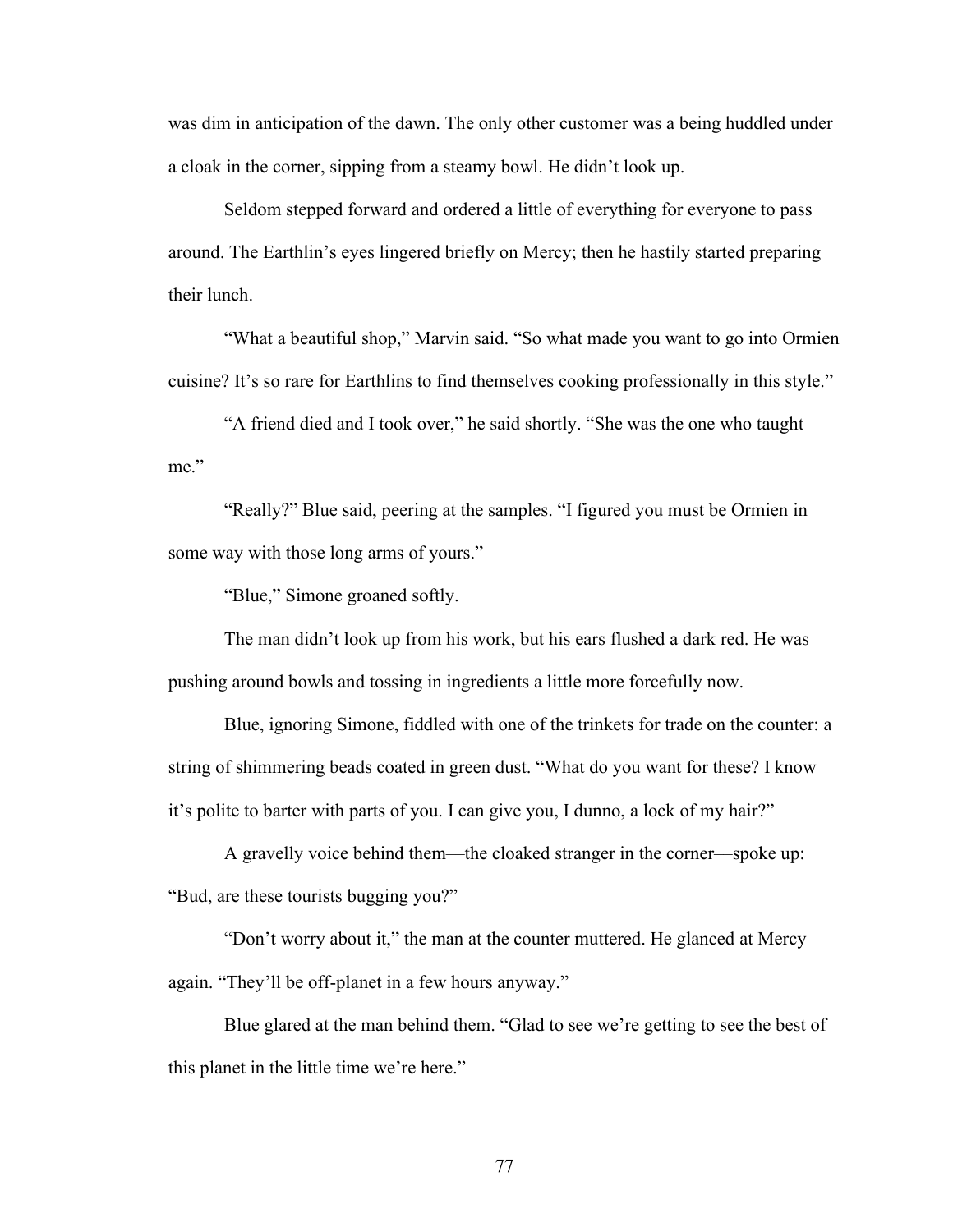was dim in anticipation of the dawn. The only other customer was a being huddled under a cloak in the corner, sipping from a steamy bowl. He didn't look up.

Seldom stepped forward and ordered a little of everything for everyone to pass around. The Earthlin's eyes lingered briefly on Mercy; then he hastily started preparing their lunch.

"What a beautiful shop," Marvin said. "So what made you want to go into Ormien cuisine? It's so rare for Earthlins to find themselves cooking professionally in this style."

"A friend died and I took over," he said shortly. "She was the one who taught me."

"Really?" Blue said, peering at the samples. "I figured you must be Ormien in some way with those long arms of yours."

"Blue," Simone groaned softly.

The man didn't look up from his work, but his ears flushed a dark red. He was pushing around bowls and tossing in ingredients a little more forcefully now.

Blue, ignoring Simone, fiddled with one of the trinkets for trade on the counter: a string of shimmering beads coated in green dust. "What do you want for these? I know it's polite to barter with parts of you. I can give you, I dunno, a lock of my hair?"

A gravelly voice behind them—the cloaked stranger in the corner—spoke up: "Bud, are these tourists bugging you?"

"Don't worry about it," the man at the counter muttered. He glanced at Mercy again. "They'll be off-planet in a few hours anyway."

Blue glared at the man behind them. "Glad to see we're getting to see the best of this planet in the little time we're here."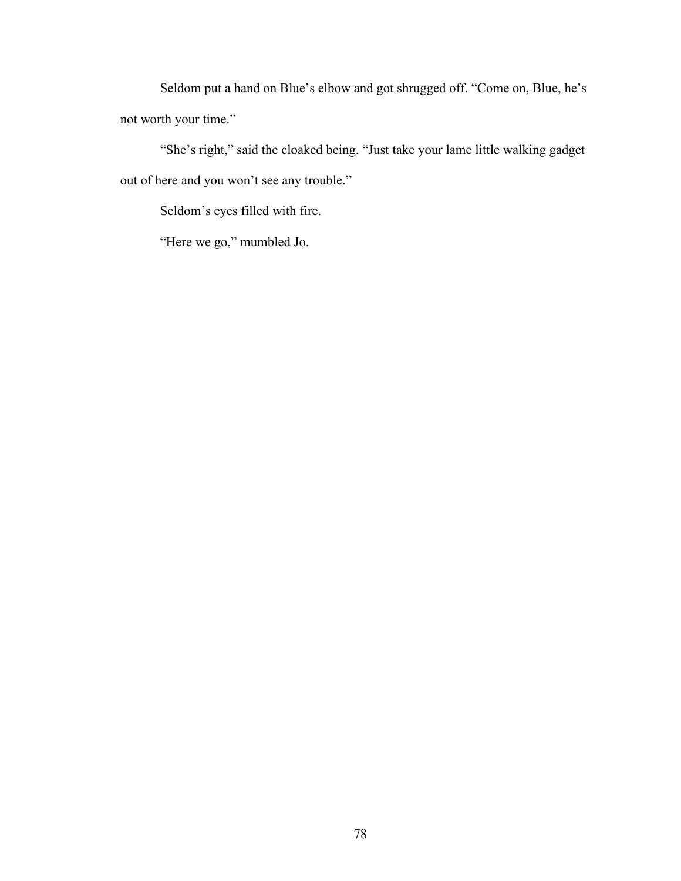Seldom put a hand on Blue's elbow and got shrugged off. "Come on, Blue, he's not worth your time."

"She's right," said the cloaked being. "Just take your lame little walking gadget out of here and you won't see any trouble."

Seldom's eyes filled with fire.

"Here we go," mumbled Jo.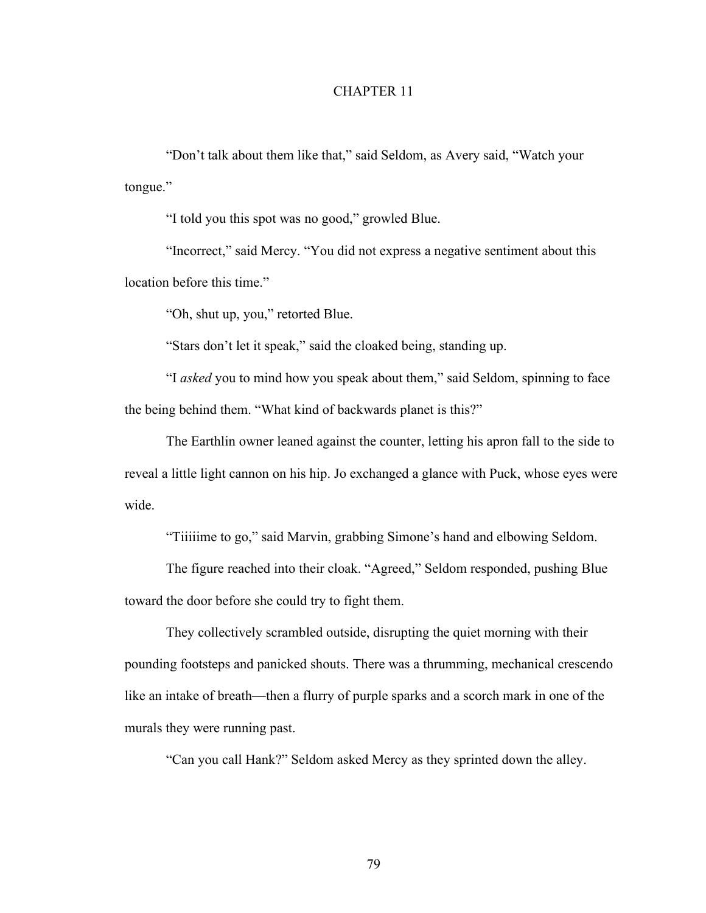# CHAPTER 11

"Don't talk about them like that," said Seldom, as Avery said, "Watch your tongue."

"I told you this spot was no good," growled Blue.

"Incorrect," said Mercy. "You did not express a negative sentiment about this location before this time."

"Oh, shut up, you," retorted Blue.

"Stars don't let it speak," said the cloaked being, standing up.

"I *asked* you to mind how you speak about them," said Seldom, spinning to face the being behind them. "What kind of backwards planet is this?"

The Earthlin owner leaned against the counter, letting his apron fall to the side to reveal a little light cannon on his hip. Jo exchanged a glance with Puck, whose eyes were wide.

"Tiiiiime to go," said Marvin, grabbing Simone's hand and elbowing Seldom.

The figure reached into their cloak. "Agreed," Seldom responded, pushing Blue toward the door before she could try to fight them.

They collectively scrambled outside, disrupting the quiet morning with their pounding footsteps and panicked shouts. There was a thrumming, mechanical crescendo like an intake of breath—then a flurry of purple sparks and a scorch mark in one of the murals they were running past.

"Can you call Hank?" Seldom asked Mercy as they sprinted down the alley.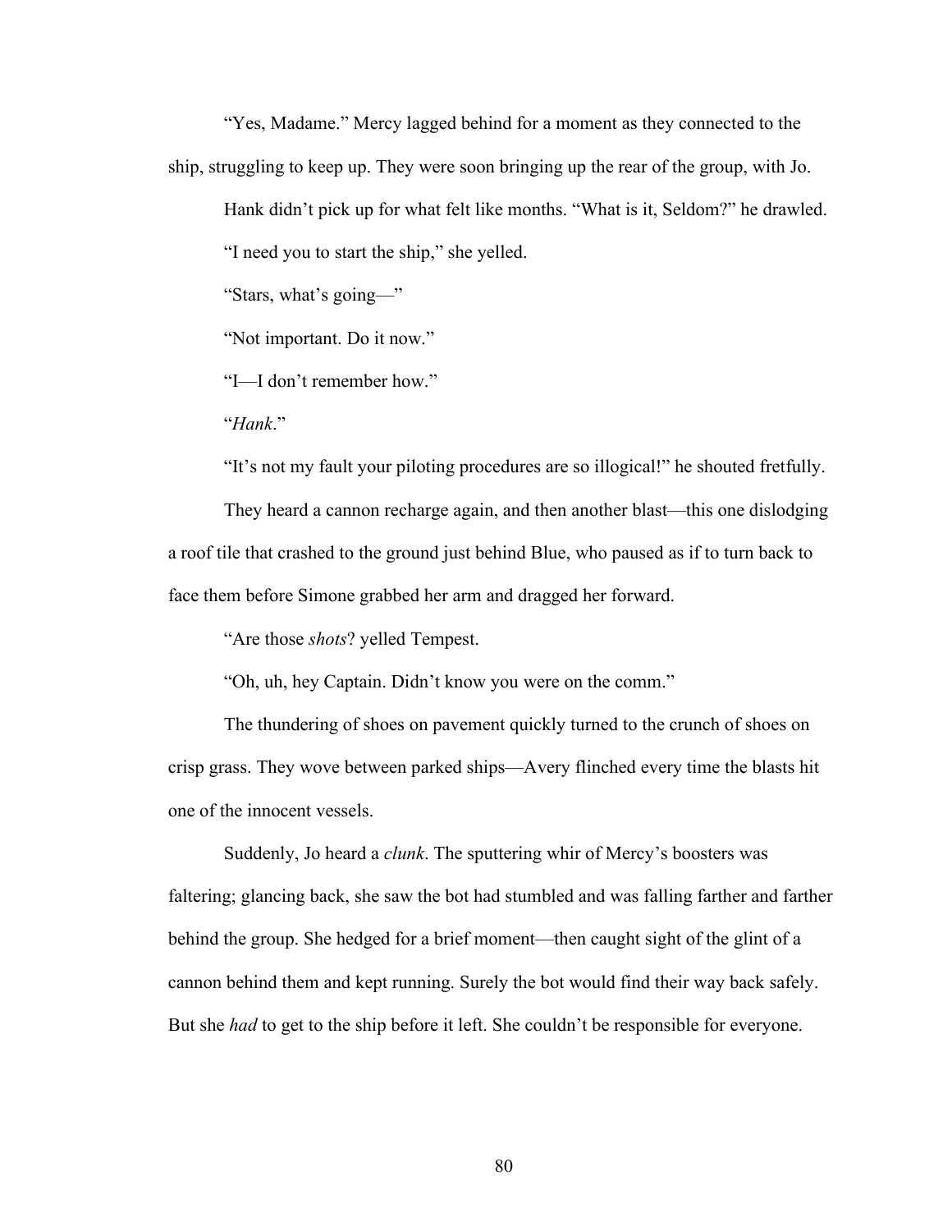“Yes, Madame.” Mercy lagged behind for a moment as they connected to the ship, struggling to keep up. They were soon bringing up the rear of the group, with Jo.

Hank didn’t pick up for what felt like months. “What is it, Seldom?” he drawled.

“I need you to start the ship,” she yelled.

“Stars, what’s going—”

“Not important. Do it now.”

“I—I don’t remember how.”

“*Hank*.”

“It’s not my fault your piloting procedures are so illogical!” he shouted fretfully.

They heard a cannon recharge again, and then another blast—this one dislodging a roof tile that crashed to the ground just behind Blue, who paused as if to turn back to face them before Simone grabbed her arm and dragged her forward.

“Are those *shots*? yelled Tempest.

“Oh, uh, hey Captain. Didn’t know you were on the comm.”

The thundering of shoes on pavement quickly turned to the crunch of shoes on crisp grass. They wove between parked ships—Avery flinched every time the blasts hit one of the innocent vessels.

Suddenly, Jo heard a *clunk*. The sputtering whir of Mercy’s boosters was faltering; glancing back, she saw the bot had stumbled and was falling farther and farther behind the group. She hedged for a brief moment—then caught sight of the glint of a cannon behind them and kept running. Surely the bot would find their way back safely. But she *had* to get to the ship before it left. She couldn’t be responsible for everyone.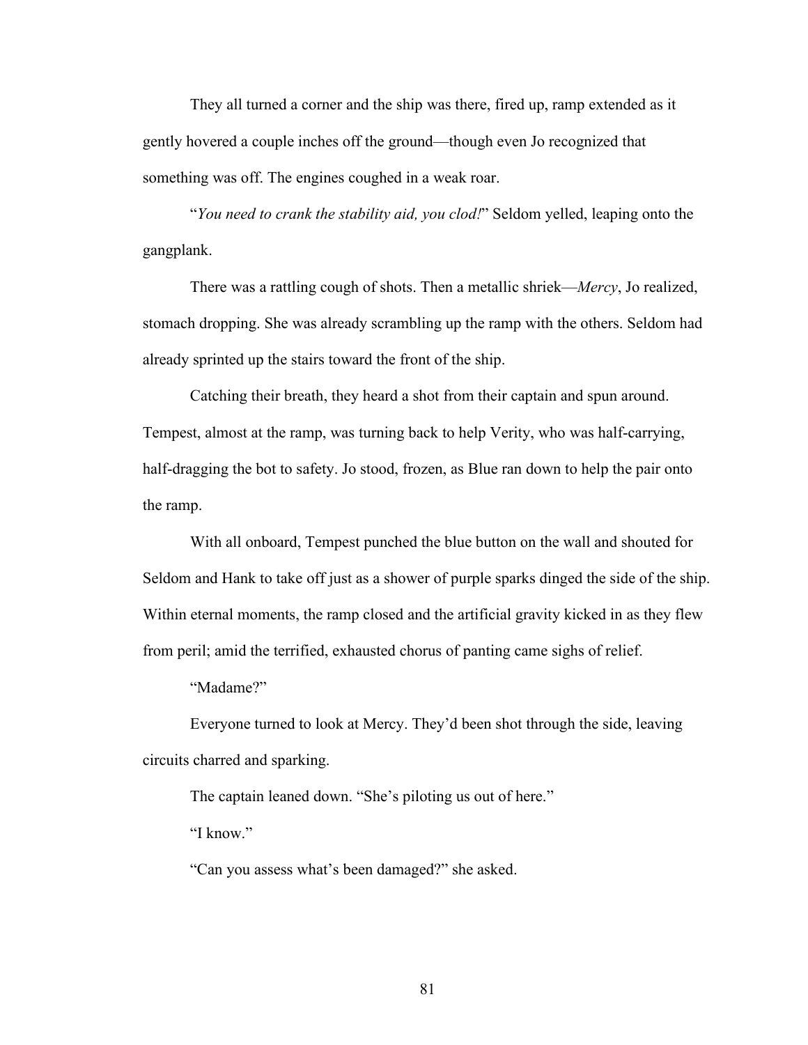They all turned a corner and the ship was there, fired up, ramp extended as it gently hovered a couple inches off the ground—though even Jo recognized that something was off. The engines coughed in a weak roar.

"*You need to crank the stability aid, you clod!*" Seldom yelled, leaping onto the gangplank.

There was a rattling cough of shots. Then a metallic shriek—*Mercy*, Jo realized, stomach dropping. She was already scrambling up the ramp with the others. Seldom had already sprinted up the stairs toward the front of the ship.

Catching their breath, they heard a shot from their captain and spun around. Tempest, almost at the ramp, was turning back to help Verity, who was half-carrying, half-dragging the bot to safety. Jo stood, frozen, as Blue ran down to help the pair onto the ramp.

With all onboard, Tempest punched the blue button on the wall and shouted for Seldom and Hank to take off just as a shower of purple sparks dinged the side of the ship. Within eternal moments, the ramp closed and the artificial gravity kicked in as they flew from peril; amid the terrified, exhausted chorus of panting came sighs of relief.

"Madame?"

Everyone turned to look at Mercy. They'd been shot through the side, leaving circuits charred and sparking.

The captain leaned down. "She's piloting us out of here."

"I know."

"Can you assess what's been damaged?" she asked.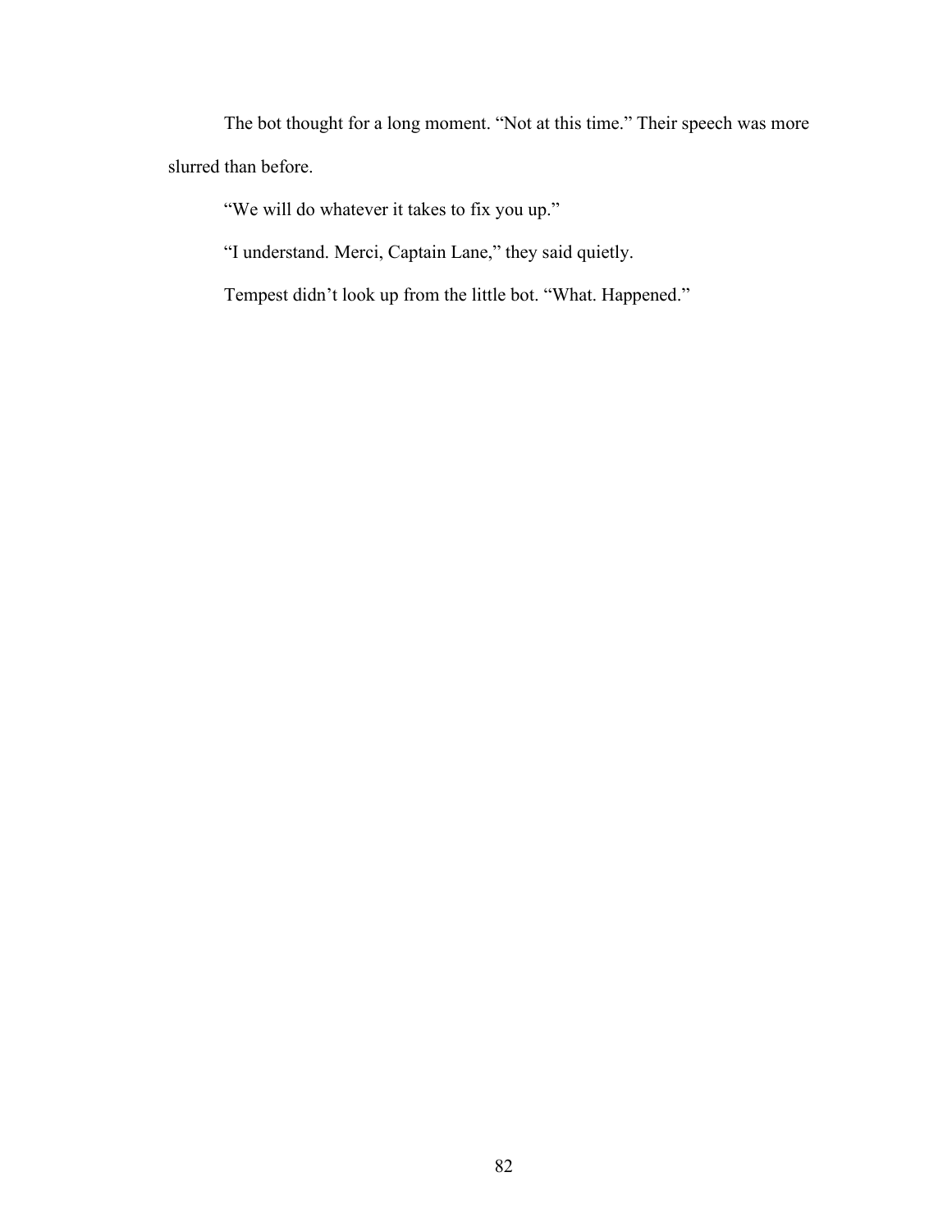The bot thought for a long moment. “Not at this time.” Their speech was more slurred than before.

“We will do whatever it takes to fix you up.”

“I understand. Merci, Captain Lane,” they said quietly.

Tempest didn’t look up from the little bot. “What. Happened.”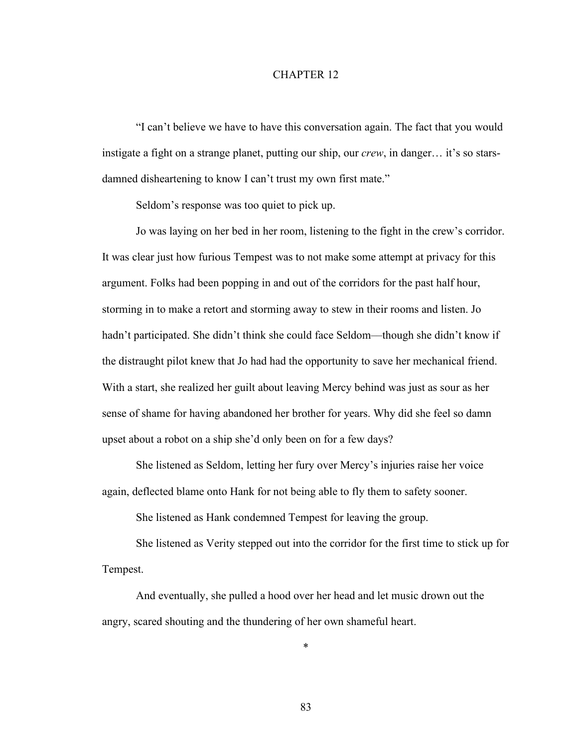# CHAPTER 12

"I can't believe we have to have this conversation again. The fact that you would instigate a fight on a strange planet, putting our ship, our *crew*, in danger… it's so stars-damned disheartening to know I can't trust my own first mate."

Seldom's response was too quiet to pick up.

Jo was laying on her bed in her room, listening to the fight in the crew's corridor. It was clear just how furious Tempest was to not make some attempt at privacy for this argument. Folks had been popping in and out of the corridors for the past half hour, storming in to make a retort and storming away to stew in their rooms and listen. Jo hadn't participated. She didn't think she could face Seldom—though she didn't know if the distraught pilot knew that Jo had had the opportunity to save her mechanical friend. With a start, she realized her guilt about leaving Mercy behind was just as sour as her sense of shame for having abandoned her brother for years. Why did she feel so damn upset about a robot on a ship she'd only been on for a few days?

She listened as Seldom, letting her fury over Mercy's injuries raise her voice again, deflected blame onto Hank for not being able to fly them to safety sooner.

She listened as Hank condemned Tempest for leaving the group.

She listened as Verity stepped out into the corridor for the first time to stick up for Tempest.

And eventually, she pulled a hood over her head and let music drown out the angry, scared shouting and the thundering of her own shameful heart.

*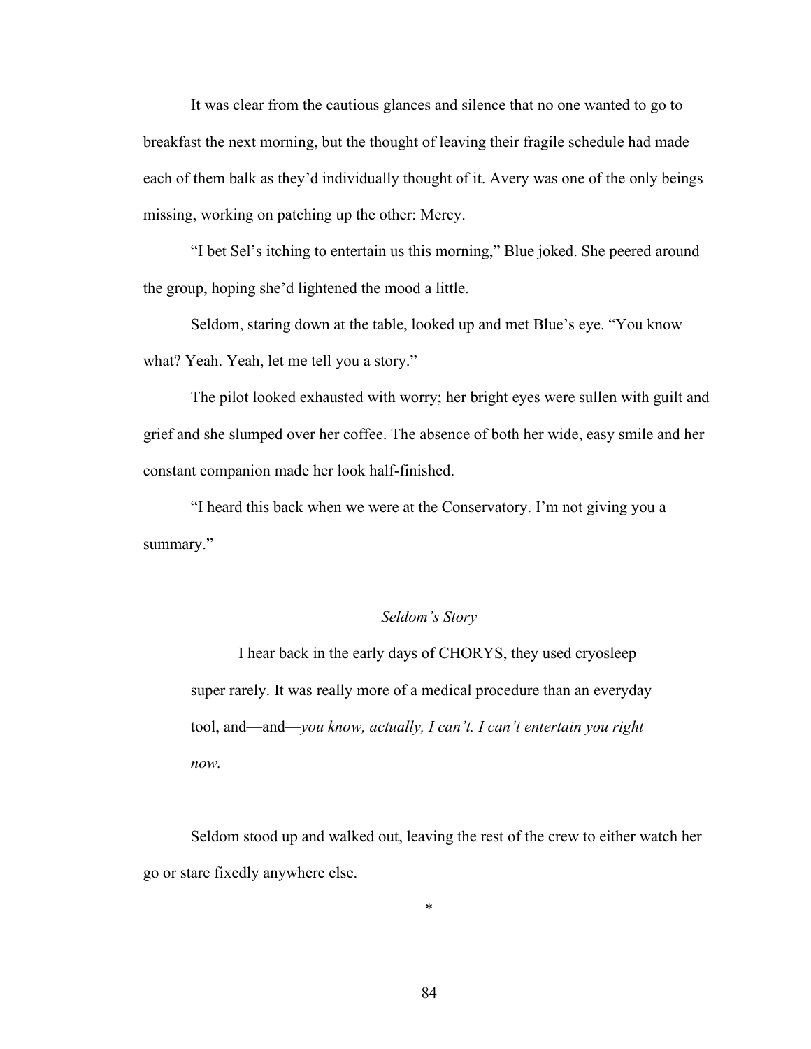It was clear from the cautious glances and silence that no one wanted to go to breakfast the next morning, but the thought of leaving their fragile schedule had made each of them balk as they'd individually thought of it. Avery was one of the only beings missing, working on patching up the other: Mercy.

"I bet Sel's itching to entertain us this morning," Blue joked. She peered around the group, hoping she'd lightened the mood a little.

Seldom, staring down at the table, looked up and met Blue's eye. "You know what? Yeah. Yeah, let me tell you a story."

The pilot looked exhausted with worry; her bright eyes were sullen with guilt and grief and she slumped over her coffee. The absence of both her wide, easy smile and her constant companion made her look half-finished.

"I heard this back when we were at the Conservatory. I'm not giving you a summary."

*Seldom's Story*

> I hear back in the early days of CHORYS, they used cryosleep super rarely. It was really more of a medical procedure than an everyday tool, and—and—*you know, actually, I can't. I can't entertain you right now.*

Seldom stood up and walked out, leaving the rest of the crew to either watch her go or stare fixedly anywhere else.

*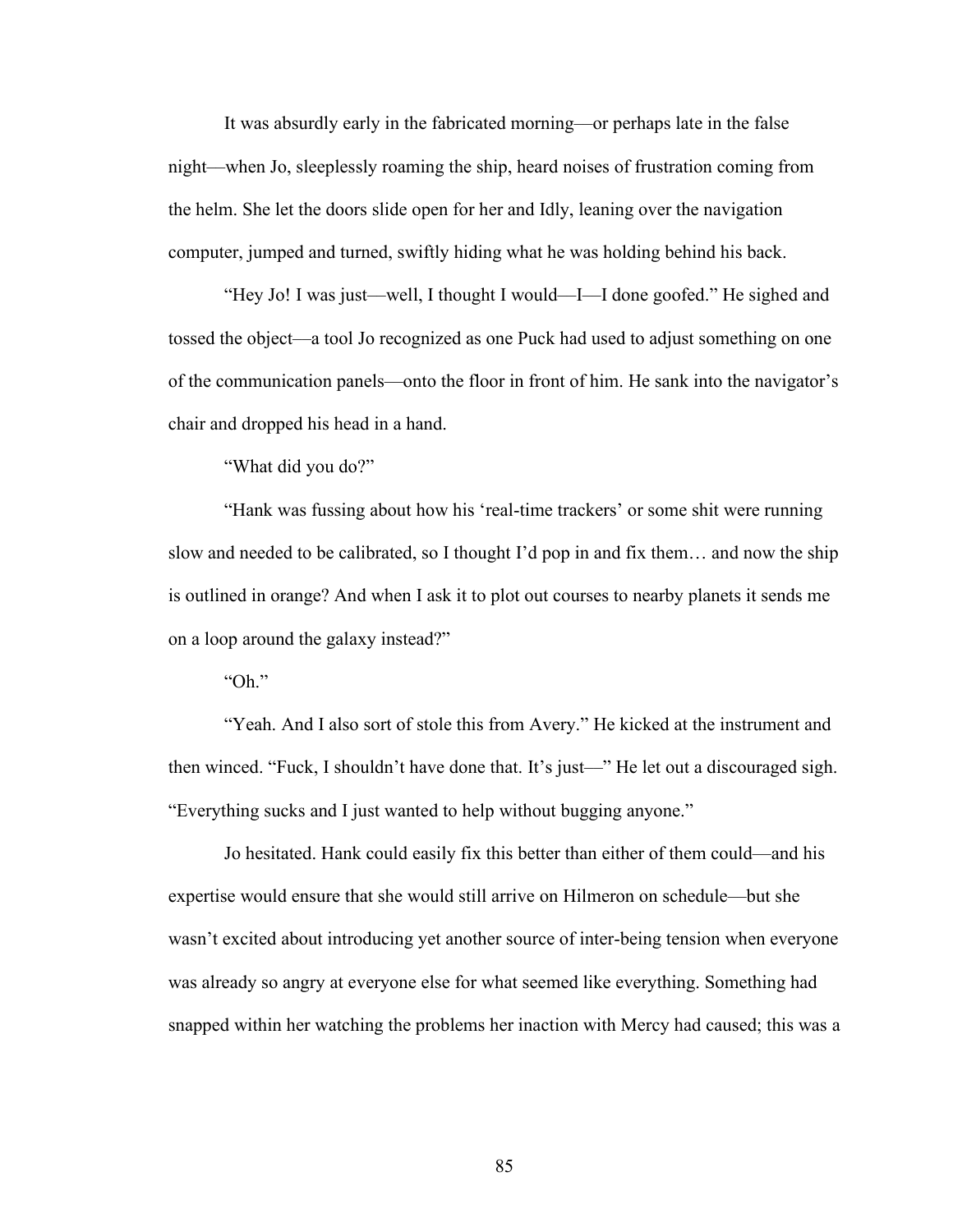It was absurdly early in the fabricated morning—or perhaps late in the false night—when Jo, sleeplessly roaming the ship, heard noises of frustration coming from the helm. She let the doors slide open for her and Idly, leaning over the navigation computer, jumped and turned, swiftly hiding what he was holding behind his back.

"Hey Jo! I was just—well, I thought I would—I—I done goofed." He sighed and tossed the object—a tool Jo recognized as one Puck had used to adjust something on one of the communication panels—onto the floor in front of him. He sank into the navigator's chair and dropped his head in a hand.

"What did you do?"

"Hank was fussing about how his 'real-time trackers' or some shit were running slow and needed to be calibrated, so I thought I'd pop in and fix them… and now the ship is outlined in orange? And when I ask it to plot out courses to nearby planets it sends me on a loop around the galaxy instead?"

"Oh."

"Yeah. And I also sort of stole this from Avery." He kicked at the instrument and then winced. "Fuck, I shouldn't have done that. It's just—" He let out a discouraged sigh. "Everything sucks and I just wanted to help without bugging anyone."

Jo hesitated. Hank could easily fix this better than either of them could—and his expertise would ensure that she would still arrive on Hilmeron on schedule—but she wasn't excited about introducing yet another source of inter-being tension when everyone was already so angry at everyone else for what seemed like everything. Something had snapped within her watching the problems her inaction with Mercy had caused; this was a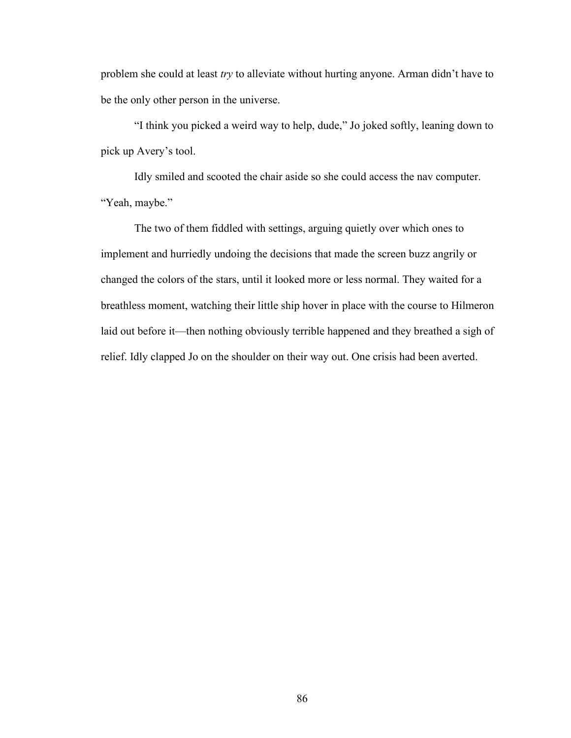problem she could at least *try* to alleviate without hurting anyone. Arman didn't have to be the only other person in the universe.

"I think you picked a weird way to help, dude," Jo joked softly, leaning down to pick up Avery's tool.

Idly smiled and scooted the chair aside so she could access the nav computer. "Yeah, maybe."

The two of them fiddled with settings, arguing quietly over which ones to implement and hurriedly undoing the decisions that made the screen buzz angrily or changed the colors of the stars, until it looked more or less normal. They waited for a breathless moment, watching their little ship hover in place with the course to Hilmeron laid out before it—then nothing obviously terrible happened and they breathed a sigh of relief. Idly clapped Jo on the shoulder on their way out. One crisis had been averted.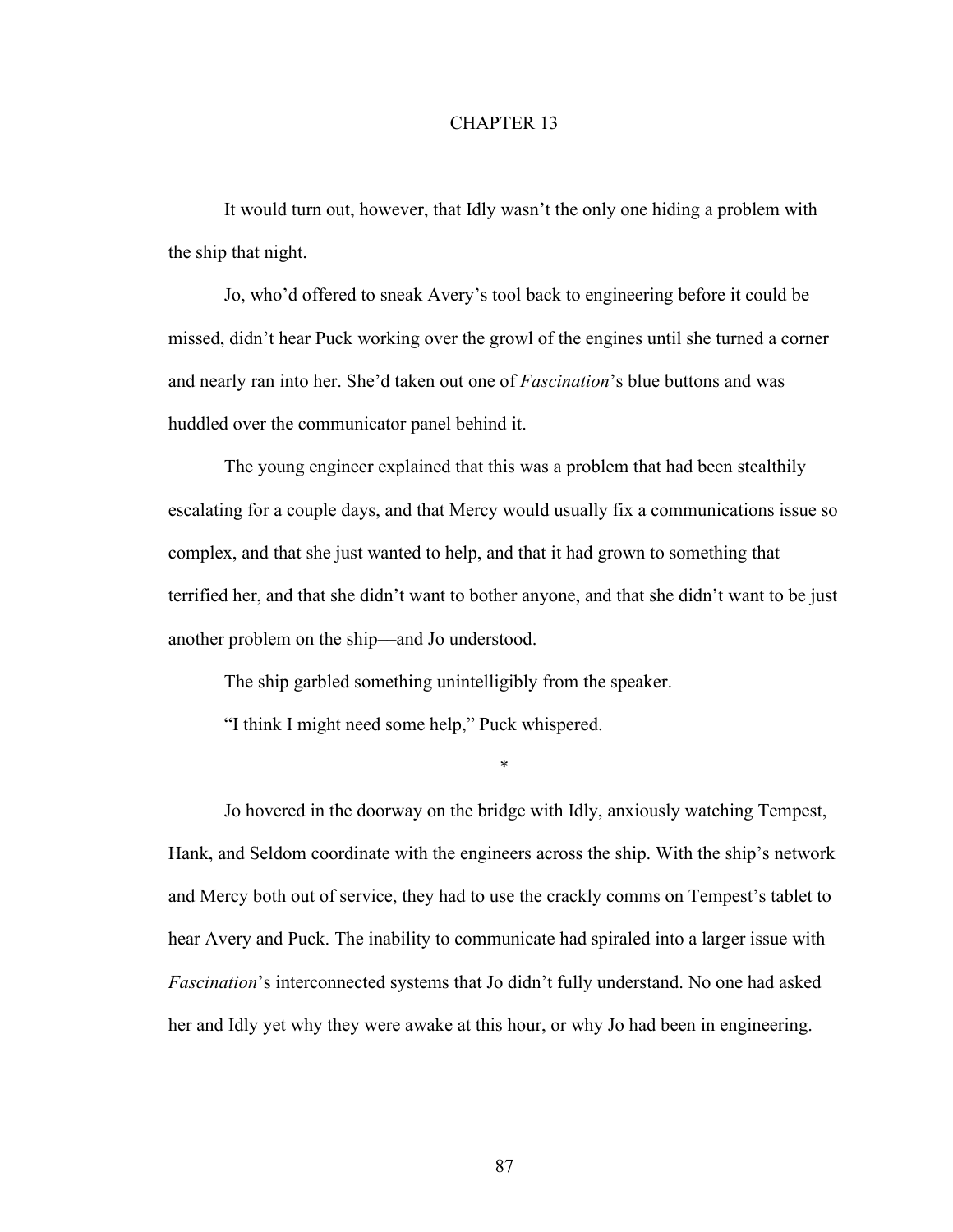# CHAPTER 13

It would turn out, however, that Idly wasn't the only one hiding a problem with the ship that night.

Jo, who'd offered to sneak Avery's tool back to engineering before it could be missed, didn't hear Puck working over the growl of the engines until she turned a corner and nearly ran into her. She'd taken out one of *Fascination*'s blue buttons and was huddled over the communicator panel behind it.

The young engineer explained that this was a problem that had been stealthily escalating for a couple days, and that Mercy would usually fix a communications issue so complex, and that she just wanted to help, and that it had grown to something that terrified her, and that she didn't want to bother anyone, and that she didn't want to be just another problem on the ship—and Jo understood.

The ship garbled something unintelligibly from the speaker.

"I think I might need some help," Puck whispered.

*

Jo hovered in the doorway on the bridge with Idly, anxiously watching Tempest, Hank, and Seldom coordinate with the engineers across the ship. With the ship's network and Mercy both out of service, they had to use the crackly comms on Tempest's tablet to hear Avery and Puck. The inability to communicate had spiraled into a larger issue with *Fascination*'s interconnected systems that Jo didn't fully understand. No one had asked her and Idly yet why they were awake at this hour, or why Jo had been in engineering.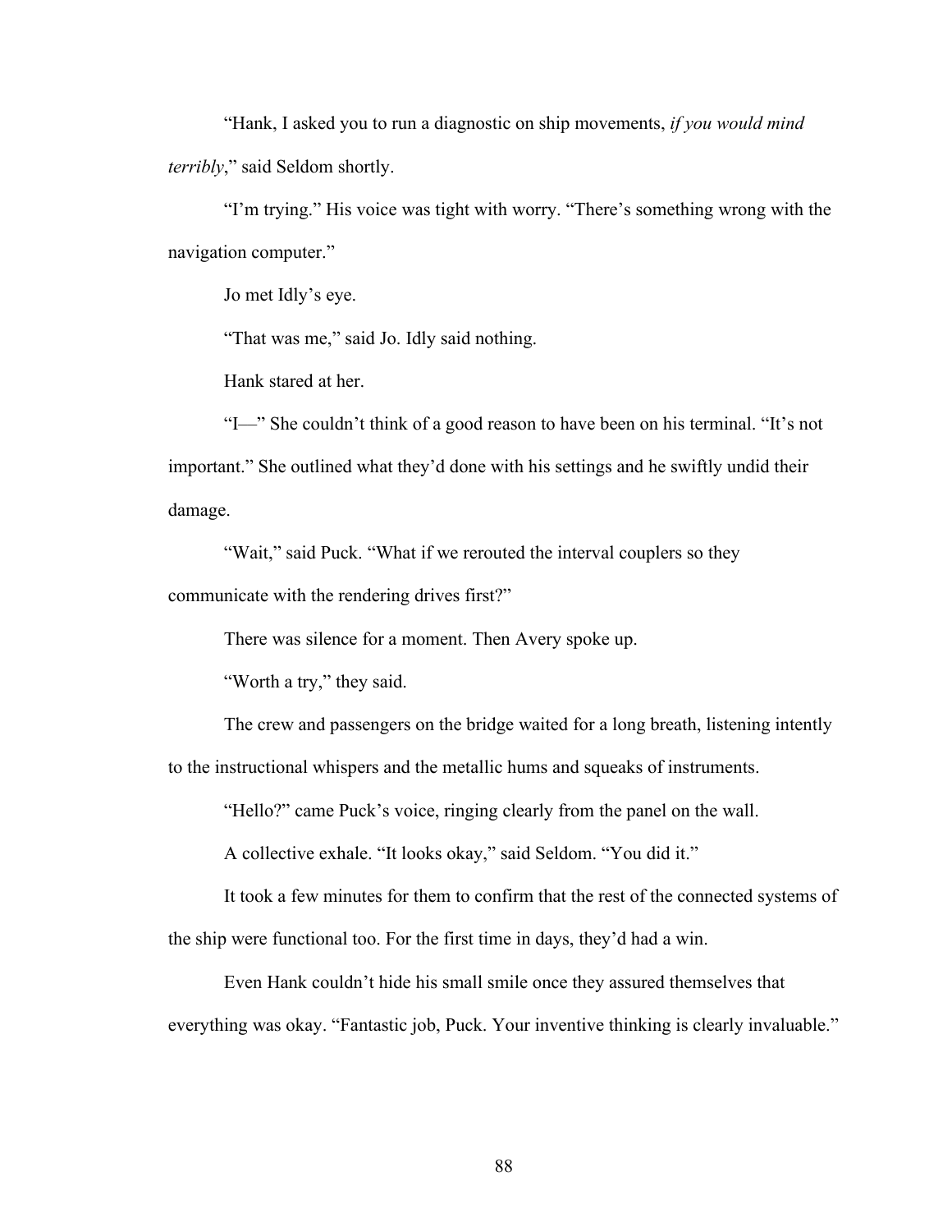"Hank, I asked you to run a diagnostic on ship movements, *if you would mind terribly*," said Seldom shortly.

"I'm trying." His voice was tight with worry. "There's something wrong with the navigation computer."

Jo met Idly's eye.

"That was me," said Jo. Idly said nothing.

Hank stared at her.

"I—" She couldn't think of a good reason to have been on his terminal. "It's not important." She outlined what they'd done with his settings and he swiftly undid their damage.

"Wait," said Puck. "What if we rerouted the interval couplers so they communicate with the rendering drives first?"

There was silence for a moment. Then Avery spoke up.

"Worth a try," they said.

The crew and passengers on the bridge waited for a long breath, listening intently to the instructional whispers and the metallic hums and squeaks of instruments.

"Hello?" came Puck's voice, ringing clearly from the panel on the wall.

A collective exhale. "It looks okay," said Seldom. "You did it."

It took a few minutes for them to confirm that the rest of the connected systems of the ship were functional too. For the first time in days, they'd had a win.

Even Hank couldn't hide his small smile once they assured themselves that everything was okay. "Fantastic job, Puck. Your inventive thinking is clearly invaluable."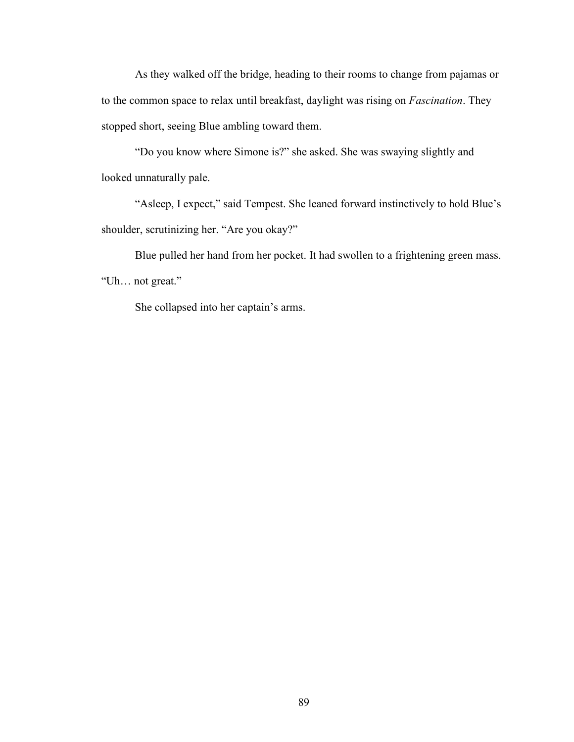As they walked off the bridge, heading to their rooms to change from pajamas or to the common space to relax until breakfast, daylight was rising on *Fascination*. They stopped short, seeing Blue ambling toward them.

"Do you know where Simone is?" she asked. She was swaying slightly and looked unnaturally pale.

"Asleep, I expect," said Tempest. She leaned forward instinctively to hold Blue's shoulder, scrutinizing her. "Are you okay?"

Blue pulled her hand from her pocket. It had swollen to a frightening green mass. "Uh… not great."

She collapsed into her captain's arms.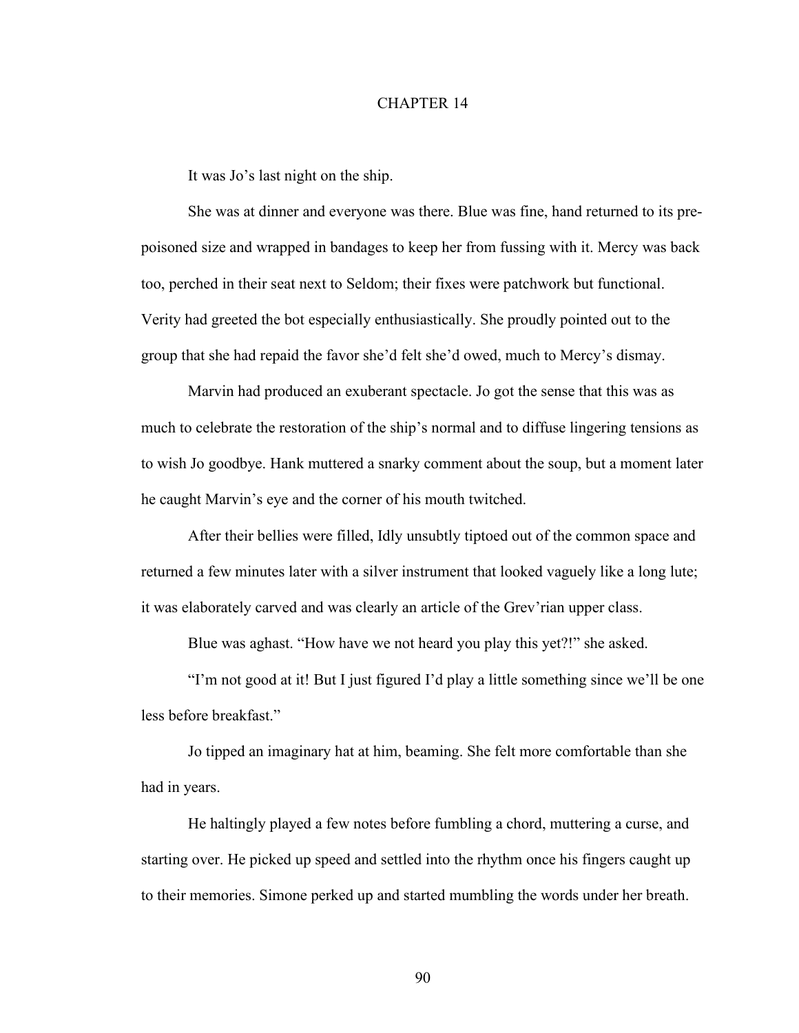# CHAPTER 14

It was Jo's last night on the ship.

She was at dinner and everyone was there. Blue was fine, hand returned to its pre-poisoned size and wrapped in bandages to keep her from fussing with it. Mercy was back too, perched in their seat next to Seldom; their fixes were patchwork but functional. Verity had greeted the bot especially enthusiastically. She proudly pointed out to the group that she had repaid the favor she'd felt she'd owed, much to Mercy's dismay.

Marvin had produced an exuberant spectacle. Jo got the sense that this was as much to celebrate the restoration of the ship's normal and to diffuse lingering tensions as to wish Jo goodbye. Hank muttered a snarky comment about the soup, but a moment later he caught Marvin's eye and the corner of his mouth twitched.

After their bellies were filled, Idly unsubtly tiptoed out of the common space and returned a few minutes later with a silver instrument that looked vaguely like a long lute; it was elaborately carved and was clearly an article of the Grev'rian upper class.

Blue was aghast. "How have we not heard you play this yet?!" she asked.

"I'm not good at it! But I just figured I'd play a little something since we'll be one less before breakfast."

Jo tipped an imaginary hat at him, beaming. She felt more comfortable than she had in years.

He haltingly played a few notes before fumbling a chord, muttering a curse, and starting over. He picked up speed and settled into the rhythm once his fingers caught up to their memories. Simone perked up and started mumbling the words under her breath.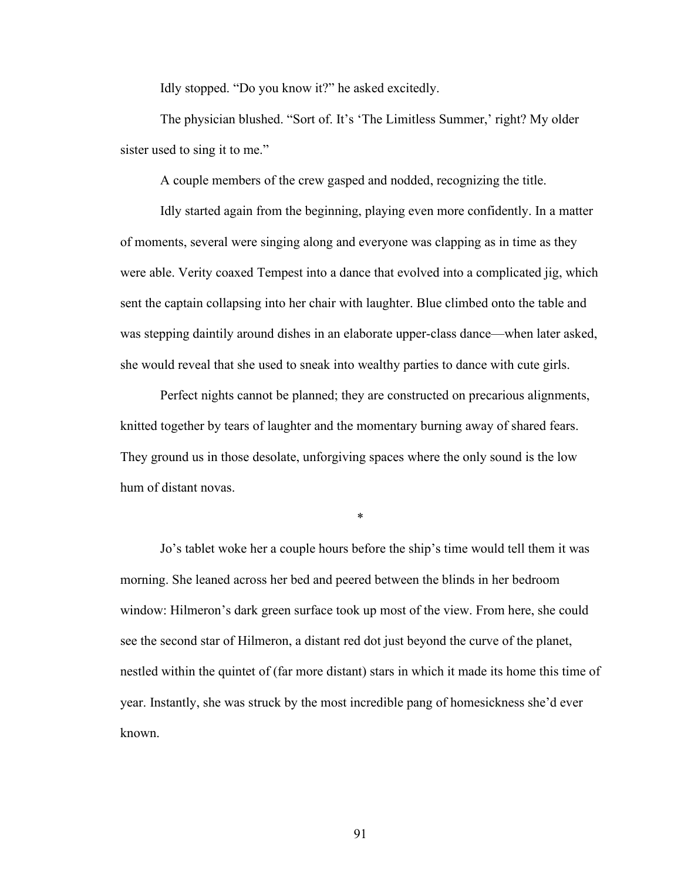Idly stopped. “Do you know it?” he asked excitedly.

The physician blushed. “Sort of. It’s ‘The Limitless Summer,’ right? My older sister used to sing it to me.”

A couple members of the crew gasped and nodded, recognizing the title.

Idly started again from the beginning, playing even more confidently. In a matter of moments, several were singing along and everyone was clapping as in time as they were able. Verity coaxed Tempest into a dance that evolved into a complicated jig, which sent the captain collapsing into her chair with laughter. Blue climbed onto the table and was stepping daintily around dishes in an elaborate upper-class dance—when later asked, she would reveal that she used to sneak into wealthy parties to dance with cute girls.

Perfect nights cannot be planned; they are constructed on precarious alignments, knitted together by tears of laughter and the momentary burning away of shared fears. They ground us in those desolate, unforgiving spaces where the only sound is the low hum of distant novas.

*

Jo’s tablet woke her a couple hours before the ship’s time would tell them it was morning. She leaned across her bed and peered between the blinds in her bedroom window: Hilmeron’s dark green surface took up most of the view. From here, she could see the second star of Hilmeron, a distant red dot just beyond the curve of the planet, nestled within the quintet of (far more distant) stars in which it made its home this time of year. Instantly, she was struck by the most incredible pang of homesickness she’d ever known.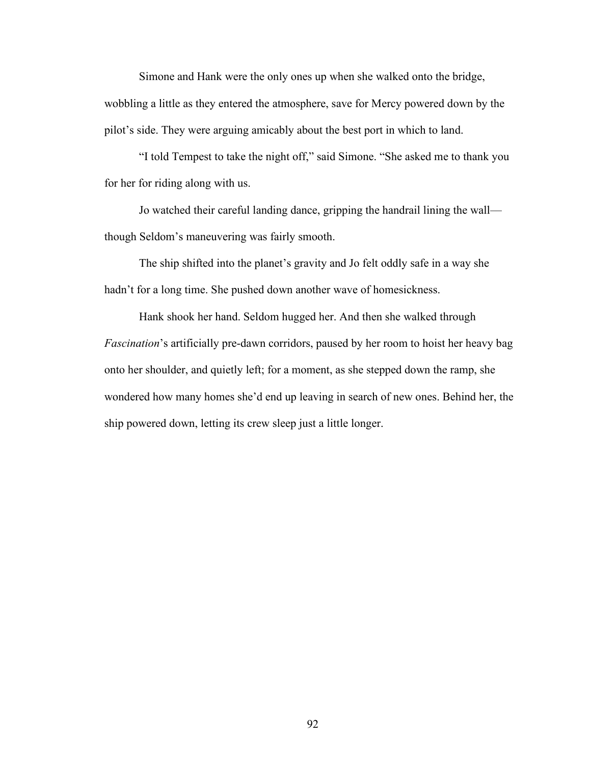Simone and Hank were the only ones up when she walked onto the bridge, wobbling a little as they entered the atmosphere, save for Mercy powered down by the pilot's side. They were arguing amicably about the best port in which to land.

"I told Tempest to take the night off," said Simone. "She asked me to thank you for her for riding along with us.

Jo watched their careful landing dance, gripping the handrail lining the wall—though Seldom's maneuvering was fairly smooth.

The ship shifted into the planet's gravity and Jo felt oddly safe in a way she hadn't for a long time. She pushed down another wave of homesickness.

Hank shook her hand. Seldom hugged her. And then she walked through *Fascination*'s artificially pre-dawn corridors, paused by her room to hoist her heavy bag onto her shoulder, and quietly left; for a moment, as she stepped down the ramp, she wondered how many homes she'd end up leaving in search of new ones. Behind her, the ship powered down, letting its crew sleep just a little longer.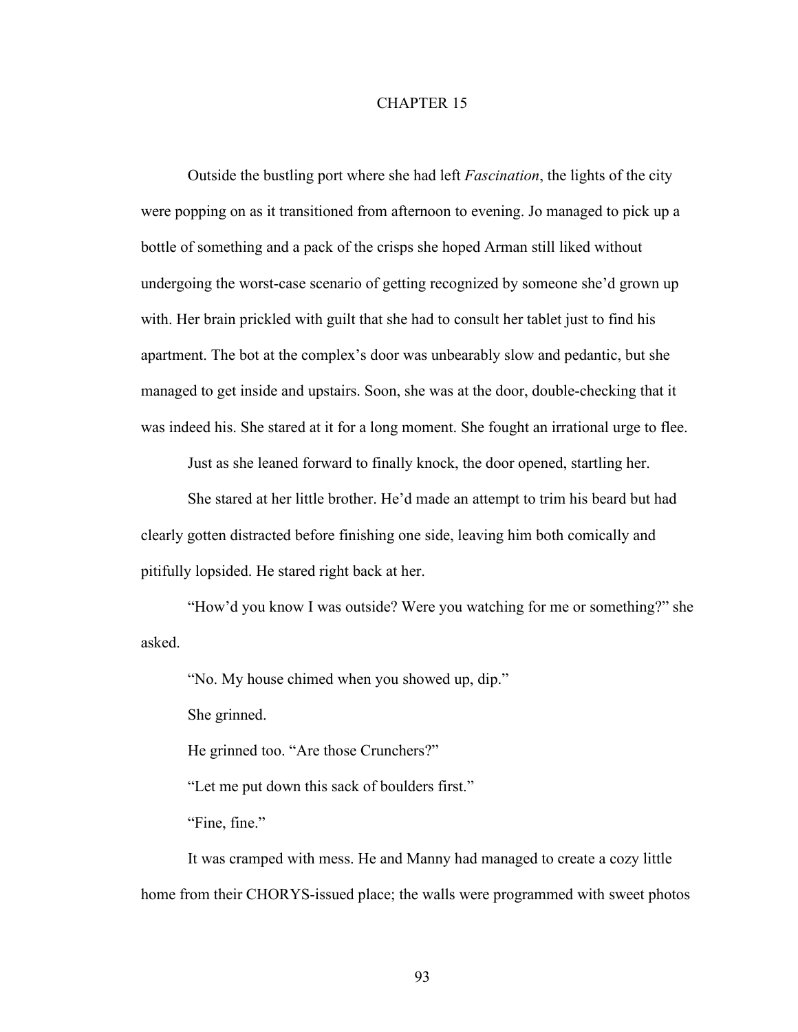# CHAPTER 15

Outside the bustling port where she had left *Fascination*, the lights of the city were popping on as it transitioned from afternoon to evening. Jo managed to pick up a bottle of something and a pack of the crisps she hoped Arman still liked without undergoing the worst-case scenario of getting recognized by someone she'd grown up with. Her brain prickled with guilt that she had to consult her tablet just to find his apartment. The bot at the complex's door was unbearably slow and pedantic, but she managed to get inside and upstairs. Soon, she was at the door, double-checking that it was indeed his. She stared at it for a long moment. She fought an irrational urge to flee.

Just as she leaned forward to finally knock, the door opened, startling her.

She stared at her little brother. He'd made an attempt to trim his beard but had clearly gotten distracted before finishing one side, leaving him both comically and pitifully lopsided. He stared right back at her.

"How'd you know I was outside? Were you watching for me or something?" she asked.

"No. My house chimed when you showed up, dip."

She grinned.

He grinned too. "Are those Crunchers?"

"Let me put down this sack of boulders first."

"Fine, fine."

It was cramped with mess. He and Manny had managed to create a cozy little home from their CHORYS-issued place; the walls were programmed with sweet photos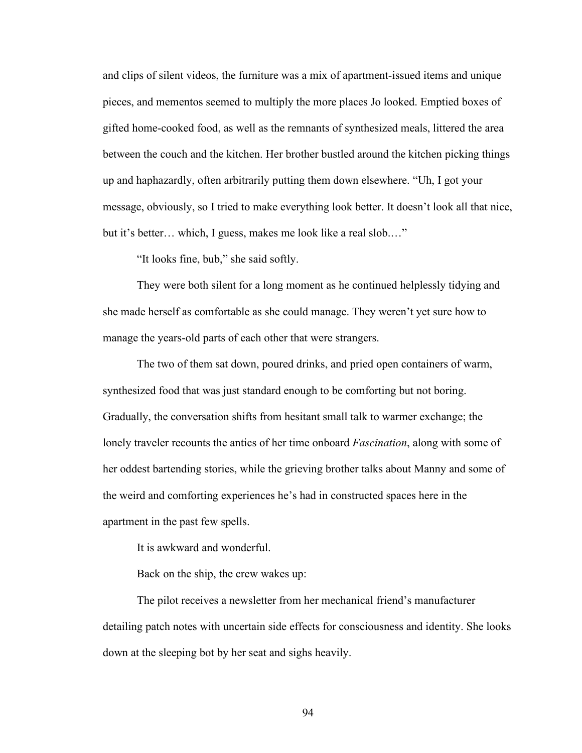and clips of silent videos, the furniture was a mix of apartment-issued items and unique pieces, and mementos seemed to multiply the more places Jo looked. Emptied boxes of gifted home-cooked food, as well as the remnants of synthesized meals, littered the area between the couch and the kitchen. Her brother bustled around the kitchen picking things up and haphazardly, often arbitrarily putting them down elsewhere. "Uh, I got your message, obviously, so I tried to make everything look better. It doesn't look all that nice, but it's better… which, I guess, makes me look like a real slob.…"

"It looks fine, bub," she said softly.

They were both silent for a long moment as he continued helplessly tidying and she made herself as comfortable as she could manage. They weren't yet sure how to manage the years-old parts of each other that were strangers.

The two of them sat down, poured drinks, and pried open containers of warm, synthesized food that was just standard enough to be comforting but not boring. Gradually, the conversation shifts from hesitant small talk to warmer exchange; the lonely traveler recounts the antics of her time onboard *Fascination*, along with some of her oddest bartending stories, while the grieving brother talks about Manny and some of the weird and comforting experiences he's had in constructed spaces here in the apartment in the past few spells.

It is awkward and wonderful.

Back on the ship, the crew wakes up:

The pilot receives a newsletter from her mechanical friend's manufacturer detailing patch notes with uncertain side effects for consciousness and identity. She looks down at the sleeping bot by her seat and sighs heavily.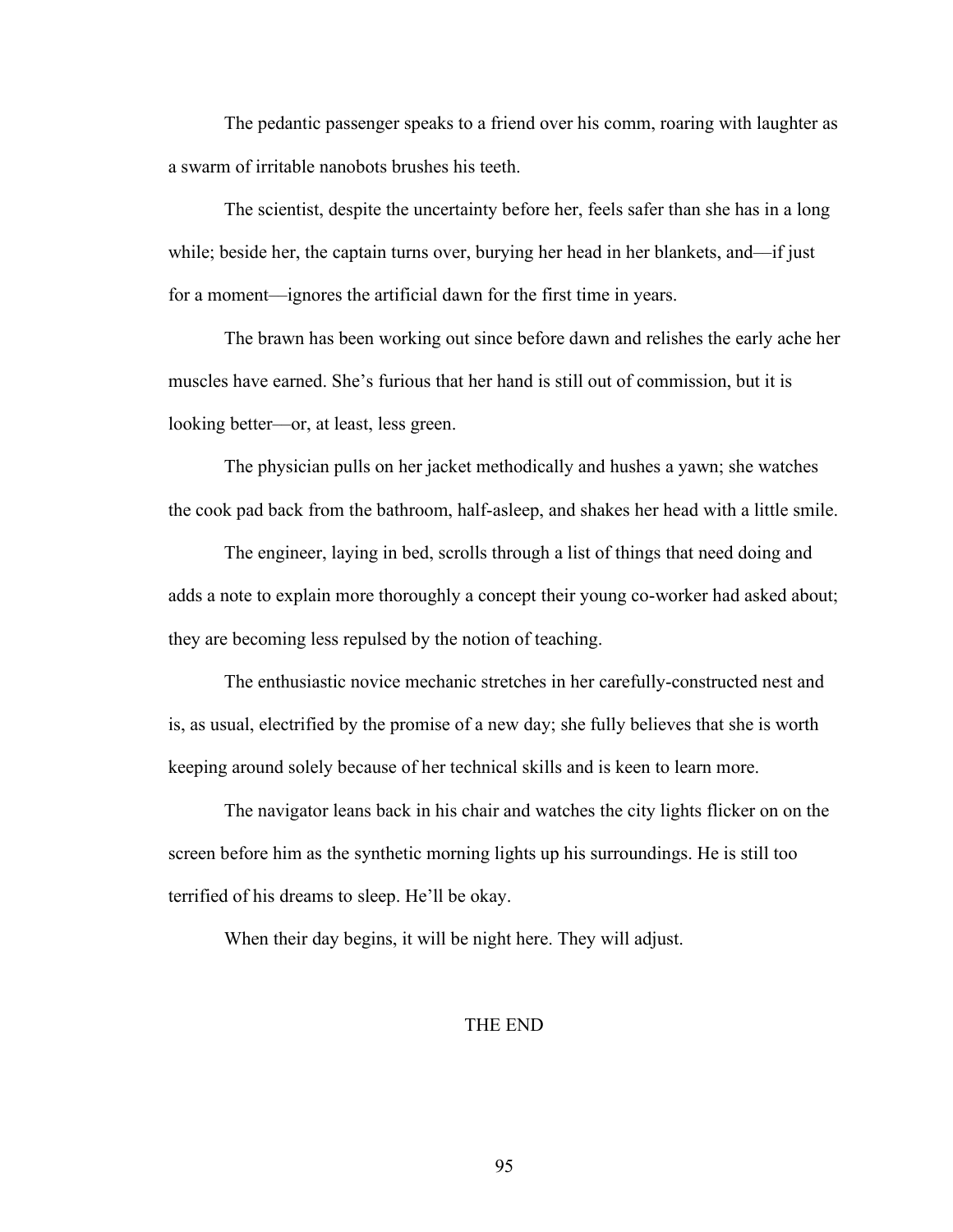The pedantic passenger speaks to a friend over his comm, roaring with laughter as a swarm of irritable nanobots brushes his teeth.

The scientist, despite the uncertainty before her, feels safer than she has in a long while; beside her, the captain turns over, burying her head in her blankets, and—if just for a moment—ignores the artificial dawn for the first time in years.

The brawn has been working out since before dawn and relishes the early ache her muscles have earned. She's furious that her hand is still out of commission, but it is looking better—or, at least, less green.

The physician pulls on her jacket methodically and hushes a yawn; she watches the cook pad back from the bathroom, half-asleep, and shakes her head with a little smile.

The engineer, laying in bed, scrolls through a list of things that need doing and adds a note to explain more thoroughly a concept their young co-worker had asked about; they are becoming less repulsed by the notion of teaching.

The enthusiastic novice mechanic stretches in her carefully-constructed nest and is, as usual, electrified by the promise of a new day; she fully believes that she is worth keeping around solely because of her technical skills and is keen to learn more.

The navigator leans back in his chair and watches the city lights flicker on on the screen before him as the synthetic morning lights up his surroundings. He is still too terrified of his dreams to sleep. He'll be okay.

When their day begins, it will be night here. They will adjust.

THE END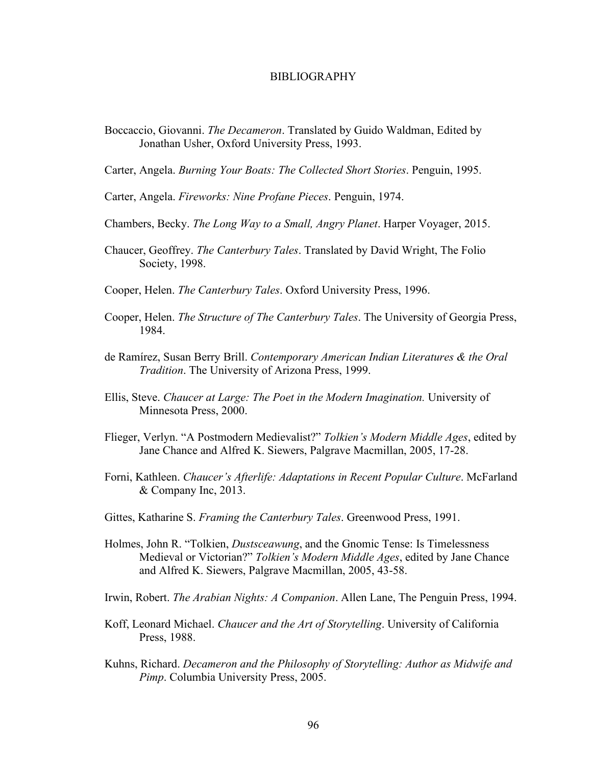# BIBLIOGRAPHY

Boccaccio, Giovanni. *The Decameron*. Translated by Guido Waldman, Edited by Jonathan Usher, Oxford University Press, 1993.

Carter, Angela. *Burning Your Boats: The Collected Short Stories*. Penguin, 1995.

Carter, Angela. *Fireworks: Nine Profane Pieces*. Penguin, 1974.

Chambers, Becky. *The Long Way to a Small, Angry Planet*. Harper Voyager, 2015.

Chaucer, Geoffrey. *The Canterbury Tales*. Translated by David Wright, The Folio Society, 1998.

Cooper, Helen. *The Canterbury Tales*. Oxford University Press, 1996.

Cooper, Helen. *The Structure of The Canterbury Tales*. The University of Georgia Press, 1984.

de Ramírez, Susan Berry Brill. *Contemporary American Indian Literatures & the Oral Tradition*. The University of Arizona Press, 1999.

Ellis, Steve. *Chaucer at Large: The Poet in the Modern Imagination.* University of Minnesota Press, 2000.

Flieger, Verlyn. "A Postmodern Medievalist?" *Tolkien's Modern Middle Ages*, edited by Jane Chance and Alfred K. Siewers, Palgrave Macmillan, 2005, 17-28.

Forni, Kathleen. *Chaucer's Afterlife: Adaptations in Recent Popular Culture*. McFarland & Company Inc, 2013.

Gittes, Katharine S. *Framing the Canterbury Tales*. Greenwood Press, 1991.

Holmes, John R. "Tolkien, *Dustsceawung*, and the Gnomic Tense: Is Timelessness Medieval or Victorian?" *Tolkien's Modern Middle Ages*, edited by Jane Chance and Alfred K. Siewers, Palgrave Macmillan, 2005, 43-58.

Irwin, Robert. *The Arabian Nights: A Companion*. Allen Lane, The Penguin Press, 1994.

Koff, Leonard Michael. *Chaucer and the Art of Storytelling*. University of California Press, 1988.

Kuhns, Richard. *Decameron and the Philosophy of Storytelling: Author as Midwife and Pimp*. Columbia University Press, 2005.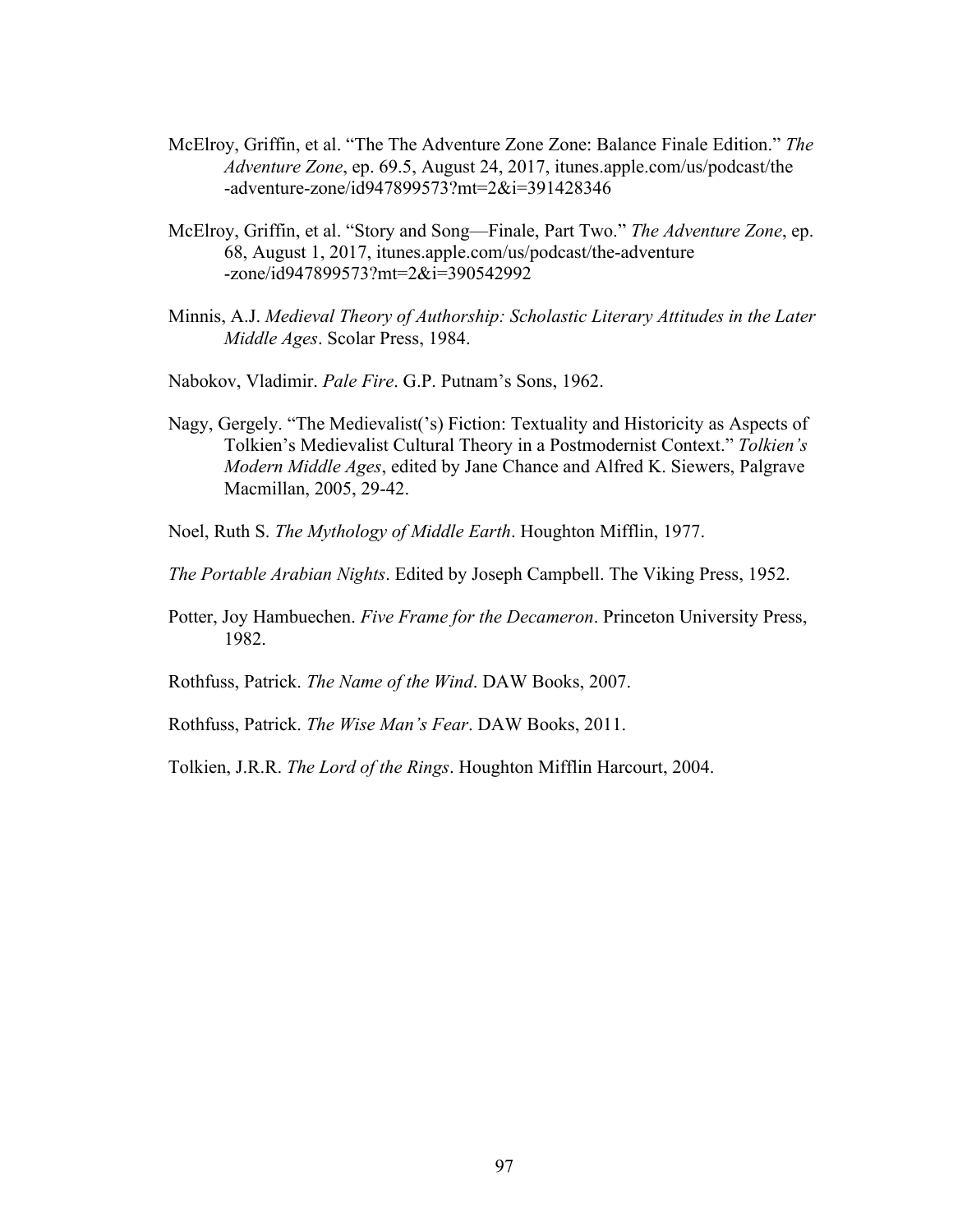McElroy, Griffin, et al. “The The Adventure Zone Zone: Balance Finale Edition.” *The Adventure Zone*, ep. 69.5, August 24, 2017, itunes.apple.com/us/podcast/the-adventure-zone/id947899573?mt=2&i=391428346

McElroy, Griffin, et al. “Story and Song—Finale, Part Two.” *The Adventure Zone*, ep. 68, August 1, 2017, itunes.apple.com/us/podcast/the-adventure-zone/id947899573?mt=2&i=390542992

Minnis, A.J. *Medieval Theory of Authorship: Scholastic Literary Attitudes in the Later Middle Ages*. Scolar Press, 1984.

Nabokov, Vladimir. *Pale Fire*. G.P. Putnam’s Sons, 1962.

Nagy, Gergely. “The Medievalist(’s) Fiction: Textuality and Historicity as Aspects of Tolkien’s Medievalist Cultural Theory in a Postmodernist Context.” *Tolkien’s Modern Middle Ages*, edited by Jane Chance and Alfred K. Siewers, Palgrave Macmillan, 2005, 29-42.

Noel, Ruth S. *The Mythology of Middle Earth*. Houghton Mifflin, 1977.

*The Portable Arabian Nights*. Edited by Joseph Campbell. The Viking Press, 1952.

Potter, Joy Hambuechen. *Five Frame for the Decameron*. Princeton University Press, 1982.

Rothfuss, Patrick. *The Name of the Wind*. DAW Books, 2007.

Rothfuss, Patrick. *The Wise Man’s Fear*. DAW Books, 2011.

Tolkien, J.R.R. *The Lord of the Rings*. Houghton Mifflin Harcourt, 2004.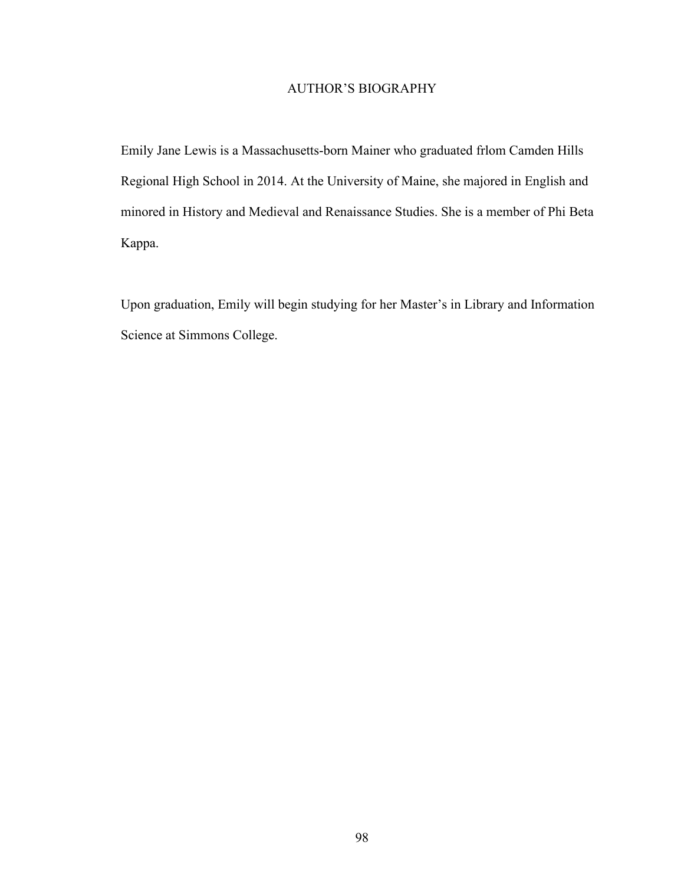# AUTHOR'S BIOGRAPHY

Emily Jane Lewis is a Massachusetts-born Mainer who graduated frlom Camden Hills Regional High School in 2014. At the University of Maine, she majored in English and minored in History and Medieval and Renaissance Studies. She is a member of Phi Beta Kappa.

Upon graduation, Emily will begin studying for her Master's in Library and Information Science at Simmons College.